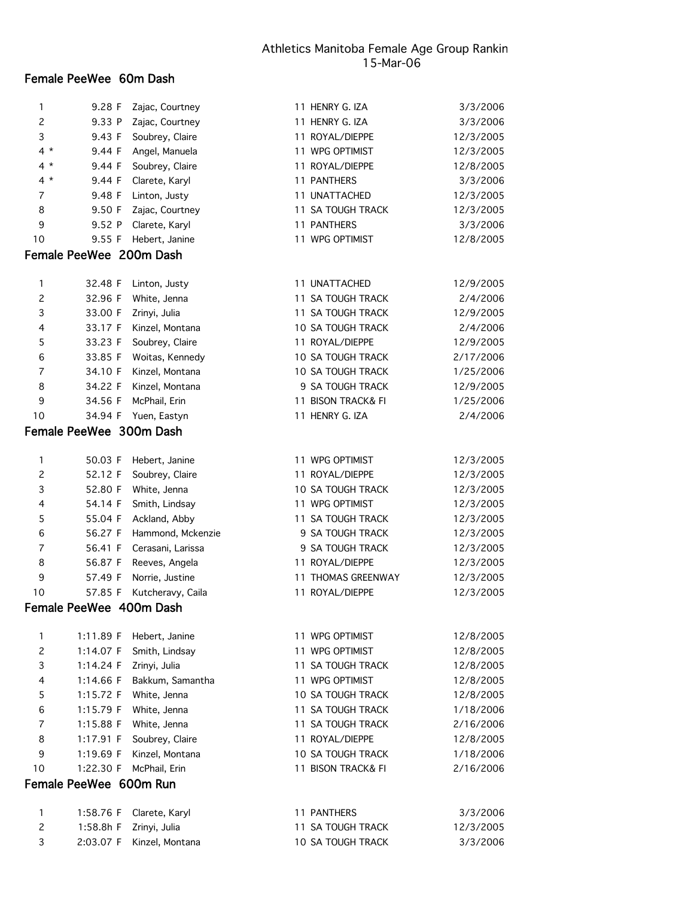Athletics Manitoba Female Age Group Rankin
15-Mar-06

## Female PeeWee 60m Dash

| Rank | Mark | Name | Age | Club | Date |
|---|---|---|---|---|---|
| 1 | 9.28 F | Zajac, Courtney | 11 | HENRY G. IZA | 3/3/2006 |
| 2 | 9.33 P | Zajac, Courtney | 11 | HENRY G. IZA | 3/3/2006 |
| 3 | 9.43 F | Soubrey, Claire | 11 | ROYAL/DIEPPE | 12/3/2005 |
| 4 * | 9.44 F | Angel, Manuela | 11 | WPG OPTIMIST | 12/3/2005 |
| 4 * | 9.44 F | Soubrey, Claire | 11 | ROYAL/DIEPPE | 12/8/2005 |
| 4 * | 9.44 F | Clarete, Karyl | 11 | PANTHERS | 3/3/2006 |
| 7 | 9.48 F | Linton, Justy | 11 | UNATTACHED | 12/3/2005 |
| 8 | 9.50 F | Zajac, Courtney | 11 | SA TOUGH TRACK | 12/3/2005 |
| 9 | 9.52 P | Clarete, Karyl | 11 | PANTHERS | 3/3/2006 |
| 10 | 9.55 F | Hebert, Janine | 11 | WPG OPTIMIST | 12/8/2005 |

## Female PeeWee 200m Dash

| Rank | Mark | Name | Age | Club | Date |
|---|---|---|---|---|---|
| 1 | 32.48 F | Linton, Justy | 11 | UNATTACHED | 12/9/2005 |
| 2 | 32.96 F | White, Jenna | 11 | SA TOUGH TRACK | 2/4/2006 |
| 3 | 33.00 F | Zrinyi, Julia | 11 | SA TOUGH TRACK | 12/9/2005 |
| 4 | 33.17 F | Kinzel, Montana | 10 | SA TOUGH TRACK | 2/4/2006 |
| 5 | 33.23 F | Soubrey, Claire | 11 | ROYAL/DIEPPE | 12/9/2005 |
| 6 | 33.85 F | Woitas, Kennedy | 10 | SA TOUGH TRACK | 2/17/2006 |
| 7 | 34.10 F | Kinzel, Montana | 10 | SA TOUGH TRACK | 1/25/2006 |
| 8 | 34.22 F | Kinzel, Montana | 9 | SA TOUGH TRACK | 12/9/2005 |
| 9 | 34.56 F | McPhail, Erin | 11 | BISON TRACK& FI | 1/25/2006 |
| 10 | 34.94 F | Yuen, Eastyn | 11 | HENRY G. IZA | 2/4/2006 |

## Female PeeWee 300m Dash

| Rank | Mark | Name | Age | Club | Date |
|---|---|---|---|---|---|
| 1 | 50.03 F | Hebert, Janine | 11 | WPG OPTIMIST | 12/3/2005 |
| 2 | 52.12 F | Soubrey, Claire | 11 | ROYAL/DIEPPE | 12/3/2005 |
| 3 | 52.80 F | White, Jenna | 10 | SA TOUGH TRACK | 12/3/2005 |
| 4 | 54.14 F | Smith, Lindsay | 11 | WPG OPTIMIST | 12/3/2005 |
| 5 | 55.04 F | Ackland, Abby | 11 | SA TOUGH TRACK | 12/3/2005 |
| 6 | 56.27 F | Hammond, Mckenzie | 9 | SA TOUGH TRACK | 12/3/2005 |
| 7 | 56.41 F | Cerasani, Larissa | 9 | SA TOUGH TRACK | 12/3/2005 |
| 8 | 56.87 F | Reeves, Angela | 11 | ROYAL/DIEPPE | 12/3/2005 |
| 9 | 57.49 F | Norrie, Justine | 11 | THOMAS GREENWAY | 12/3/2005 |
| 10 | 57.85 F | Kutcheravy, Caila | 11 | ROYAL/DIEPPE | 12/3/2005 |

## Female PeeWee 400m Dash

| Rank | Mark | Name | Age | Club | Date |
|---|---|---|---|---|---|
| 1 | 1:11.89 F | Hebert, Janine | 11 | WPG OPTIMIST | 12/8/2005 |
| 2 | 1:14.07 F | Smith, Lindsay | 11 | WPG OPTIMIST | 12/8/2005 |
| 3 | 1:14.24 F | Zrinyi, Julia | 11 | SA TOUGH TRACK | 12/8/2005 |
| 4 | 1:14.66 F | Bakkum, Samantha | 11 | WPG OPTIMIST | 12/8/2005 |
| 5 | 1:15.72 F | White, Jenna | 10 | SA TOUGH TRACK | 12/8/2005 |
| 6 | 1:15.79 F | White, Jenna | 11 | SA TOUGH TRACK | 1/18/2006 |
| 7 | 1:15.88 F | White, Jenna | 11 | SA TOUGH TRACK | 2/16/2006 |
| 8 | 1:17.91 F | Soubrey, Claire | 11 | ROYAL/DIEPPE | 12/8/2005 |
| 9 | 1:19.69 F | Kinzel, Montana | 10 | SA TOUGH TRACK | 1/18/2006 |
| 10 | 1:22.30 F | McPhail, Erin | 11 | BISON TRACK& FI | 2/16/2006 |

## Female PeeWee 600m Run

| Rank | Mark | Name | Age | Club | Date |
|---|---|---|---|---|---|
| 1 | 1:58.76 F | Clarete, Karyl | 11 | PANTHERS | 3/3/2006 |
| 2 | 1:58.8h F | Zrinyi, Julia | 11 | SA TOUGH TRACK | 12/3/2005 |
| 3 | 2:03.07 F | Kinzel, Montana | 10 | SA TOUGH TRACK | 3/3/2006 |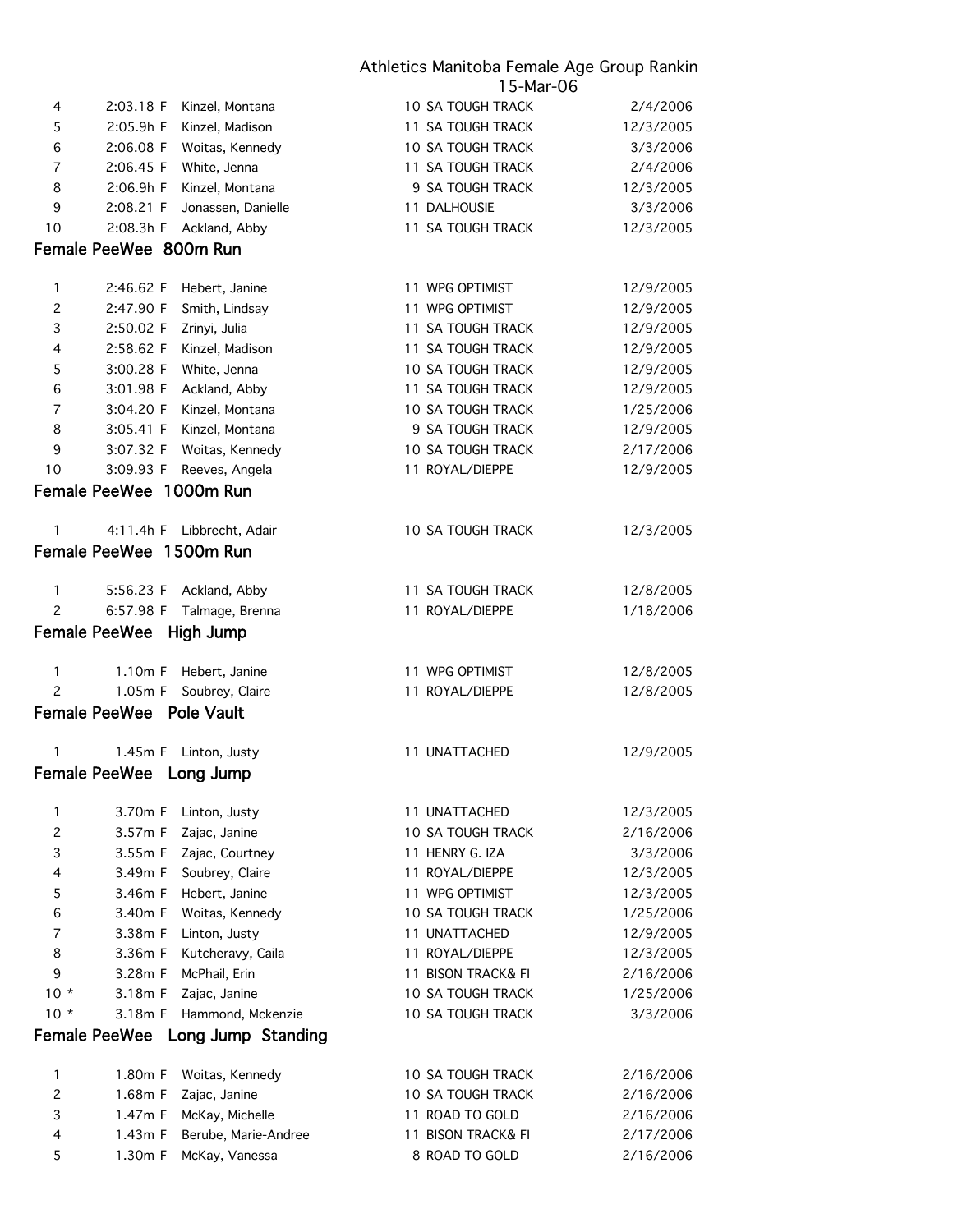| | | | | | |
|---|---|---|---|---|---|
| 4 | 2:03.18 F | Kinzel, Montana | 10 | SA TOUGH TRACK | 2/4/2006 |
| 5 | 2:05.9h F | Kinzel, Madison | 11 | SA TOUGH TRACK | 12/3/2005 |
| 6 | 2:06.08 F | Woitas, Kennedy | 10 | SA TOUGH TRACK | 3/3/2006 |
| 7 | 2:06.45 F | White, Jenna | 11 | SA TOUGH TRACK | 2/4/2006 |
| 8 | 2:06.9h F | Kinzel, Montana | 9 | SA TOUGH TRACK | 12/3/2005 |
| 9 | 2:08.21 F | Jonassen, Danielle | 11 | DALHOUSIE | 3/3/2006 |
| 10 | 2:08.3h F | Ackland, Abby | 11 | SA TOUGH TRACK | 12/3/2005 |

## Female PeeWee 800m Run

| | | | | | |
|---|---|---|---|---|---|
| 1 | 2:46.62 F | Hebert, Janine | 11 | WPG OPTIMIST | 12/9/2005 |
| 2 | 2:47.90 F | Smith, Lindsay | 11 | WPG OPTIMIST | 12/9/2005 |
| 3 | 2:50.02 F | Zrinyi, Julia | 11 | SA TOUGH TRACK | 12/9/2005 |
| 4 | 2:58.62 F | Kinzel, Madison | 11 | SA TOUGH TRACK | 12/9/2005 |
| 5 | 3:00.28 F | White, Jenna | 10 | SA TOUGH TRACK | 12/9/2005 |
| 6 | 3:01.98 F | Ackland, Abby | 11 | SA TOUGH TRACK | 12/9/2005 |
| 7 | 3:04.20 F | Kinzel, Montana | 10 | SA TOUGH TRACK | 1/25/2006 |
| 8 | 3:05.41 F | Kinzel, Montana | 9 | SA TOUGH TRACK | 12/9/2005 |
| 9 | 3:07.32 F | Woitas, Kennedy | 10 | SA TOUGH TRACK | 2/17/2006 |
| 10 | 3:09.93 F | Reeves, Angela | 11 | ROYAL/DIEPPE | 12/9/2005 |

## Female PeeWee 1000m Run

| | | | | | |
|---|---|---|---|---|---|
| 1 | 4:11.4h F | Libbrecht, Adair | 10 | SA TOUGH TRACK | 12/3/2005 |

## Female PeeWee 1500m Run

| | | | | | |
|---|---|---|---|---|---|
| 1 | 5:56.23 F | Ackland, Abby | 11 | SA TOUGH TRACK | 12/8/2005 |
| 2 | 6:57.98 F | Talmage, Brenna | 11 | ROYAL/DIEPPE | 1/18/2006 |

## Female PeeWee High Jump

| | | | | | |
|---|---|---|---|---|---|
| 1 | 1.10m F | Hebert, Janine | 11 | WPG OPTIMIST | 12/8/2005 |
| 2 | 1.05m F | Soubrey, Claire | 11 | ROYAL/DIEPPE | 12/8/2005 |

## Female PeeWee Pole Vault

| | | | | | |
|---|---|---|---|---|---|
| 1 | 1.45m F | Linton, Justy | 11 | UNATTACHED | 12/9/2005 |

## Female PeeWee Long Jump

| | | | | | |
|---|---|---|---|---|---|
| 1 | 3.70m F | Linton, Justy | 11 | UNATTACHED | 12/3/2005 |
| 2 | 3.57m F | Zajac, Janine | 10 | SA TOUGH TRACK | 2/16/2006 |
| 3 | 3.55m F | Zajac, Courtney | 11 | HENRY G. IZA | 3/3/2006 |
| 4 | 3.49m F | Soubrey, Claire | 11 | ROYAL/DIEPPE | 12/3/2005 |
| 5 | 3.46m F | Hebert, Janine | 11 | WPG OPTIMIST | 12/3/2005 |
| 6 | 3.40m F | Woitas, Kennedy | 10 | SA TOUGH TRACK | 1/25/2006 |
| 7 | 3.38m F | Linton, Justy | 11 | UNATTACHED | 12/9/2005 |
| 8 | 3.36m F | Kutcheravy, Caila | 11 | ROYAL/DIEPPE | 12/3/2005 |
| 9 | 3.28m F | McPhail, Erin | 11 | BISON TRACK& FI | 2/16/2006 |
| 10 * | 3.18m F | Zajac, Janine | 10 | SA TOUGH TRACK | 1/25/2006 |
| 10 * | 3.18m F | Hammond, Mckenzie | 10 | SA TOUGH TRACK | 3/3/2006 |

## Female PeeWee Long Jump Standing

| | | | | | |
|---|---|---|---|---|---|
| 1 | 1.80m F | Woitas, Kennedy | 10 | SA TOUGH TRACK | 2/16/2006 |
| 2 | 1.68m F | Zajac, Janine | 10 | SA TOUGH TRACK | 2/16/2006 |
| 3 | 1.47m F | McKay, Michelle | 11 | ROAD TO GOLD | 2/16/2006 |
| 4 | 1.43m F | Berube, Marie-Andree | 11 | BISON TRACK& FI | 2/17/2006 |
| 5 | 1.30m F | McKay, Vanessa | 8 | ROAD TO GOLD | 2/16/2006 |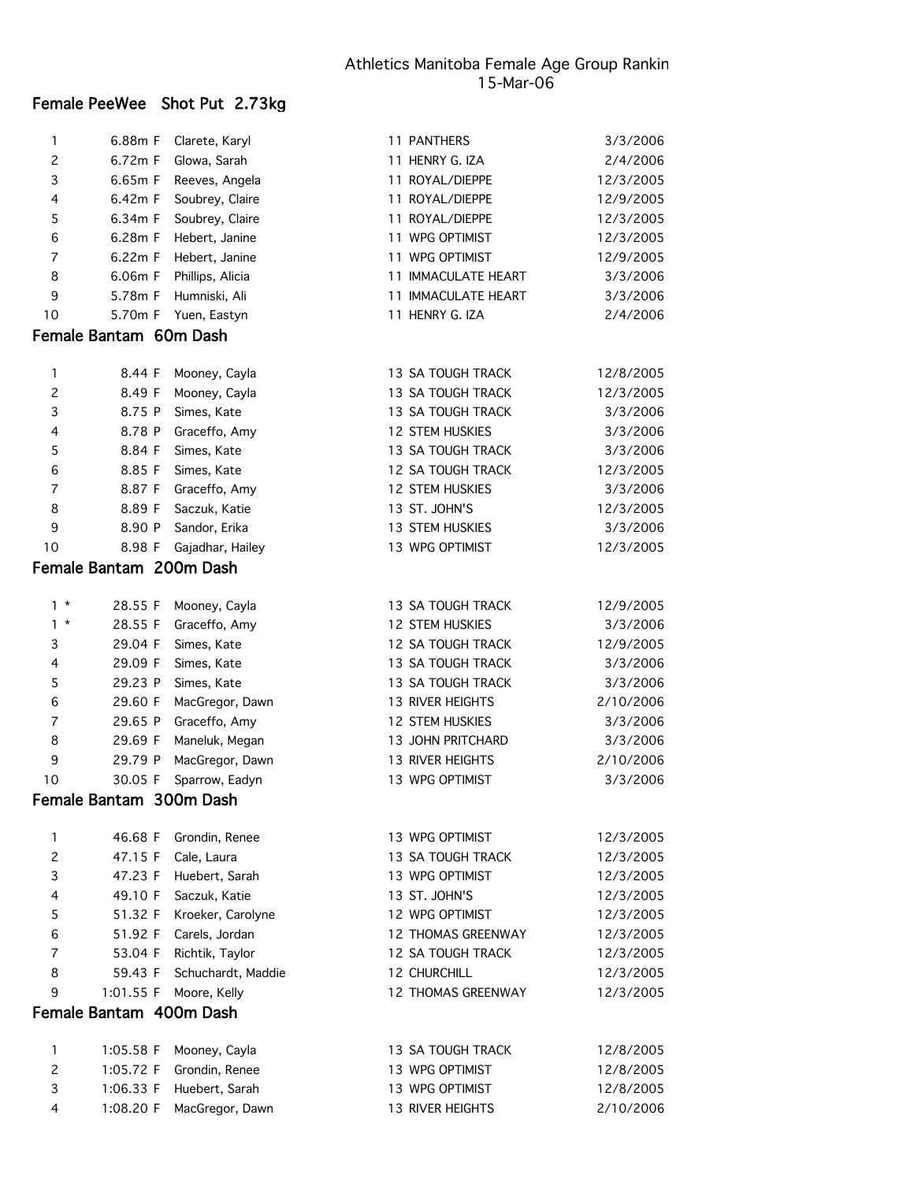Athletics Manitoba Female Age Group Rankin
15-Mar-06

## Female PeeWee Shot Put 2.73kg

| | | | | | |
|---|---|---|---|---|---|
| 1 | 6.88m F | Clarete, Karyl | 11 | PANTHERS | 3/3/2006 |
| 2 | 6.72m F | Glowa, Sarah | 11 | HENRY G. IZA | 2/4/2006 |
| 3 | 6.65m F | Reeves, Angela | 11 | ROYAL/DIEPPE | 12/3/2005 |
| 4 | 6.42m F | Soubrey, Claire | 11 | ROYAL/DIEPPE | 12/9/2005 |
| 5 | 6.34m F | Soubrey, Claire | 11 | ROYAL/DIEPPE | 12/3/2005 |
| 6 | 6.28m F | Hebert, Janine | 11 | WPG OPTIMIST | 12/3/2005 |
| 7 | 6.22m F | Hebert, Janine | 11 | WPG OPTIMIST | 12/9/2005 |
| 8 | 6.06m F | Phillips, Alicia | 11 | IMMACULATE HEART | 3/3/2006 |
| 9 | 5.78m F | Humniski, Ali | 11 | IMMACULATE HEART | 3/3/2006 |
| 10 | 5.70m F | Yuen, Eastyn | 11 | HENRY G. IZA | 2/4/2006 |

## Female Bantam 60m Dash

| | | | | | |
|---|---|---|---|---|---|
| 1 | 8.44 F | Mooney, Cayla | 13 | SA TOUGH TRACK | 12/8/2005 |
| 2 | 8.49 F | Mooney, Cayla | 13 | SA TOUGH TRACK | 12/3/2005 |
| 3 | 8.75 P | Simes, Kate | 13 | SA TOUGH TRACK | 3/3/2006 |
| 4 | 8.78 P | Graceffo, Amy | 12 | STEM HUSKIES | 3/3/2006 |
| 5 | 8.84 F | Simes, Kate | 13 | SA TOUGH TRACK | 3/3/2006 |
| 6 | 8.85 F | Simes, Kate | 12 | SA TOUGH TRACK | 12/3/2005 |
| 7 | 8.87 F | Graceffo, Amy | 12 | STEM HUSKIES | 3/3/2006 |
| 8 | 8.89 F | Saczuk, Katie | 13 | ST. JOHN'S | 12/3/2005 |
| 9 | 8.90 P | Sandor, Erika | 13 | STEM HUSKIES | 3/3/2006 |
| 10 | 8.98 F | Gajadhar, Hailey | 13 | WPG OPTIMIST | 12/3/2005 |

## Female Bantam 200m Dash

| | | | | | |
|---|---|---|---|---|---|
| 1 * | 28.55 F | Mooney, Cayla | 13 | SA TOUGH TRACK | 12/9/2005 |
| 1 * | 28.55 F | Graceffo, Amy | 12 | STEM HUSKIES | 3/3/2006 |
| 3 | 29.04 F | Simes, Kate | 12 | SA TOUGH TRACK | 12/9/2005 |
| 4 | 29.09 F | Simes, Kate | 13 | SA TOUGH TRACK | 3/3/2006 |
| 5 | 29.23 P | Simes, Kate | 13 | SA TOUGH TRACK | 3/3/2006 |
| 6 | 29.60 F | MacGregor, Dawn | 13 | RIVER HEIGHTS | 2/10/2006 |
| 7 | 29.65 P | Graceffo, Amy | 12 | STEM HUSKIES | 3/3/2006 |
| 8 | 29.69 F | Maneluk, Megan | 13 | JOHN PRITCHARD | 3/3/2006 |
| 9 | 29.79 P | MacGregor, Dawn | 13 | RIVER HEIGHTS | 2/10/2006 |
| 10 | 30.05 F | Sparrow, Eadyn | 13 | WPG OPTIMIST | 3/3/2006 |

## Female Bantam 300m Dash

| | | | | | |
|---|---|---|---|---|---|
| 1 | 46.68 F | Grondin, Renee | 13 | WPG OPTIMIST | 12/3/2005 |
| 2 | 47.15 F | Cale, Laura | 13 | SA TOUGH TRACK | 12/3/2005 |
| 3 | 47.23 F | Huebert, Sarah | 13 | WPG OPTIMIST | 12/3/2005 |
| 4 | 49.10 F | Saczuk, Katie | 13 | ST. JOHN'S | 12/3/2005 |
| 5 | 51.32 F | Kroeker, Carolyne | 12 | WPG OPTIMIST | 12/3/2005 |
| 6 | 51.92 F | Carels, Jordan | 12 | THOMAS GREENWAY | 12/3/2005 |
| 7 | 53.04 F | Richtik, Taylor | 12 | SA TOUGH TRACK | 12/3/2005 |
| 8 | 59.43 F | Schuchardt, Maddie | 12 | CHURCHILL | 12/3/2005 |
| 9 | 1:01.55 F | Moore, Kelly | 12 | THOMAS GREENWAY | 12/3/2005 |

## Female Bantam 400m Dash

| | | | | | |
|---|---|---|---|---|---|
| 1 | 1:05.58 F | Mooney, Cayla | 13 | SA TOUGH TRACK | 12/8/2005 |
| 2 | 1:05.72 F | Grondin, Renee | 13 | WPG OPTIMIST | 12/8/2005 |
| 3 | 1:06.33 F | Huebert, Sarah | 13 | WPG OPTIMIST | 12/8/2005 |
| 4 | 1:08.20 F | MacGregor, Dawn | 13 | RIVER HEIGHTS | 2/10/2006 |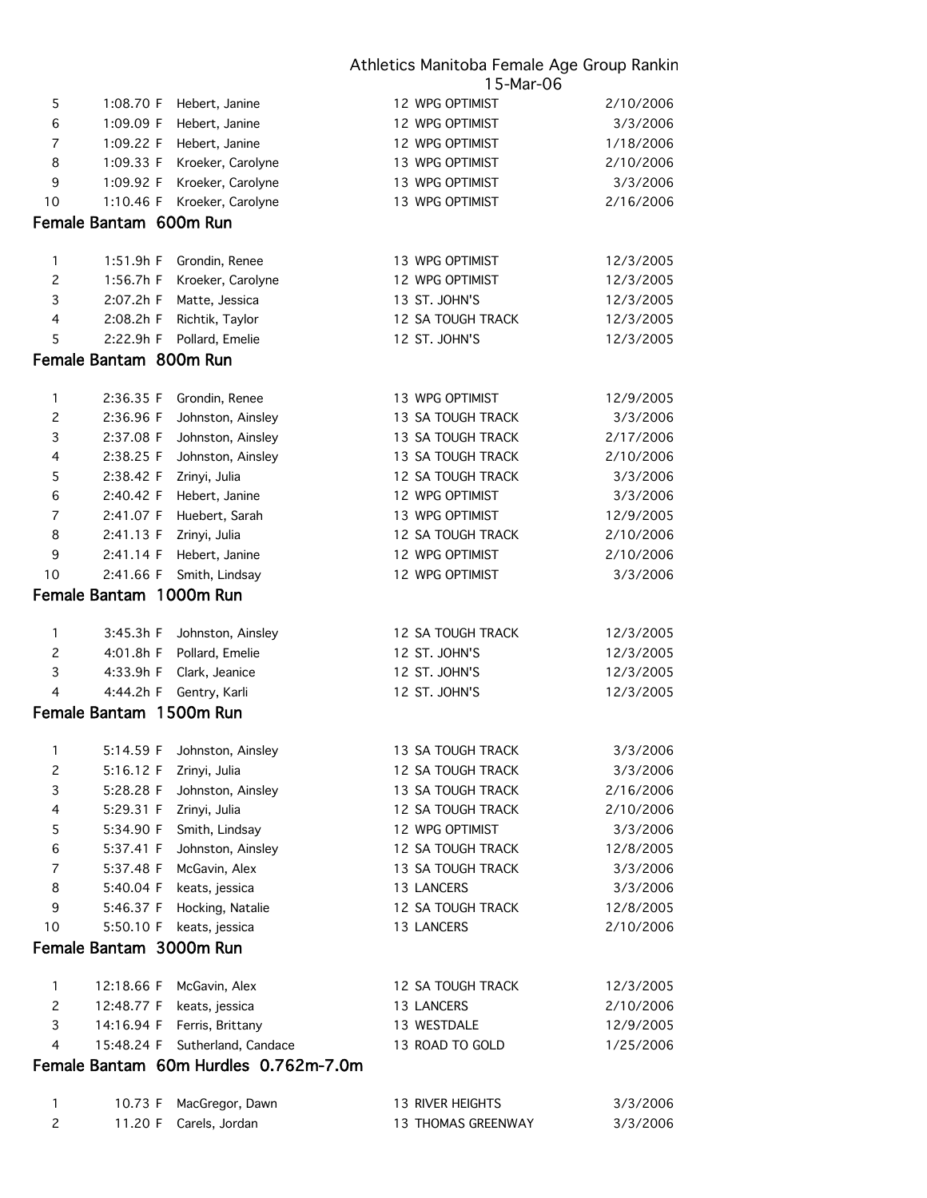| | | | | | |
|---|---|---|---|---|---|
| 5 | 1:08.70 F | Hebert, Janine | 12 | WPG OPTIMIST | 2/10/2006 |
| 6 | 1:09.09 F | Hebert, Janine | 12 | WPG OPTIMIST | 3/3/2006 |
| 7 | 1:09.22 F | Hebert, Janine | 12 | WPG OPTIMIST | 1/18/2006 |
| 8 | 1:09.33 F | Kroeker, Carolyne | 13 | WPG OPTIMIST | 2/10/2006 |
| 9 | 1:09.92 F | Kroeker, Carolyne | 13 | WPG OPTIMIST | 3/3/2006 |
| 10 | 1:10.46 F | Kroeker, Carolyne | 13 | WPG OPTIMIST | 2/16/2006 |

## Female Bantam 600m Run

| | | | | | |
|---|---|---|---|---|---|
| 1 | 1:51.9h F | Grondin, Renee | 13 | WPG OPTIMIST | 12/3/2005 |
| 2 | 1:56.7h F | Kroeker, Carolyne | 12 | WPG OPTIMIST | 12/3/2005 |
| 3 | 2:07.2h F | Matte, Jessica | 13 | ST. JOHN'S | 12/3/2005 |
| 4 | 2:08.2h F | Richtik, Taylor | 12 | SA TOUGH TRACK | 12/3/2005 |
| 5 | 2:22.9h F | Pollard, Emelie | 12 | ST. JOHN'S | 12/3/2005 |

## Female Bantam 800m Run

| | | | | | |
|---|---|---|---|---|---|
| 1 | 2:36.35 F | Grondin, Renee | 13 | WPG OPTIMIST | 12/9/2005 |
| 2 | 2:36.96 F | Johnston, Ainsley | 13 | SA TOUGH TRACK | 3/3/2006 |
| 3 | 2:37.08 F | Johnston, Ainsley | 13 | SA TOUGH TRACK | 2/17/2006 |
| 4 | 2:38.25 F | Johnston, Ainsley | 13 | SA TOUGH TRACK | 2/10/2006 |
| 5 | 2:38.42 F | Zrinyi, Julia | 12 | SA TOUGH TRACK | 3/3/2006 |
| 6 | 2:40.42 F | Hebert, Janine | 12 | WPG OPTIMIST | 3/3/2006 |
| 7 | 2:41.07 F | Huebert, Sarah | 13 | WPG OPTIMIST | 12/9/2005 |
| 8 | 2:41.13 F | Zrinyi, Julia | 12 | SA TOUGH TRACK | 2/10/2006 |
| 9 | 2:41.14 F | Hebert, Janine | 12 | WPG OPTIMIST | 2/10/2006 |
| 10 | 2:41.66 F | Smith, Lindsay | 12 | WPG OPTIMIST | 3/3/2006 |

## Female Bantam 1000m Run

| | | | | | |
|---|---|---|---|---|---|
| 1 | 3:45.3h F | Johnston, Ainsley | 12 | SA TOUGH TRACK | 12/3/2005 |
| 2 | 4:01.8h F | Pollard, Emelie | 12 | ST. JOHN'S | 12/3/2005 |
| 3 | 4:33.9h F | Clark, Jeanice | 12 | ST. JOHN'S | 12/3/2005 |
| 4 | 4:44.2h F | Gentry, Karli | 12 | ST. JOHN'S | 12/3/2005 |

## Female Bantam 1500m Run

| | | | | | |
|---|---|---|---|---|---|
| 1 | 5:14.59 F | Johnston, Ainsley | 13 | SA TOUGH TRACK | 3/3/2006 |
| 2 | 5:16.12 F | Zrinyi, Julia | 12 | SA TOUGH TRACK | 3/3/2006 |
| 3 | 5:28.28 F | Johnston, Ainsley | 13 | SA TOUGH TRACK | 2/16/2006 |
| 4 | 5:29.31 F | Zrinyi, Julia | 12 | SA TOUGH TRACK | 2/10/2006 |
| 5 | 5:34.90 F | Smith, Lindsay | 12 | WPG OPTIMIST | 3/3/2006 |
| 6 | 5:37.41 F | Johnston, Ainsley | 12 | SA TOUGH TRACK | 12/8/2005 |
| 7 | 5:37.48 F | McGavin, Alex | 13 | SA TOUGH TRACK | 3/3/2006 |
| 8 | 5:40.04 F | keats, jessica | 13 | LANCERS | 3/3/2006 |
| 9 | 5:46.37 F | Hocking, Natalie | 12 | SA TOUGH TRACK | 12/8/2005 |
| 10 | 5:50.10 F | keats, jessica | 13 | LANCERS | 2/10/2006 |

## Female Bantam 3000m Run

| | | | | | |
|---|---|---|---|---|---|
| 1 | 12:18.66 F | McGavin, Alex | 12 | SA TOUGH TRACK | 12/3/2005 |
| 2 | 12:48.77 F | keats, jessica | 13 | LANCERS | 2/10/2006 |
| 3 | 14:16.94 F | Ferris, Brittany | 13 | WESTDALE | 12/9/2005 |
| 4 | 15:48.24 F | Sutherland, Candace | 13 | ROAD TO GOLD | 1/25/2006 |

## Female Bantam 60m Hurdles 0.762m-7.0m

| | | | | | |
|---|---|---|---|---|---|
| 1 | 10.73 F | MacGregor, Dawn | 13 | RIVER HEIGHTS | 3/3/2006 |
| 2 | 11.20 F | Carels, Jordan | 13 | THOMAS GREENWAY | 3/3/2006 |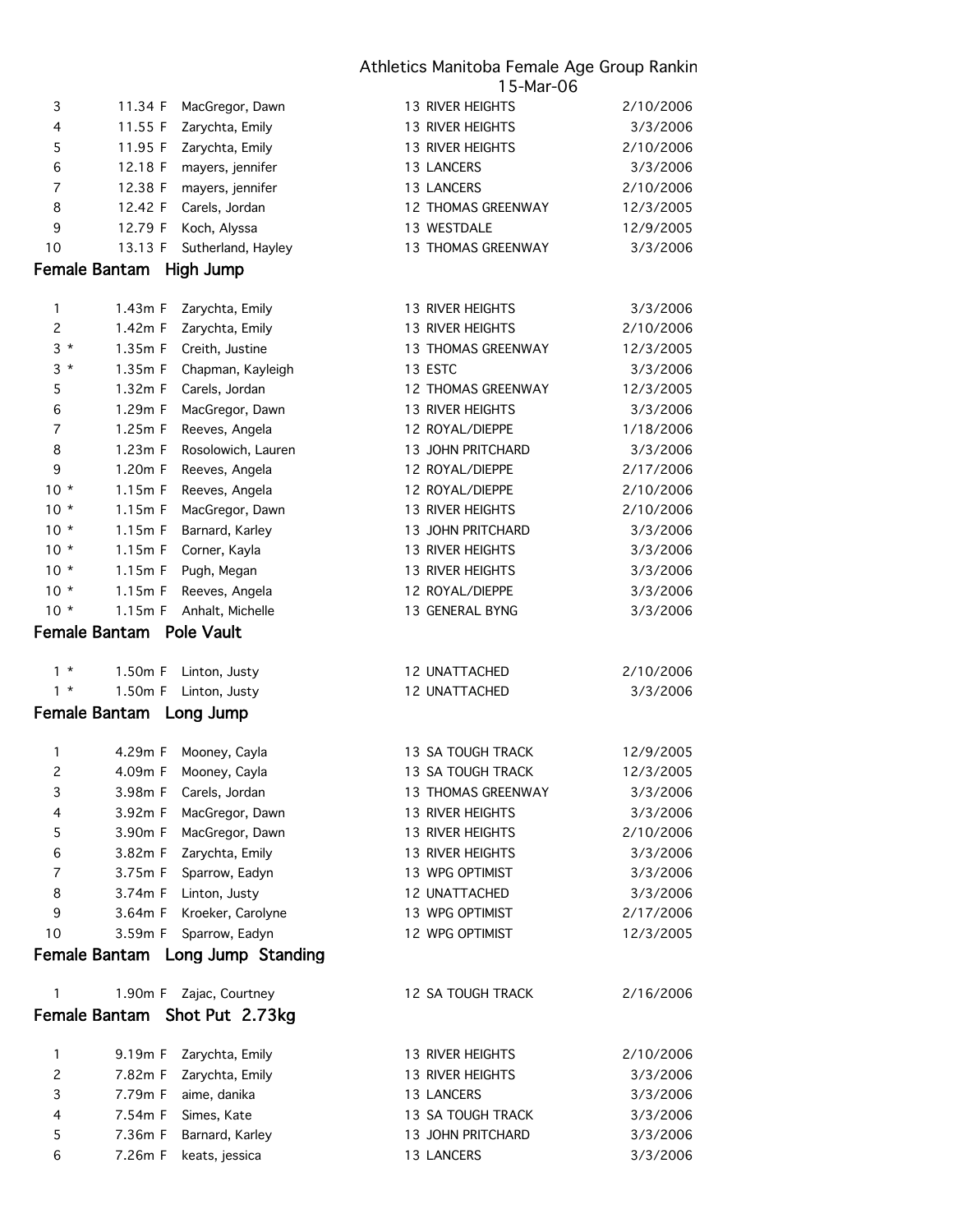| | | | | |
|---|---|---|---|---|
| 3 | 11.34 F | MacGregor, Dawn | 13 RIVER HEIGHTS | 2/10/2006 |
| 4 | 11.55 F | Zarychta, Emily | 13 RIVER HEIGHTS | 3/3/2006 |
| 5 | 11.95 F | Zarychta, Emily | 13 RIVER HEIGHTS | 2/10/2006 |
| 6 | 12.18 F | mayers, jennifer | 13 LANCERS | 3/3/2006 |
| 7 | 12.38 F | mayers, jennifer | 13 LANCERS | 2/10/2006 |
| 8 | 12.42 F | Carels, Jordan | 12 THOMAS GREENWAY | 12/3/2005 |
| 9 | 12.79 F | Koch, Alyssa | 13 WESTDALE | 12/9/2005 |
| 10 | 13.13 F | Sutherland, Hayley | 13 THOMAS GREENWAY | 3/3/2006 |

## Female Bantam High Jump

| | | | | |
|---|---|---|---|---|
| 1 | 1.43m F | Zarychta, Emily | 13 RIVER HEIGHTS | 3/3/2006 |
| 2 | 1.42m F | Zarychta, Emily | 13 RIVER HEIGHTS | 2/10/2006 |
| 3 * | 1.35m F | Creith, Justine | 13 THOMAS GREENWAY | 12/3/2005 |
| 3 * | 1.35m F | Chapman, Kayleigh | 13 ESTC | 3/3/2006 |
| 5 | 1.32m F | Carels, Jordan | 12 THOMAS GREENWAY | 12/3/2005 |
| 6 | 1.29m F | MacGregor, Dawn | 13 RIVER HEIGHTS | 3/3/2006 |
| 7 | 1.25m F | Reeves, Angela | 12 ROYAL/DIEPPE | 1/18/2006 |
| 8 | 1.23m F | Rosolowich, Lauren | 13 JOHN PRITCHARD | 3/3/2006 |
| 9 | 1.20m F | Reeves, Angela | 12 ROYAL/DIEPPE | 2/17/2006 |
| 10 * | 1.15m F | Reeves, Angela | 12 ROYAL/DIEPPE | 2/10/2006 |
| 10 * | 1.15m F | MacGregor, Dawn | 13 RIVER HEIGHTS | 2/10/2006 |
| 10 * | 1.15m F | Barnard, Karley | 13 JOHN PRITCHARD | 3/3/2006 |
| 10 * | 1.15m F | Corner, Kayla | 13 RIVER HEIGHTS | 3/3/2006 |
| 10 * | 1.15m F | Pugh, Megan | 13 RIVER HEIGHTS | 3/3/2006 |
| 10 * | 1.15m F | Reeves, Angela | 12 ROYAL/DIEPPE | 3/3/2006 |
| 10 * | 1.15m F | Anhalt, Michelle | 13 GENERAL BYNG | 3/3/2006 |

## Female Bantam Pole Vault

| | | | | |
|---|---|---|---|---|
| 1 * | 1.50m F | Linton, Justy | 12 UNATTACHED | 2/10/2006 |
| 1 * | 1.50m F | Linton, Justy | 12 UNATTACHED | 3/3/2006 |

## Female Bantam Long Jump

| | | | | |
|---|---|---|---|---|
| 1 | 4.29m F | Mooney, Cayla | 13 SA TOUGH TRACK | 12/9/2005 |
| 2 | 4.09m F | Mooney, Cayla | 13 SA TOUGH TRACK | 12/3/2005 |
| 3 | 3.98m F | Carels, Jordan | 13 THOMAS GREENWAY | 3/3/2006 |
| 4 | 3.92m F | MacGregor, Dawn | 13 RIVER HEIGHTS | 3/3/2006 |
| 5 | 3.90m F | MacGregor, Dawn | 13 RIVER HEIGHTS | 2/10/2006 |
| 6 | 3.82m F | Zarychta, Emily | 13 RIVER HEIGHTS | 3/3/2006 |
| 7 | 3.75m F | Sparrow, Eadyn | 13 WPG OPTIMIST | 3/3/2006 |
| 8 | 3.74m F | Linton, Justy | 12 UNATTACHED | 3/3/2006 |
| 9 | 3.64m F | Kroeker, Carolyne | 13 WPG OPTIMIST | 2/17/2006 |
| 10 | 3.59m F | Sparrow, Eadyn | 12 WPG OPTIMIST | 12/3/2005 |

## Female Bantam Long Jump Standing

| | | | | |
|---|---|---|---|---|
| 1 | 1.90m F | Zajac, Courtney | 12 SA TOUGH TRACK | 2/16/2006 |

## Female Bantam Shot Put 2.73kg

| | | | | |
|---|---|---|---|---|
| 1 | 9.19m F | Zarychta, Emily | 13 RIVER HEIGHTS | 2/10/2006 |
| 2 | 7.82m F | Zarychta, Emily | 13 RIVER HEIGHTS | 3/3/2006 |
| 3 | 7.79m F | aime, danika | 13 LANCERS | 3/3/2006 |
| 4 | 7.54m F | Simes, Kate | 13 SA TOUGH TRACK | 3/3/2006 |
| 5 | 7.36m F | Barnard, Karley | 13 JOHN PRITCHARD | 3/3/2006 |
| 6 | 7.26m F | keats, jessica | 13 LANCERS | 3/3/2006 |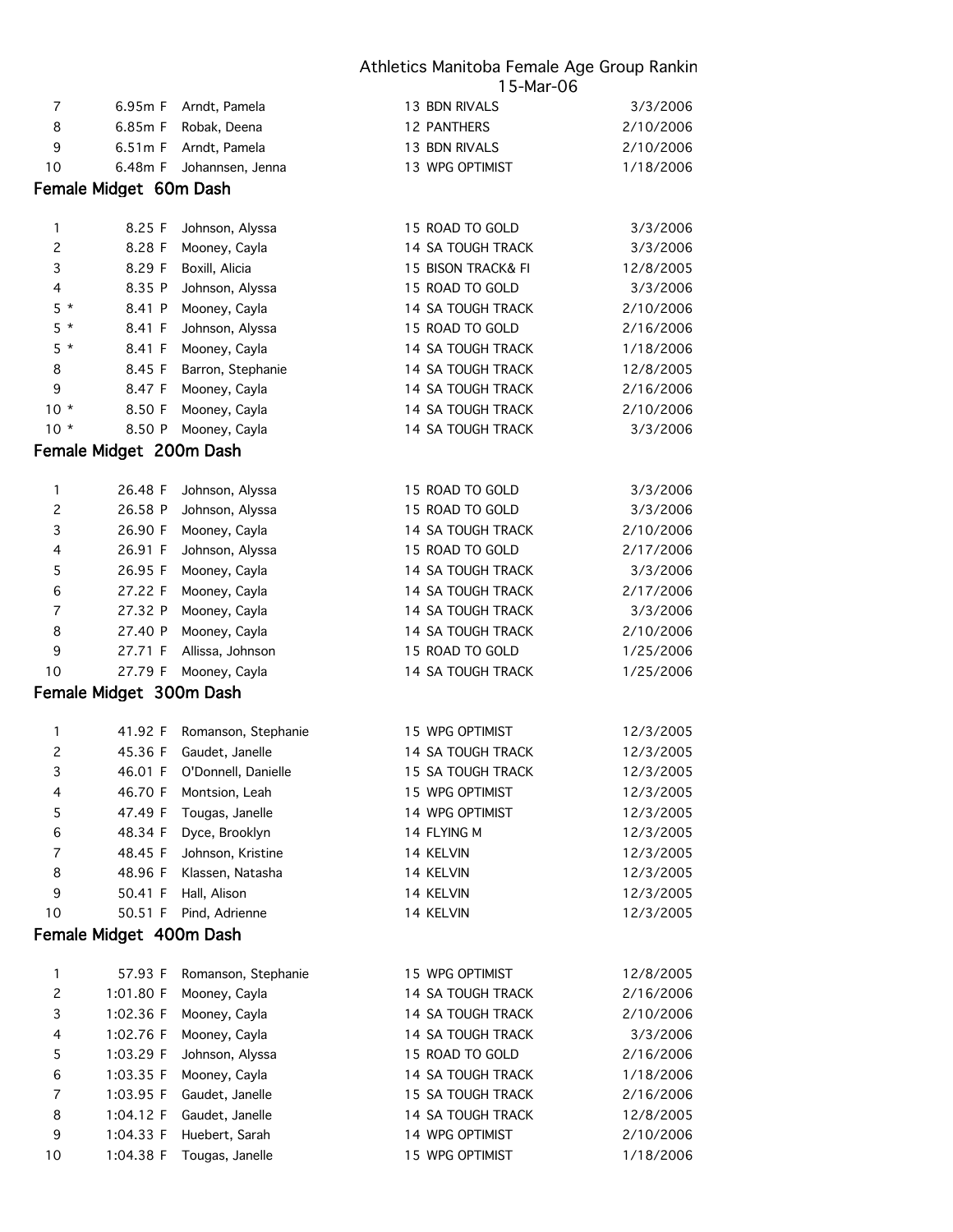| | | | | |
|---|---|---|---|---|
| 7 | 6.95m F | Arndt, Pamela | 13 BDN RIVALS | 3/3/2006 |
| 8 | 6.85m F | Robak, Deena | 12 PANTHERS | 2/10/2006 |
| 9 | 6.51m F | Arndt, Pamela | 13 BDN RIVALS | 2/10/2006 |
| 10 | 6.48m F | Johannsen, Jenna | 13 WPG OPTIMIST | 1/18/2006 |

## Female Midget 60m Dash

| | | | | |
|---|---|---|---|---|
| 1 | 8.25 F | Johnson, Alyssa | 15 ROAD TO GOLD | 3/3/2006 |
| 2 | 8.28 F | Mooney, Cayla | 14 SA TOUGH TRACK | 3/3/2006 |
| 3 | 8.29 F | Boxill, Alicia | 15 BISON TRACK& FI | 12/8/2005 |
| 4 | 8.35 P | Johnson, Alyssa | 15 ROAD TO GOLD | 3/3/2006 |
| 5 * | 8.41 P | Mooney, Cayla | 14 SA TOUGH TRACK | 2/10/2006 |
| 5 * | 8.41 F | Johnson, Alyssa | 15 ROAD TO GOLD | 2/16/2006 |
| 5 * | 8.41 F | Mooney, Cayla | 14 SA TOUGH TRACK | 1/18/2006 |
| 8 | 8.45 F | Barron, Stephanie | 14 SA TOUGH TRACK | 12/8/2005 |
| 9 | 8.47 F | Mooney, Cayla | 14 SA TOUGH TRACK | 2/16/2006 |
| 10 * | 8.50 F | Mooney, Cayla | 14 SA TOUGH TRACK | 2/10/2006 |
| 10 * | 8.50 P | Mooney, Cayla | 14 SA TOUGH TRACK | 3/3/2006 |

## Female Midget 200m Dash

| | | | | |
|---|---|---|---|---|
| 1 | 26.48 F | Johnson, Alyssa | 15 ROAD TO GOLD | 3/3/2006 |
| 2 | 26.58 P | Johnson, Alyssa | 15 ROAD TO GOLD | 3/3/2006 |
| 3 | 26.90 F | Mooney, Cayla | 14 SA TOUGH TRACK | 2/10/2006 |
| 4 | 26.91 F | Johnson, Alyssa | 15 ROAD TO GOLD | 2/17/2006 |
| 5 | 26.95 F | Mooney, Cayla | 14 SA TOUGH TRACK | 3/3/2006 |
| 6 | 27.22 F | Mooney, Cayla | 14 SA TOUGH TRACK | 2/17/2006 |
| 7 | 27.32 P | Mooney, Cayla | 14 SA TOUGH TRACK | 3/3/2006 |
| 8 | 27.40 P | Mooney, Cayla | 14 SA TOUGH TRACK | 2/10/2006 |
| 9 | 27.71 F | Allissa, Johnson | 15 ROAD TO GOLD | 1/25/2006 |
| 10 | 27.79 F | Mooney, Cayla | 14 SA TOUGH TRACK | 1/25/2006 |

## Female Midget 300m Dash

| | | | | |
|---|---|---|---|---|
| 1 | 41.92 F | Romanson, Stephanie | 15 WPG OPTIMIST | 12/3/2005 |
| 2 | 45.36 F | Gaudet, Janelle | 14 SA TOUGH TRACK | 12/3/2005 |
| 3 | 46.01 F | O'Donnell, Danielle | 15 SA TOUGH TRACK | 12/3/2005 |
| 4 | 46.70 F | Montsion, Leah | 15 WPG OPTIMIST | 12/3/2005 |
| 5 | 47.49 F | Tougas, Janelle | 14 WPG OPTIMIST | 12/3/2005 |
| 6 | 48.34 F | Dyce, Brooklyn | 14 FLYING M | 12/3/2005 |
| 7 | 48.45 F | Johnson, Kristine | 14 KELVIN | 12/3/2005 |
| 8 | 48.96 F | Klassen, Natasha | 14 KELVIN | 12/3/2005 |
| 9 | 50.41 F | Hall, Alison | 14 KELVIN | 12/3/2005 |
| 10 | 50.51 F | Pind, Adrienne | 14 KELVIN | 12/3/2005 |

## Female Midget 400m Dash

| | | | | |
|---|---|---|---|---|
| 1 | 57.93 F | Romanson, Stephanie | 15 WPG OPTIMIST | 12/8/2005 |
| 2 | 1:01.80 F | Mooney, Cayla | 14 SA TOUGH TRACK | 2/16/2006 |
| 3 | 1:02.36 F | Mooney, Cayla | 14 SA TOUGH TRACK | 2/10/2006 |
| 4 | 1:02.76 F | Mooney, Cayla | 14 SA TOUGH TRACK | 3/3/2006 |
| 5 | 1:03.29 F | Johnson, Alyssa | 15 ROAD TO GOLD | 2/16/2006 |
| 6 | 1:03.35 F | Mooney, Cayla | 14 SA TOUGH TRACK | 1/18/2006 |
| 7 | 1:03.95 F | Gaudet, Janelle | 15 SA TOUGH TRACK | 2/16/2006 |
| 8 | 1:04.12 F | Gaudet, Janelle | 14 SA TOUGH TRACK | 12/8/2005 |
| 9 | 1:04.33 F | Huebert, Sarah | 14 WPG OPTIMIST | 2/10/2006 |
| 10 | 1:04.38 F | Tougas, Janelle | 15 WPG OPTIMIST | 1/18/2006 |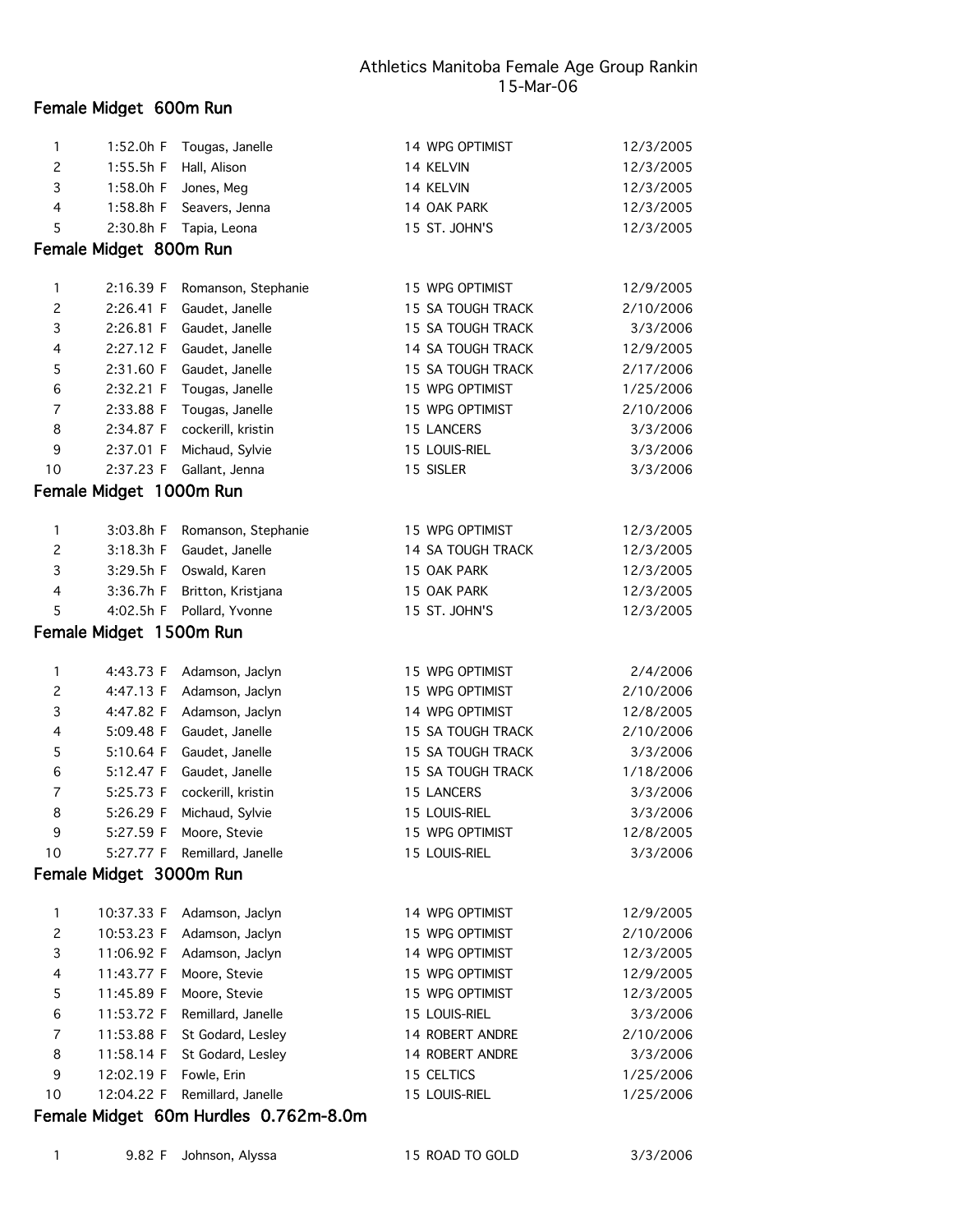Athletics Manitoba Female Age Group Rankin
15-Mar-06

## Female Midget 600m Run

| | | | | | |
|---|---|---|---|---|---|
| 1 | 1:52.0h F | Tougas, Janelle | 14 | WPG OPTIMIST | 12/3/2005 |
| 2 | 1:55.5h F | Hall, Alison | 14 | KELVIN | 12/3/2005 |
| 3 | 1:58.0h F | Jones, Meg | 14 | KELVIN | 12/3/2005 |
| 4 | 1:58.8h F | Seavers, Jenna | 14 | OAK PARK | 12/3/2005 |
| 5 | 2:30.8h F | Tapia, Leona | 15 | ST. JOHN'S | 12/3/2005 |

## Female Midget 800m Run

| | | | | | |
|---|---|---|---|---|---|
| 1 | 2:16.39 F | Romanson, Stephanie | 15 | WPG OPTIMIST | 12/9/2005 |
| 2 | 2:26.41 F | Gaudet, Janelle | 15 | SA TOUGH TRACK | 2/10/2006 |
| 3 | 2:26.81 F | Gaudet, Janelle | 15 | SA TOUGH TRACK | 3/3/2006 |
| 4 | 2:27.12 F | Gaudet, Janelle | 14 | SA TOUGH TRACK | 12/9/2005 |
| 5 | 2:31.60 F | Gaudet, Janelle | 15 | SA TOUGH TRACK | 2/17/2006 |
| 6 | 2:32.21 F | Tougas, Janelle | 15 | WPG OPTIMIST | 1/25/2006 |
| 7 | 2:33.88 F | Tougas, Janelle | 15 | WPG OPTIMIST | 2/10/2006 |
| 8 | 2:34.87 F | cockerill, kristin | 15 | LANCERS | 3/3/2006 |
| 9 | 2:37.01 F | Michaud, Sylvie | 15 | LOUIS-RIEL | 3/3/2006 |
| 10 | 2:37.23 F | Gallant, Jenna | 15 | SISLER | 3/3/2006 |

## Female Midget 1000m Run

| | | | | | |
|---|---|---|---|---|---|
| 1 | 3:03.8h F | Romanson, Stephanie | 15 | WPG OPTIMIST | 12/3/2005 |
| 2 | 3:18.3h F | Gaudet, Janelle | 14 | SA TOUGH TRACK | 12/3/2005 |
| 3 | 3:29.5h F | Oswald, Karen | 15 | OAK PARK | 12/3/2005 |
| 4 | 3:36.7h F | Britton, Kristjana | 15 | OAK PARK | 12/3/2005 |
| 5 | 4:02.5h F | Pollard, Yvonne | 15 | ST. JOHN'S | 12/3/2005 |

## Female Midget 1500m Run

| | | | | | |
|---|---|---|---|---|---|
| 1 | 4:43.73 F | Adamson, Jaclyn | 15 | WPG OPTIMIST | 2/4/2006 |
| 2 | 4:47.13 F | Adamson, Jaclyn | 15 | WPG OPTIMIST | 2/10/2006 |
| 3 | 4:47.82 F | Adamson, Jaclyn | 14 | WPG OPTIMIST | 12/8/2005 |
| 4 | 5:09.48 F | Gaudet, Janelle | 15 | SA TOUGH TRACK | 2/10/2006 |
| 5 | 5:10.64 F | Gaudet, Janelle | 15 | SA TOUGH TRACK | 3/3/2006 |
| 6 | 5:12.47 F | Gaudet, Janelle | 15 | SA TOUGH TRACK | 1/18/2006 |
| 7 | 5:25.73 F | cockerill, kristin | 15 | LANCERS | 3/3/2006 |
| 8 | 5:26.29 F | Michaud, Sylvie | 15 | LOUIS-RIEL | 3/3/2006 |
| 9 | 5:27.59 F | Moore, Stevie | 15 | WPG OPTIMIST | 12/8/2005 |
| 10 | 5:27.77 F | Remillard, Janelle | 15 | LOUIS-RIEL | 3/3/2006 |

## Female Midget 3000m Run

| | | | | | |
|---|---|---|---|---|---|
| 1 | 10:37.33 F | Adamson, Jaclyn | 14 | WPG OPTIMIST | 12/9/2005 |
| 2 | 10:53.23 F | Adamson, Jaclyn | 15 | WPG OPTIMIST | 2/10/2006 |
| 3 | 11:06.92 F | Adamson, Jaclyn | 14 | WPG OPTIMIST | 12/3/2005 |
| 4 | 11:43.77 F | Moore, Stevie | 15 | WPG OPTIMIST | 12/9/2005 |
| 5 | 11:45.89 F | Moore, Stevie | 15 | WPG OPTIMIST | 12/3/2005 |
| 6 | 11:53.72 F | Remillard, Janelle | 15 | LOUIS-RIEL | 3/3/2006 |
| 7 | 11:53.88 F | St Godard, Lesley | 14 | ROBERT ANDRE | 2/10/2006 |
| 8 | 11:58.14 F | St Godard, Lesley | 14 | ROBERT ANDRE | 3/3/2006 |
| 9 | 12:02.19 F | Fowle, Erin | 15 | CELTICS | 1/25/2006 |
| 10 | 12:04.22 F | Remillard, Janelle | 15 | LOUIS-RIEL | 1/25/2006 |

## Female Midget 60m Hurdles 0.762m-8.0m

| | | | | | |
|---|---|---|---|---|---|
| 1 | 9.82 F | Johnson, Alyssa | 15 | ROAD TO GOLD | 3/3/2006 |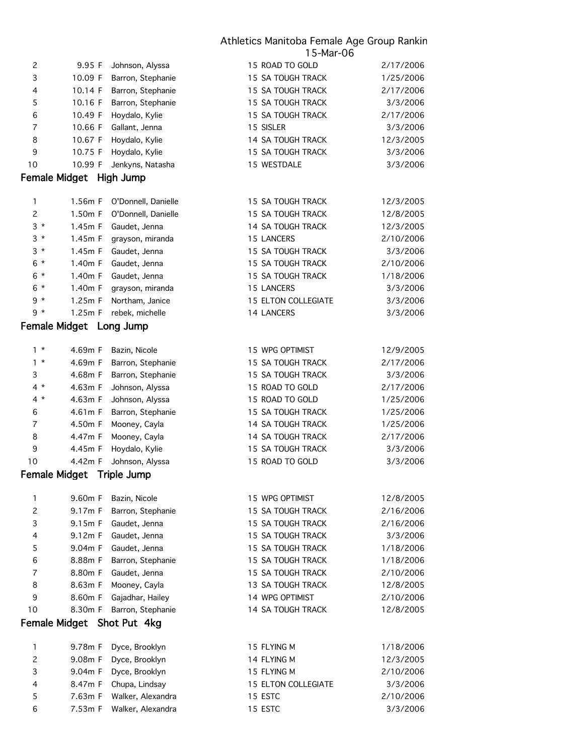Athletics Manitoba Female Age Group Rankin
15-Mar-06

| | | | | | |
|---|---|---|---|---|---|
| 2 | 9.95 F | Johnson, Alyssa | 15 | ROAD TO GOLD | 2/17/2006 |
| 3 | 10.09 F | Barron, Stephanie | 15 | SA TOUGH TRACK | 1/25/2006 |
| 4 | 10.14 F | Barron, Stephanie | 15 | SA TOUGH TRACK | 2/17/2006 |
| 5 | 10.16 F | Barron, Stephanie | 15 | SA TOUGH TRACK | 3/3/2006 |
| 6 | 10.49 F | Hoydalo, Kylie | 15 | SA TOUGH TRACK | 2/17/2006 |
| 7 | 10.66 F | Gallant, Jenna | 15 | SISLER | 3/3/2006 |
| 8 | 10.67 F | Hoydalo, Kylie | 14 | SA TOUGH TRACK | 12/3/2005 |
| 9 | 10.75 F | Hoydalo, Kylie | 15 | SA TOUGH TRACK | 3/3/2006 |
| 10 | 10.99 F | Jenkyns, Natasha | 15 | WESTDALE | 3/3/2006 |

## Female Midget High Jump

| | | | | | |
|---|---|---|---|---|---|
| 1 | 1.56m F | O'Donnell, Danielle | 15 | SA TOUGH TRACK | 12/3/2005 |
| 2 | 1.50m F | O'Donnell, Danielle | 15 | SA TOUGH TRACK | 12/8/2005 |
| 3 * | 1.45m F | Gaudet, Jenna | 14 | SA TOUGH TRACK | 12/3/2005 |
| 3 * | 1.45m F | grayson, miranda | 15 | LANCERS | 2/10/2006 |
| 3 * | 1.45m F | Gaudet, Jenna | 15 | SA TOUGH TRACK | 3/3/2006 |
| 6 * | 1.40m F | Gaudet, Jenna | 15 | SA TOUGH TRACK | 2/10/2006 |
| 6 * | 1.40m F | Gaudet, Jenna | 15 | SA TOUGH TRACK | 1/18/2006 |
| 6 * | 1.40m F | grayson, miranda | 15 | LANCERS | 3/3/2006 |
| 9 * | 1.25m F | Northam, Janice | 15 | ELTON COLLEGIATE | 3/3/2006 |
| 9 * | 1.25m F | rebek, michelle | 14 | LANCERS | 3/3/2006 |

## Female Midget Long Jump

| | | | | | |
|---|---|---|---|---|---|
| 1 * | 4.69m F | Bazin, Nicole | 15 | WPG OPTIMIST | 12/9/2005 |
| 1 * | 4.69m F | Barron, Stephanie | 15 | SA TOUGH TRACK | 2/17/2006 |
| 3 | 4.68m F | Barron, Stephanie | 15 | SA TOUGH TRACK | 3/3/2006 |
| 4 * | 4.63m F | Johnson, Alyssa | 15 | ROAD TO GOLD | 2/17/2006 |
| 4 * | 4.63m F | Johnson, Alyssa | 15 | ROAD TO GOLD | 1/25/2006 |
| 6 | 4.61m F | Barron, Stephanie | 15 | SA TOUGH TRACK | 1/25/2006 |
| 7 | 4.50m F | Mooney, Cayla | 14 | SA TOUGH TRACK | 1/25/2006 |
| 8 | 4.47m F | Mooney, Cayla | 14 | SA TOUGH TRACK | 2/17/2006 |
| 9 | 4.45m F | Hoydalo, Kylie | 15 | SA TOUGH TRACK | 3/3/2006 |
| 10 | 4.42m F | Johnson, Alyssa | 15 | ROAD TO GOLD | 3/3/2006 |

## Female Midget Triple Jump

| | | | | | |
|---|---|---|---|---|---|
| 1 | 9.60m F | Bazin, Nicole | 15 | WPG OPTIMIST | 12/8/2005 |
| 2 | 9.17m F | Barron, Stephanie | 15 | SA TOUGH TRACK | 2/16/2006 |
| 3 | 9.15m F | Gaudet, Jenna | 15 | SA TOUGH TRACK | 2/16/2006 |
| 4 | 9.12m F | Gaudet, Jenna | 15 | SA TOUGH TRACK | 3/3/2006 |
| 5 | 9.04m F | Gaudet, Jenna | 15 | SA TOUGH TRACK | 1/18/2006 |
| 6 | 8.88m F | Barron, Stephanie | 15 | SA TOUGH TRACK | 1/18/2006 |
| 7 | 8.80m F | Gaudet, Jenna | 15 | SA TOUGH TRACK | 2/10/2006 |
| 8 | 8.63m F | Mooney, Cayla | 13 | SA TOUGH TRACK | 12/8/2005 |
| 9 | 8.60m F | Gajadhar, Hailey | 14 | WPG OPTIMIST | 2/10/2006 |
| 10 | 8.30m F | Barron, Stephanie | 14 | SA TOUGH TRACK | 12/8/2005 |

## Female Midget Shot Put 4kg

| | | | | | |
|---|---|---|---|---|---|
| 1 | 9.78m F | Dyce, Brooklyn | 15 | FLYING M | 1/18/2006 |
| 2 | 9.08m F | Dyce, Brooklyn | 14 | FLYING M | 12/3/2005 |
| 3 | 9.04m F | Dyce, Brooklyn | 15 | FLYING M | 2/10/2006 |
| 4 | 8.47m F | Chupa, Lindsay | 15 | ELTON COLLEGIATE | 3/3/2006 |
| 5 | 7.63m F | Walker, Alexandra | 15 | ESTC | 2/10/2006 |
| 6 | 7.53m F | Walker, Alexandra | 15 | ESTC | 3/3/2006 |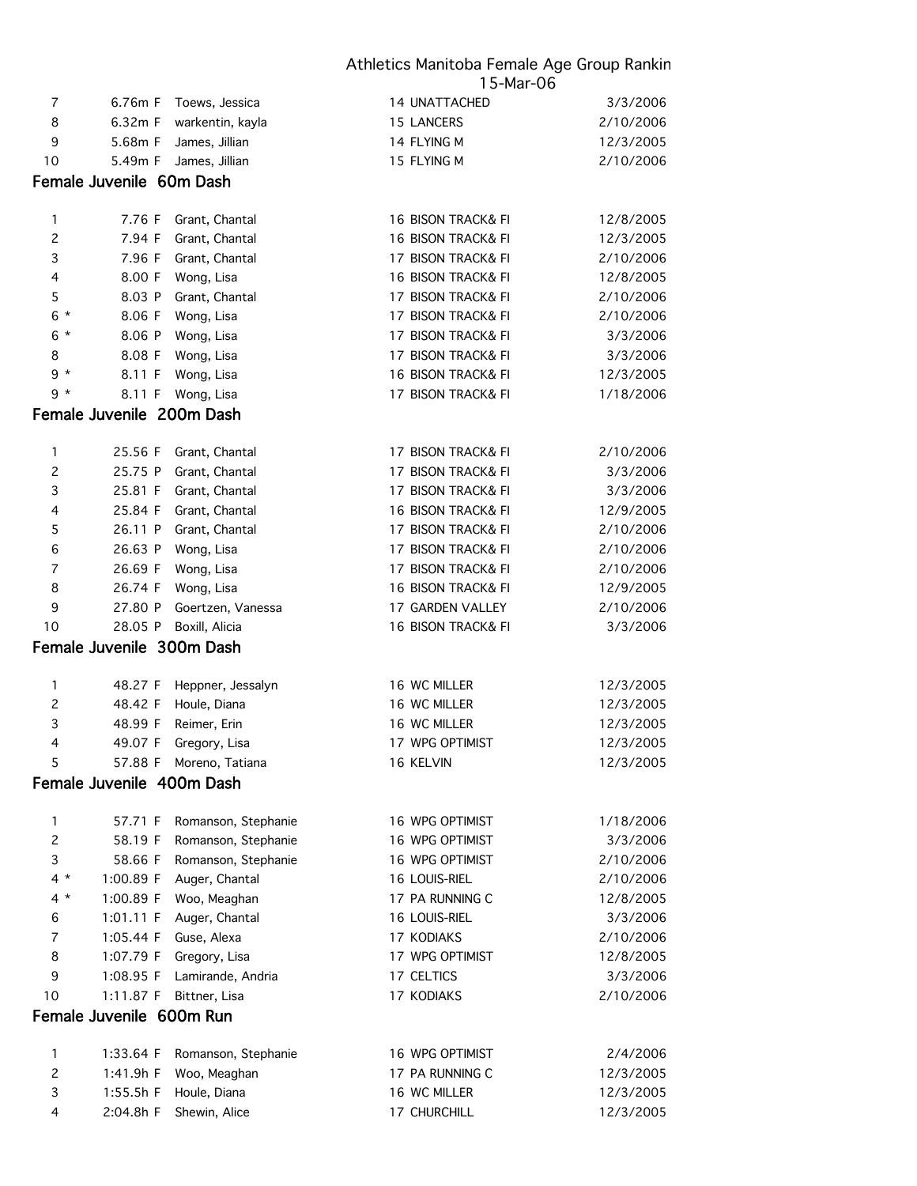| | | | | | |
|---|---|---|---|---|---|
| 7 | 6.76m F | Toews, Jessica | 14 | UNATTACHED | 3/3/2006 |
| 8 | 6.32m F | warkentin, kayla | 15 | LANCERS | 2/10/2006 |
| 9 | 5.68m F | James, Jillian | 14 | FLYING M | 12/3/2005 |
| 10 | 5.49m F | James, Jillian | 15 | FLYING M | 2/10/2006 |

## Female Juvenile 60m Dash

| | | | | | |
|---|---|---|---|---|---|
| 1 | 7.76 F | Grant, Chantal | 16 | BISON TRACK& FI | 12/8/2005 |
| 2 | 7.94 F | Grant, Chantal | 16 | BISON TRACK& FI | 12/3/2005 |
| 3 | 7.96 F | Grant, Chantal | 17 | BISON TRACK& FI | 2/10/2006 |
| 4 | 8.00 F | Wong, Lisa | 16 | BISON TRACK& FI | 12/8/2005 |
| 5 | 8.03 P | Grant, Chantal | 17 | BISON TRACK& FI | 2/10/2006 |
| 6 * | 8.06 F | Wong, Lisa | 17 | BISON TRACK& FI | 2/10/2006 |
| 6 * | 8.06 P | Wong, Lisa | 17 | BISON TRACK& FI | 3/3/2006 |
| 8 | 8.08 F | Wong, Lisa | 17 | BISON TRACK& FI | 3/3/2006 |
| 9 * | 8.11 F | Wong, Lisa | 16 | BISON TRACK& FI | 12/3/2005 |
| 9 * | 8.11 F | Wong, Lisa | 17 | BISON TRACK& FI | 1/18/2006 |

## Female Juvenile 200m Dash

| | | | | | |
|---|---|---|---|---|---|
| 1 | 25.56 F | Grant, Chantal | 17 | BISON TRACK& FI | 2/10/2006 |
| 2 | 25.75 P | Grant, Chantal | 17 | BISON TRACK& FI | 3/3/2006 |
| 3 | 25.81 F | Grant, Chantal | 17 | BISON TRACK& FI | 3/3/2006 |
| 4 | 25.84 F | Grant, Chantal | 16 | BISON TRACK& FI | 12/9/2005 |
| 5 | 26.11 P | Grant, Chantal | 17 | BISON TRACK& FI | 2/10/2006 |
| 6 | 26.63 P | Wong, Lisa | 17 | BISON TRACK& FI | 2/10/2006 |
| 7 | 26.69 F | Wong, Lisa | 17 | BISON TRACK& FI | 2/10/2006 |
| 8 | 26.74 F | Wong, Lisa | 16 | BISON TRACK& FI | 12/9/2005 |
| 9 | 27.80 P | Goertzen, Vanessa | 17 | GARDEN VALLEY | 2/10/2006 |
| 10 | 28.05 P | Boxill, Alicia | 16 | BISON TRACK& FI | 3/3/2006 |

## Female Juvenile 300m Dash

| | | | | | |
|---|---|---|---|---|---|
| 1 | 48.27 F | Heppner, Jessalyn | 16 | WC MILLER | 12/3/2005 |
| 2 | 48.42 F | Houle, Diana | 16 | WC MILLER | 12/3/2005 |
| 3 | 48.99 F | Reimer, Erin | 16 | WC MILLER | 12/3/2005 |
| 4 | 49.07 F | Gregory, Lisa | 17 | WPG OPTIMIST | 12/3/2005 |
| 5 | 57.88 F | Moreno, Tatiana | 16 | KELVIN | 12/3/2005 |

## Female Juvenile 400m Dash

| | | | | | |
|---|---|---|---|---|---|
| 1 | 57.71 F | Romanson, Stephanie | 16 | WPG OPTIMIST | 1/18/2006 |
| 2 | 58.19 F | Romanson, Stephanie | 16 | WPG OPTIMIST | 3/3/2006 |
| 3 | 58.66 F | Romanson, Stephanie | 16 | WPG OPTIMIST | 2/10/2006 |
| 4 * | 1:00.89 F | Auger, Chantal | 16 | LOUIS-RIEL | 2/10/2006 |
| 4 * | 1:00.89 F | Woo, Meaghan | 17 | PA RUNNING C | 12/8/2005 |
| 6 | 1:01.11 F | Auger, Chantal | 16 | LOUIS-RIEL | 3/3/2006 |
| 7 | 1:05.44 F | Guse, Alexa | 17 | KODIAKS | 2/10/2006 |
| 8 | 1:07.79 F | Gregory, Lisa | 17 | WPG OPTIMIST | 12/8/2005 |
| 9 | 1:08.95 F | Lamirande, Andria | 17 | CELTICS | 3/3/2006 |
| 10 | 1:11.87 F | Bittner, Lisa | 17 | KODIAKS | 2/10/2006 |

## Female Juvenile 600m Run

| | | | | | |
|---|---|---|---|---|---|
| 1 | 1:33.64 F | Romanson, Stephanie | 16 | WPG OPTIMIST | 2/4/2006 |
| 2 | 1:41.9h F | Woo, Meaghan | 17 | PA RUNNING C | 12/3/2005 |
| 3 | 1:55.5h F | Houle, Diana | 16 | WC MILLER | 12/3/2005 |
| 4 | 2:04.8h F | Shewin, Alice | 17 | CHURCHILL | 12/3/2005 |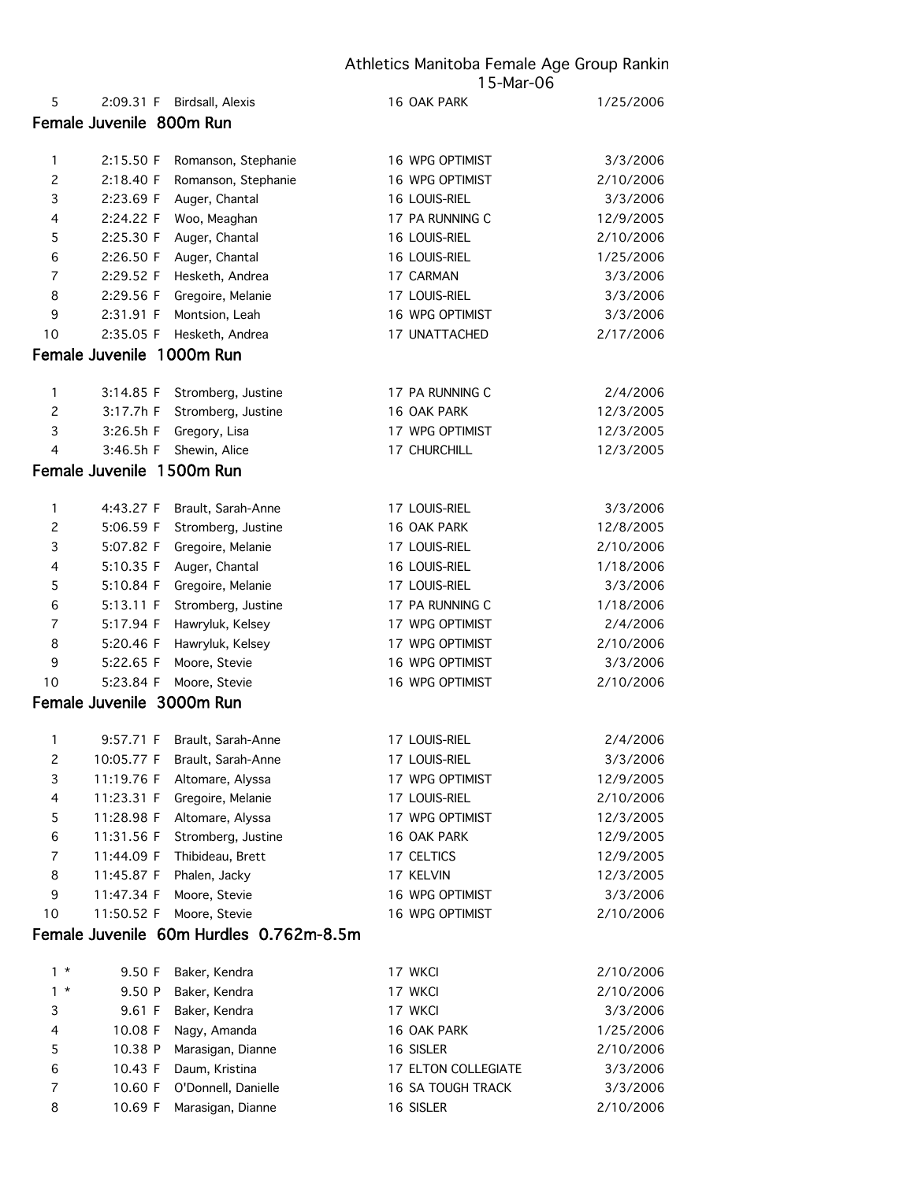| 5 | 2:09.31 F | Birdsall, Alexis | 16 | OAK PARK | 1/25/2006 |
|---|---|---|---|---|---|

## Female Juvenile 800m Run

| Rank | Time | Name | Age | Club | Date |
|---|---|---|---|---|---|
| 1 | 2:15.50 F | Romanson, Stephanie | 16 | WPG OPTIMIST | 3/3/2006 |
| 2 | 2:18.40 F | Romanson, Stephanie | 16 | WPG OPTIMIST | 2/10/2006 |
| 3 | 2:23.69 F | Auger, Chantal | 16 | LOUIS-RIEL | 3/3/2006 |
| 4 | 2:24.22 F | Woo, Meaghan | 17 | PA RUNNING C | 12/9/2005 |
| 5 | 2:25.30 F | Auger, Chantal | 16 | LOUIS-RIEL | 2/10/2006 |
| 6 | 2:26.50 F | Auger, Chantal | 16 | LOUIS-RIEL | 1/25/2006 |
| 7 | 2:29.52 F | Hesketh, Andrea | 17 | CARMAN | 3/3/2006 |
| 8 | 2:29.56 F | Gregoire, Melanie | 17 | LOUIS-RIEL | 3/3/2006 |
| 9 | 2:31.91 F | Montsion, Leah | 16 | WPG OPTIMIST | 3/3/2006 |
| 10 | 2:35.05 F | Hesketh, Andrea | 17 | UNATTACHED | 2/17/2006 |

## Female Juvenile 1000m Run

| Rank | Time | Name | Age | Club | Date |
|---|---|---|---|---|---|
| 1 | 3:14.85 F | Stromberg, Justine | 17 | PA RUNNING C | 2/4/2006 |
| 2 | 3:17.7h F | Stromberg, Justine | 16 | OAK PARK | 12/3/2005 |
| 3 | 3:26.5h F | Gregory, Lisa | 17 | WPG OPTIMIST | 12/3/2005 |
| 4 | 3:46.5h F | Shewin, Alice | 17 | CHURCHILL | 12/3/2005 |

## Female Juvenile 1500m Run

| Rank | Time | Name | Age | Club | Date |
|---|---|---|---|---|---|
| 1 | 4:43.27 F | Brault, Sarah-Anne | 17 | LOUIS-RIEL | 3/3/2006 |
| 2 | 5:06.59 F | Stromberg, Justine | 16 | OAK PARK | 12/8/2005 |
| 3 | 5:07.82 F | Gregoire, Melanie | 17 | LOUIS-RIEL | 2/10/2006 |
| 4 | 5:10.35 F | Auger, Chantal | 16 | LOUIS-RIEL | 1/18/2006 |
| 5 | 5:10.84 F | Gregoire, Melanie | 17 | LOUIS-RIEL | 3/3/2006 |
| 6 | 5:13.11 F | Stromberg, Justine | 17 | PA RUNNING C | 1/18/2006 |
| 7 | 5:17.94 F | Hawryluk, Kelsey | 17 | WPG OPTIMIST | 2/4/2006 |
| 8 | 5:20.46 F | Hawryluk, Kelsey | 17 | WPG OPTIMIST | 2/10/2006 |
| 9 | 5:22.65 F | Moore, Stevie | 16 | WPG OPTIMIST | 3/3/2006 |
| 10 | 5:23.84 F | Moore, Stevie | 16 | WPG OPTIMIST | 2/10/2006 |

## Female Juvenile 3000m Run

| Rank | Time | Name | Age | Club | Date |
|---|---|---|---|---|---|
| 1 | 9:57.71 F | Brault, Sarah-Anne | 17 | LOUIS-RIEL | 2/4/2006 |
| 2 | 10:05.77 F | Brault, Sarah-Anne | 17 | LOUIS-RIEL | 3/3/2006 |
| 3 | 11:19.76 F | Altomare, Alyssa | 17 | WPG OPTIMIST | 12/9/2005 |
| 4 | 11:23.31 F | Gregoire, Melanie | 17 | LOUIS-RIEL | 2/10/2006 |
| 5 | 11:28.98 F | Altomare, Alyssa | 17 | WPG OPTIMIST | 12/3/2005 |
| 6 | 11:31.56 F | Stromberg, Justine | 16 | OAK PARK | 12/9/2005 |
| 7 | 11:44.09 F | Thibideau, Brett | 17 | CELTICS | 12/9/2005 |
| 8 | 11:45.87 F | Phalen, Jacky | 17 | KELVIN | 12/3/2005 |
| 9 | 11:47.34 F | Moore, Stevie | 16 | WPG OPTIMIST | 3/3/2006 |
| 10 | 11:50.52 F | Moore, Stevie | 16 | WPG OPTIMIST | 2/10/2006 |

## Female Juvenile 60m Hurdles 0.762m-8.5m

| Rank | Time | Name | Age | Club | Date |
|---|---|---|---|---|---|
| 1 * | 9.50 F | Baker, Kendra | 17 | WKCI | 2/10/2006 |
| 1 * | 9.50 P | Baker, Kendra | 17 | WKCI | 2/10/2006 |
| 3 | 9.61 F | Baker, Kendra | 17 | WKCI | 3/3/2006 |
| 4 | 10.08 F | Nagy, Amanda | 16 | OAK PARK | 1/25/2006 |
| 5 | 10.38 P | Marasigan, Dianne | 16 | SISLER | 2/10/2006 |
| 6 | 10.43 F | Daum, Kristina | 17 | ELTON COLLEGIATE | 3/3/2006 |
| 7 | 10.60 F | O'Donnell, Danielle | 16 | SA TOUGH TRACK | 3/3/2006 |
| 8 | 10.69 F | Marasigan, Dianne | 16 | SISLER | 2/10/2006 |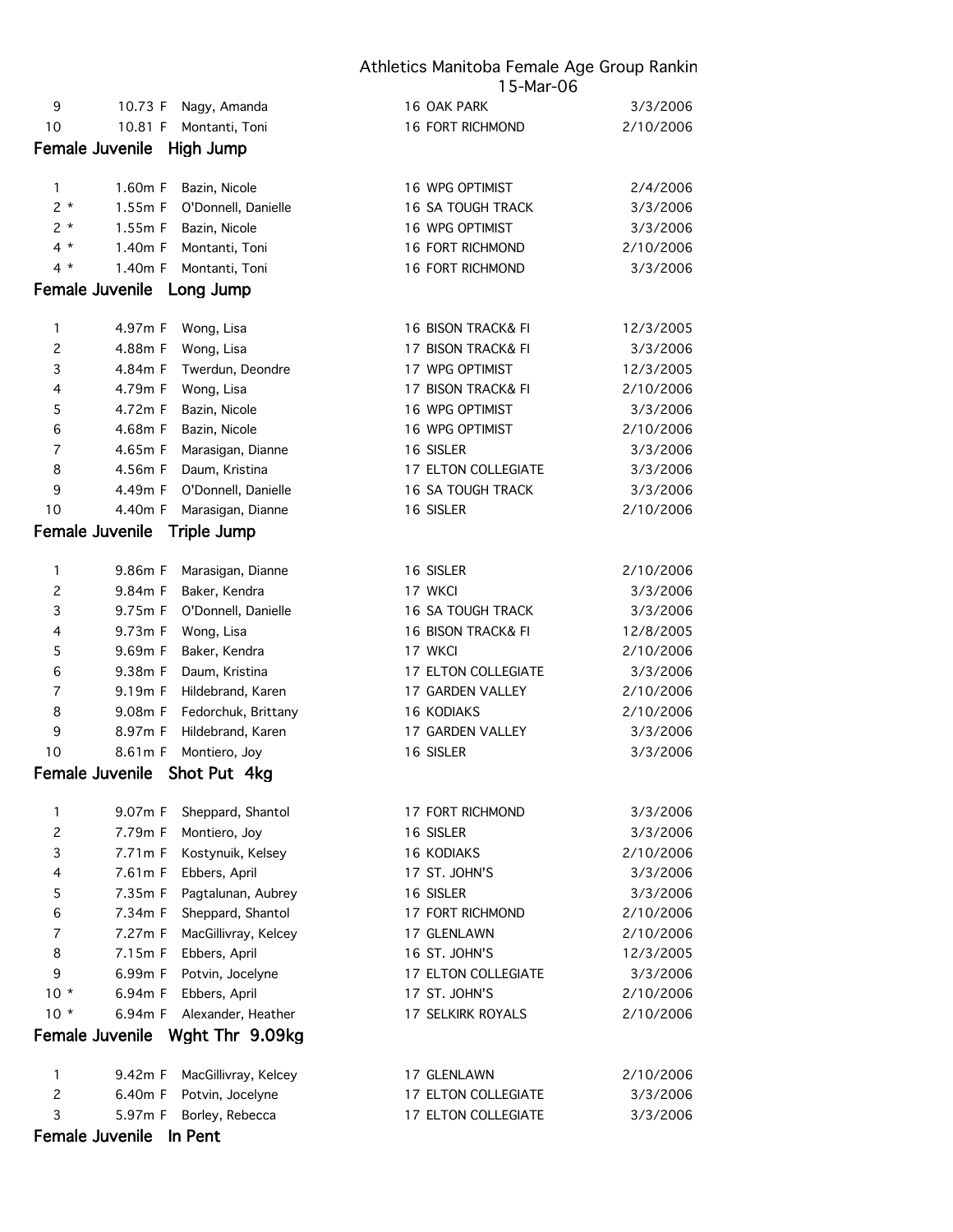| | | | | | |
|---|---|---|---|---|---|
| 9 | 10.73 F | Nagy, Amanda | 16 | OAK PARK | 3/3/2006 |
| 10 | 10.81 F | Montanti, Toni | 16 | FORT RICHMOND | 2/10/2006 |

## Female Juvenile High Jump

| | | | | | |
|---|---|---|---|---|---|
| 1 | 1.60m F | Bazin, Nicole | 16 | WPG OPTIMIST | 2/4/2006 |
| 2 * | 1.55m F | O'Donnell, Danielle | 16 | SA TOUGH TRACK | 3/3/2006 |
| 2 * | 1.55m F | Bazin, Nicole | 16 | WPG OPTIMIST | 3/3/2006 |
| 4 * | 1.40m F | Montanti, Toni | 16 | FORT RICHMOND | 2/10/2006 |
| 4 * | 1.40m F | Montanti, Toni | 16 | FORT RICHMOND | 3/3/2006 |

## Female Juvenile Long Jump

| | | | | | |
|---|---|---|---|---|---|
| 1 | 4.97m F | Wong, Lisa | 16 | BISON TRACK& FI | 12/3/2005 |
| 2 | 4.88m F | Wong, Lisa | 17 | BISON TRACK& FI | 3/3/2006 |
| 3 | 4.84m F | Twerdun, Deondre | 17 | WPG OPTIMIST | 12/3/2005 |
| 4 | 4.79m F | Wong, Lisa | 17 | BISON TRACK& FI | 2/10/2006 |
| 5 | 4.72m F | Bazin, Nicole | 16 | WPG OPTIMIST | 3/3/2006 |
| 6 | 4.68m F | Bazin, Nicole | 16 | WPG OPTIMIST | 2/10/2006 |
| 7 | 4.65m F | Marasigan, Dianne | 16 | SISLER | 3/3/2006 |
| 8 | 4.56m F | Daum, Kristina | 17 | ELTON COLLEGIATE | 3/3/2006 |
| 9 | 4.49m F | O'Donnell, Danielle | 16 | SA TOUGH TRACK | 3/3/2006 |
| 10 | 4.40m F | Marasigan, Dianne | 16 | SISLER | 2/10/2006 |

## Female Juvenile Triple Jump

| | | | | | |
|---|---|---|---|---|---|
| 1 | 9.86m F | Marasigan, Dianne | 16 | SISLER | 2/10/2006 |
| 2 | 9.84m F | Baker, Kendra | 17 | WKCI | 3/3/2006 |
| 3 | 9.75m F | O'Donnell, Danielle | 16 | SA TOUGH TRACK | 3/3/2006 |
| 4 | 9.73m F | Wong, Lisa | 16 | BISON TRACK& FI | 12/8/2005 |
| 5 | 9.69m F | Baker, Kendra | 17 | WKCI | 2/10/2006 |
| 6 | 9.38m F | Daum, Kristina | 17 | ELTON COLLEGIATE | 3/3/2006 |
| 7 | 9.19m F | Hildebrand, Karen | 17 | GARDEN VALLEY | 2/10/2006 |
| 8 | 9.08m F | Fedorchuk, Brittany | 16 | KODIAKS | 2/10/2006 |
| 9 | 8.97m F | Hildebrand, Karen | 17 | GARDEN VALLEY | 3/3/2006 |
| 10 | 8.61m F | Montiero, Joy | 16 | SISLER | 3/3/2006 |

## Female Juvenile Shot Put 4kg

| | | | | | |
|---|---|---|---|---|---|
| 1 | 9.07m F | Sheppard, Shantol | 17 | FORT RICHMOND | 3/3/2006 |
| 2 | 7.79m F | Montiero, Joy | 16 | SISLER | 3/3/2006 |
| 3 | 7.71m F | Kostynuik, Kelsey | 16 | KODIAKS | 2/10/2006 |
| 4 | 7.61m F | Ebbers, April | 17 | ST. JOHN'S | 3/3/2006 |
| 5 | 7.35m F | Pagtalunan, Aubrey | 16 | SISLER | 3/3/2006 |
| 6 | 7.34m F | Sheppard, Shantol | 17 | FORT RICHMOND | 2/10/2006 |
| 7 | 7.27m F | MacGillivray, Kelcey | 17 | GLENLAWN | 2/10/2006 |
| 8 | 7.15m F | Ebbers, April | 16 | ST. JOHN'S | 12/3/2005 |
| 9 | 6.99m F | Potvin, Jocelyne | 17 | ELTON COLLEGIATE | 3/3/2006 |
| 10 * | 6.94m F | Ebbers, April | 17 | ST. JOHN'S | 2/10/2006 |
| 10 * | 6.94m F | Alexander, Heather | 17 | SELKIRK ROYALS | 2/10/2006 |

## Female Juvenile Wght Thr 9.09kg

| | | | | | |
|---|---|---|---|---|---|
| 1 | 9.42m F | MacGillivray, Kelcey | 17 | GLENLAWN | 2/10/2006 |
| 2 | 6.40m F | Potvin, Jocelyne | 17 | ELTON COLLEGIATE | 3/3/2006 |
| 3 | 5.97m F | Borley, Rebecca | 17 | ELTON COLLEGIATE | 3/3/2006 |

## Female Juvenile In Pent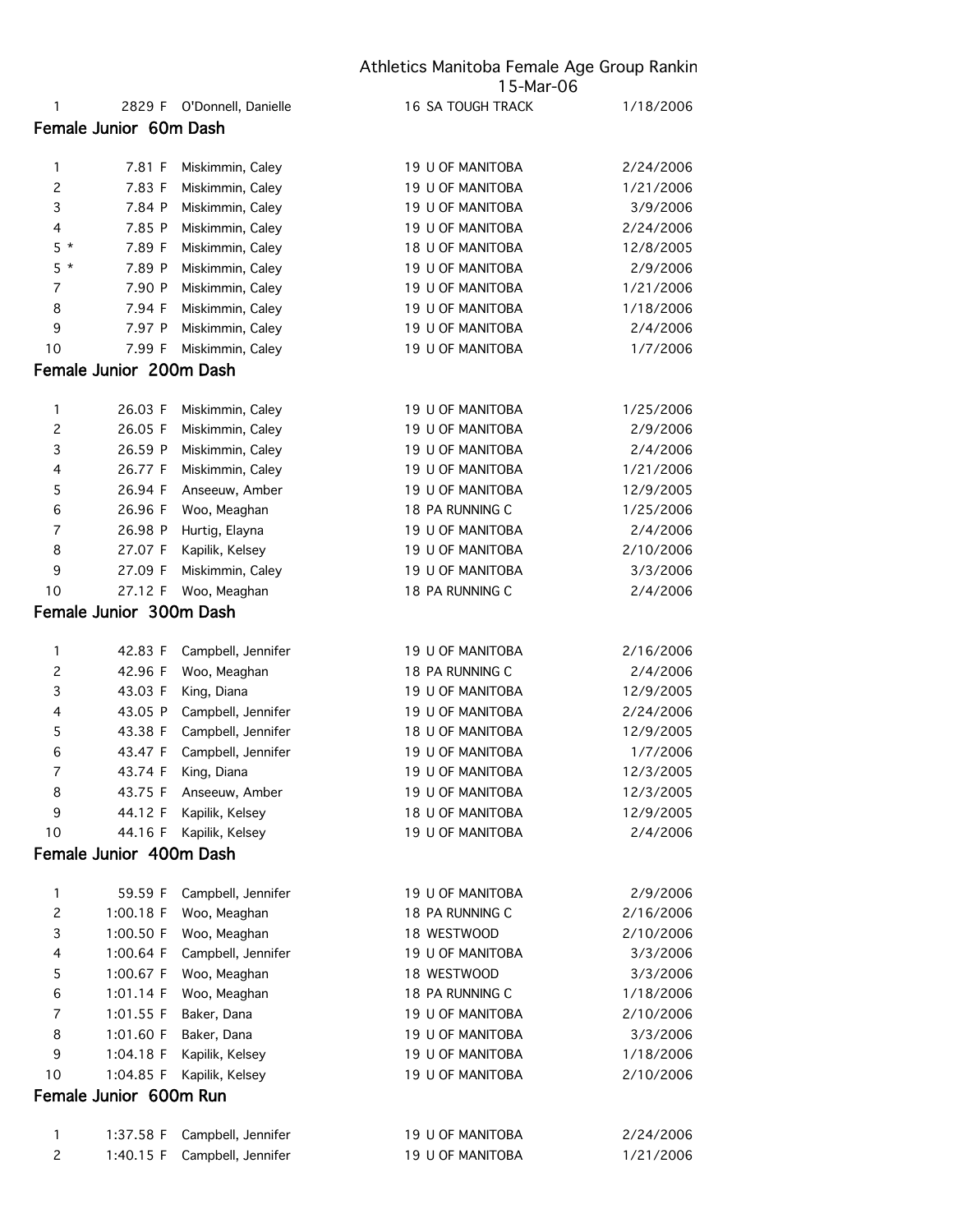| 1 | 2829 F | O'Donnell, Danielle | 16 SA TOUGH TRACK | 1/18/2006 |
|---|---|---|---|---|

## Female Junior 60m Dash

| | | | | |
|---|---|---|---|---|
| 1 | 7.81 F | Miskimmin, Caley | 19 U OF MANITOBA | 2/24/2006 |
| 2 | 7.83 F | Miskimmin, Caley | 19 U OF MANITOBA | 1/21/2006 |
| 3 | 7.84 P | Miskimmin, Caley | 19 U OF MANITOBA | 3/9/2006 |
| 4 | 7.85 P | Miskimmin, Caley | 19 U OF MANITOBA | 2/24/2006 |
| 5 * | 7.89 F | Miskimmin, Caley | 18 U OF MANITOBA | 12/8/2005 |
| 5 * | 7.89 P | Miskimmin, Caley | 19 U OF MANITOBA | 2/9/2006 |
| 7 | 7.90 P | Miskimmin, Caley | 19 U OF MANITOBA | 1/21/2006 |
| 8 | 7.94 F | Miskimmin, Caley | 19 U OF MANITOBA | 1/18/2006 |
| 9 | 7.97 P | Miskimmin, Caley | 19 U OF MANITOBA | 2/4/2006 |
| 10 | 7.99 F | Miskimmin, Caley | 19 U OF MANITOBA | 1/7/2006 |

## Female Junior 200m Dash

| | | | | |
|---|---|---|---|---|
| 1 | 26.03 F | Miskimmin, Caley | 19 U OF MANITOBA | 1/25/2006 |
| 2 | 26.05 F | Miskimmin, Caley | 19 U OF MANITOBA | 2/9/2006 |
| 3 | 26.59 P | Miskimmin, Caley | 19 U OF MANITOBA | 2/4/2006 |
| 4 | 26.77 F | Miskimmin, Caley | 19 U OF MANITOBA | 1/21/2006 |
| 5 | 26.94 F | Anseeuw, Amber | 19 U OF MANITOBA | 12/9/2005 |
| 6 | 26.96 F | Woo, Meaghan | 18 PA RUNNING C | 1/25/2006 |
| 7 | 26.98 P | Hurtig, Elayna | 19 U OF MANITOBA | 2/4/2006 |
| 8 | 27.07 F | Kapilik, Kelsey | 19 U OF MANITOBA | 2/10/2006 |
| 9 | 27.09 F | Miskimmin, Caley | 19 U OF MANITOBA | 3/3/2006 |
| 10 | 27.12 F | Woo, Meaghan | 18 PA RUNNING C | 2/4/2006 |

## Female Junior 300m Dash

| | | | | |
|---|---|---|---|---|
| 1 | 42.83 F | Campbell, Jennifer | 19 U OF MANITOBA | 2/16/2006 |
| 2 | 42.96 F | Woo, Meaghan | 18 PA RUNNING C | 2/4/2006 |
| 3 | 43.03 F | King, Diana | 19 U OF MANITOBA | 12/9/2005 |
| 4 | 43.05 P | Campbell, Jennifer | 19 U OF MANITOBA | 2/24/2006 |
| 5 | 43.38 F | Campbell, Jennifer | 18 U OF MANITOBA | 12/9/2005 |
| 6 | 43.47 F | Campbell, Jennifer | 19 U OF MANITOBA | 1/7/2006 |
| 7 | 43.74 F | King, Diana | 19 U OF MANITOBA | 12/3/2005 |
| 8 | 43.75 F | Anseeuw, Amber | 19 U OF MANITOBA | 12/3/2005 |
| 9 | 44.12 F | Kapilik, Kelsey | 18 U OF MANITOBA | 12/9/2005 |
| 10 | 44.16 F | Kapilik, Kelsey | 19 U OF MANITOBA | 2/4/2006 |

## Female Junior 400m Dash

| | | | | |
|---|---|---|---|---|
| 1 | 59.59 F | Campbell, Jennifer | 19 U OF MANITOBA | 2/9/2006 |
| 2 | 1:00.18 F | Woo, Meaghan | 18 PA RUNNING C | 2/16/2006 |
| 3 | 1:00.50 F | Woo, Meaghan | 18 WESTWOOD | 2/10/2006 |
| 4 | 1:00.64 F | Campbell, Jennifer | 19 U OF MANITOBA | 3/3/2006 |
| 5 | 1:00.67 F | Woo, Meaghan | 18 WESTWOOD | 3/3/2006 |
| 6 | 1:01.14 F | Woo, Meaghan | 18 PA RUNNING C | 1/18/2006 |
| 7 | 1:01.55 F | Baker, Dana | 19 U OF MANITOBA | 2/10/2006 |
| 8 | 1:01.60 F | Baker, Dana | 19 U OF MANITOBA | 3/3/2006 |
| 9 | 1:04.18 F | Kapilik, Kelsey | 19 U OF MANITOBA | 1/18/2006 |
| 10 | 1:04.85 F | Kapilik, Kelsey | 19 U OF MANITOBA | 2/10/2006 |

## Female Junior 600m Run

| | | | | |
|---|---|---|---|---|
| 1 | 1:37.58 F | Campbell, Jennifer | 19 U OF MANITOBA | 2/24/2006 |
| 2 | 1:40.15 F | Campbell, Jennifer | 19 U OF MANITOBA | 1/21/2006 |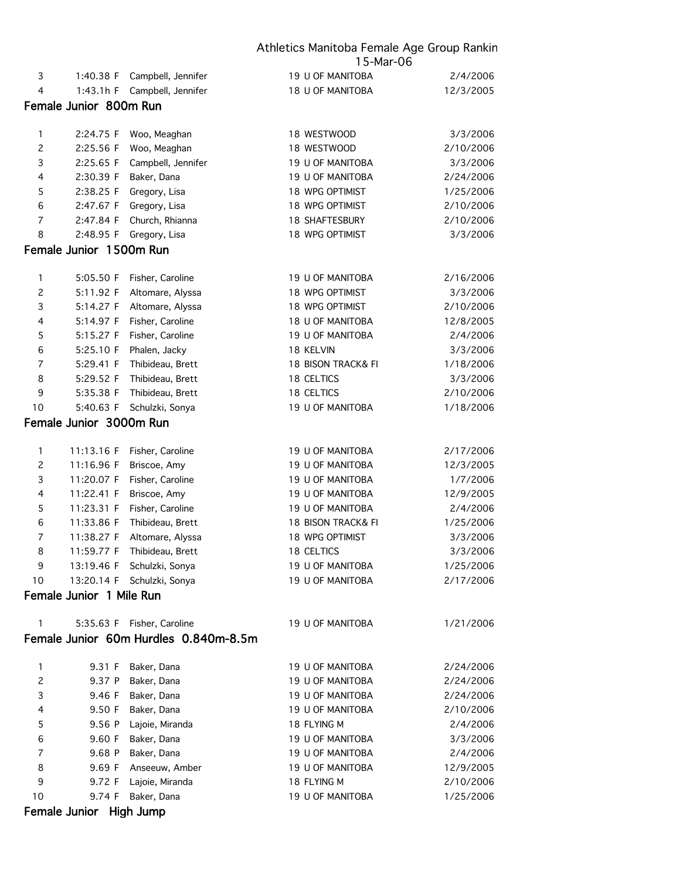| 3 | 1:40.38 F | Campbell, Jennifer | 19 U OF MANITOBA | 2/4/2006 |
|---|---|---|---|---|
| 4 | 1:43.1h F | Campbell, Jennifer | 18 U OF MANITOBA | 12/3/2005 |

## Female Junior 800m Run

| | | | | |
|---|---|---|---|---|
| 1 | 2:24.75 F | Woo, Meaghan | 18 WESTWOOD | 3/3/2006 |
| 2 | 2:25.56 F | Woo, Meaghan | 18 WESTWOOD | 2/10/2006 |
| 3 | 2:25.65 F | Campbell, Jennifer | 19 U OF MANITOBA | 3/3/2006 |
| 4 | 2:30.39 F | Baker, Dana | 19 U OF MANITOBA | 2/24/2006 |
| 5 | 2:38.25 F | Gregory, Lisa | 18 WPG OPTIMIST | 1/25/2006 |
| 6 | 2:47.67 F | Gregory, Lisa | 18 WPG OPTIMIST | 2/10/2006 |
| 7 | 2:47.84 F | Church, Rhianna | 18 SHAFTESBURY | 2/10/2006 |
| 8 | 2:48.95 F | Gregory, Lisa | 18 WPG OPTIMIST | 3/3/2006 |

## Female Junior 1500m Run

| | | | | |
|---|---|---|---|---|
| 1 | 5:05.50 F | Fisher, Caroline | 19 U OF MANITOBA | 2/16/2006 |
| 2 | 5:11.92 F | Altomare, Alyssa | 18 WPG OPTIMIST | 3/3/2006 |
| 3 | 5:14.27 F | Altomare, Alyssa | 18 WPG OPTIMIST | 2/10/2006 |
| 4 | 5:14.97 F | Fisher, Caroline | 18 U OF MANITOBA | 12/8/2005 |
| 5 | 5:15.27 F | Fisher, Caroline | 19 U OF MANITOBA | 2/4/2006 |
| 6 | 5:25.10 F | Phalen, Jacky | 18 KELVIN | 3/3/2006 |
| 7 | 5:29.41 F | Thibideau, Brett | 18 BISON TRACK& FI | 1/18/2006 |
| 8 | 5:29.52 F | Thibideau, Brett | 18 CELTICS | 3/3/2006 |
| 9 | 5:35.38 F | Thibideau, Brett | 18 CELTICS | 2/10/2006 |
| 10 | 5:40.63 F | Schulzki, Sonya | 19 U OF MANITOBA | 1/18/2006 |

## Female Junior 3000m Run

| | | | | |
|---|---|---|---|---|
| 1 | 11:13.16 F | Fisher, Caroline | 19 U OF MANITOBA | 2/17/2006 |
| 2 | 11:16.96 F | Briscoe, Amy | 19 U OF MANITOBA | 12/3/2005 |
| 3 | 11:20.07 F | Fisher, Caroline | 19 U OF MANITOBA | 1/7/2006 |
| 4 | 11:22.41 F | Briscoe, Amy | 19 U OF MANITOBA | 12/9/2005 |
| 5 | 11:23.31 F | Fisher, Caroline | 19 U OF MANITOBA | 2/4/2006 |
| 6 | 11:33.86 F | Thibideau, Brett | 18 BISON TRACK& FI | 1/25/2006 |
| 7 | 11:38.27 F | Altomare, Alyssa | 18 WPG OPTIMIST | 3/3/2006 |
| 8 | 11:59.77 F | Thibideau, Brett | 18 CELTICS | 3/3/2006 |
| 9 | 13:19.46 F | Schulzki, Sonya | 19 U OF MANITOBA | 1/25/2006 |
| 10 | 13:20.14 F | Schulzki, Sonya | 19 U OF MANITOBA | 2/17/2006 |

## Female Junior 1 Mile Run

| | | | | |
|---|---|---|---|---|
| 1 | 5:35.63 F | Fisher, Caroline | 19 U OF MANITOBA | 1/21/2006 |

## Female Junior 60m Hurdles 0.840m-8.5m

| | | | | |
|---|---|---|---|---|
| 1 | 9.31 F | Baker, Dana | 19 U OF MANITOBA | 2/24/2006 |
| 2 | 9.37 P | Baker, Dana | 19 U OF MANITOBA | 2/24/2006 |
| 3 | 9.46 F | Baker, Dana | 19 U OF MANITOBA | 2/24/2006 |
| 4 | 9.50 F | Baker, Dana | 19 U OF MANITOBA | 2/10/2006 |
| 5 | 9.56 P | Lajoie, Miranda | 18 FLYING M | 2/4/2006 |
| 6 | 9.60 F | Baker, Dana | 19 U OF MANITOBA | 3/3/2006 |
| 7 | 9.68 P | Baker, Dana | 19 U OF MANITOBA | 2/4/2006 |
| 8 | 9.69 F | Anseeuw, Amber | 19 U OF MANITOBA | 12/9/2005 |
| 9 | 9.72 F | Lajoie, Miranda | 18 FLYING M | 2/10/2006 |
| 10 | 9.74 F | Baker, Dana | 19 U OF MANITOBA | 1/25/2006 |

## Female Junior High Jump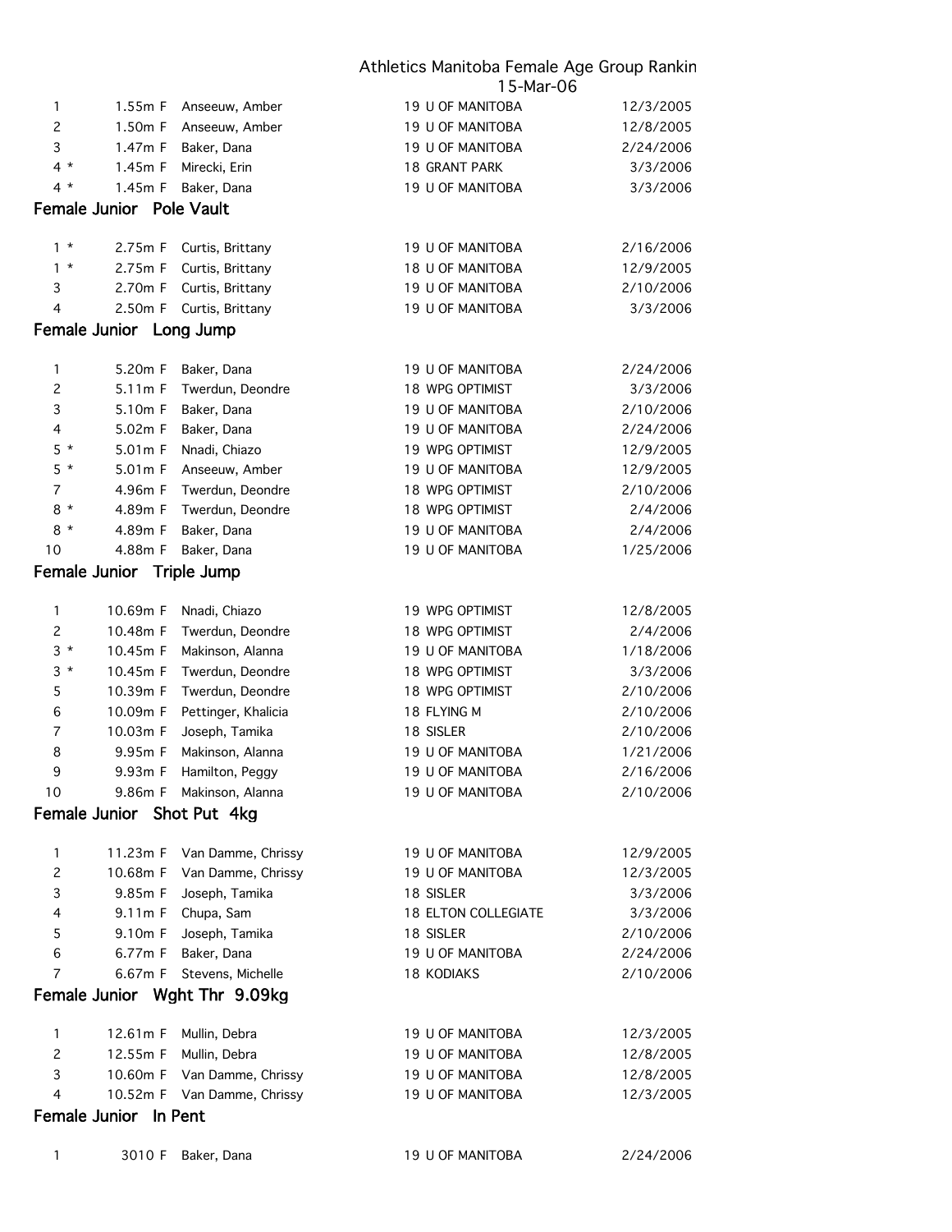Athletics Manitoba Female Age Group Rankin
15-Mar-06

| | | | | | |
|---|---|---|---|---|---|
| 1 | 1.55m F | Anseeuw, Amber | 19 | U OF MANITOBA | 12/3/2005 |
| 2 | 1.50m F | Anseeuw, Amber | 19 | U OF MANITOBA | 12/8/2005 |
| 3 | 1.47m F | Baker, Dana | 19 | U OF MANITOBA | 2/24/2006 |
| 4 * | 1.45m F | Mirecki, Erin | 18 | GRANT PARK | 3/3/2006 |
| 4 * | 1.45m F | Baker, Dana | 19 | U OF MANITOBA | 3/3/2006 |

## Female Junior Pole Vault

| | | | | | |
|---|---|---|---|---|---|
| 1 * | 2.75m F | Curtis, Brittany | 19 | U OF MANITOBA | 2/16/2006 |
| 1 * | 2.75m F | Curtis, Brittany | 18 | U OF MANITOBA | 12/9/2005 |
| 3 | 2.70m F | Curtis, Brittany | 19 | U OF MANITOBA | 2/10/2006 |
| 4 | 2.50m F | Curtis, Brittany | 19 | U OF MANITOBA | 3/3/2006 |

## Female Junior Long Jump

| | | | | | |
|---|---|---|---|---|---|
| 1 | 5.20m F | Baker, Dana | 19 | U OF MANITOBA | 2/24/2006 |
| 2 | 5.11m F | Twerdun, Deondre | 18 | WPG OPTIMIST | 3/3/2006 |
| 3 | 5.10m F | Baker, Dana | 19 | U OF MANITOBA | 2/10/2006 |
| 4 | 5.02m F | Baker, Dana | 19 | U OF MANITOBA | 2/24/2006 |
| 5 * | 5.01m F | Nnadi, Chiazo | 19 | WPG OPTIMIST | 12/9/2005 |
| 5 * | 5.01m F | Anseeuw, Amber | 19 | U OF MANITOBA | 12/9/2005 |
| 7 | 4.96m F | Twerdun, Deondre | 18 | WPG OPTIMIST | 2/10/2006 |
| 8 * | 4.89m F | Twerdun, Deondre | 18 | WPG OPTIMIST | 2/4/2006 |
| 8 * | 4.89m F | Baker, Dana | 19 | U OF MANITOBA | 2/4/2006 |
| 10 | 4.88m F | Baker, Dana | 19 | U OF MANITOBA | 1/25/2006 |

## Female Junior Triple Jump

| | | | | | |
|---|---|---|---|---|---|
| 1 | 10.69m F | Nnadi, Chiazo | 19 | WPG OPTIMIST | 12/8/2005 |
| 2 | 10.48m F | Twerdun, Deondre | 18 | WPG OPTIMIST | 2/4/2006 |
| 3 * | 10.45m F | Makinson, Alanna | 19 | U OF MANITOBA | 1/18/2006 |
| 3 * | 10.45m F | Twerdun, Deondre | 18 | WPG OPTIMIST | 3/3/2006 |
| 5 | 10.39m F | Twerdun, Deondre | 18 | WPG OPTIMIST | 2/10/2006 |
| 6 | 10.09m F | Pettinger, Khalicia | 18 | FLYING M | 2/10/2006 |
| 7 | 10.03m F | Joseph, Tamika | 18 | SISLER | 2/10/2006 |
| 8 | 9.95m F | Makinson, Alanna | 19 | U OF MANITOBA | 1/21/2006 |
| 9 | 9.93m F | Hamilton, Peggy | 19 | U OF MANITOBA | 2/16/2006 |
| 10 | 9.86m F | Makinson, Alanna | 19 | U OF MANITOBA | 2/10/2006 |

## Female Junior Shot Put 4kg

| | | | | | |
|---|---|---|---|---|---|
| 1 | 11.23m F | Van Damme, Chrissy | 19 | U OF MANITOBA | 12/9/2005 |
| 2 | 10.68m F | Van Damme, Chrissy | 19 | U OF MANITOBA | 12/3/2005 |
| 3 | 9.85m F | Joseph, Tamika | 18 | SISLER | 3/3/2006 |
| 4 | 9.11m F | Chupa, Sam | 18 | ELTON COLLEGIATE | 3/3/2006 |
| 5 | 9.10m F | Joseph, Tamika | 18 | SISLER | 2/10/2006 |
| 6 | 6.77m F | Baker, Dana | 19 | U OF MANITOBA | 2/24/2006 |
| 7 | 6.67m F | Stevens, Michelle | 18 | KODIAKS | 2/10/2006 |

## Female Junior Wght Thr 9.09kg

| | | | | | |
|---|---|---|---|---|---|
| 1 | 12.61m F | Mullin, Debra | 19 | U OF MANITOBA | 12/3/2005 |
| 2 | 12.55m F | Mullin, Debra | 19 | U OF MANITOBA | 12/8/2005 |
| 3 | 10.60m F | Van Damme, Chrissy | 19 | U OF MANITOBA | 12/8/2005 |
| 4 | 10.52m F | Van Damme, Chrissy | 19 | U OF MANITOBA | 12/3/2005 |

## Female Junior In Pent

| | | | | | |
|---|---|---|---|---|---|
| 1 | 3010 F | Baker, Dana | 19 | U OF MANITOBA | 2/24/2006 |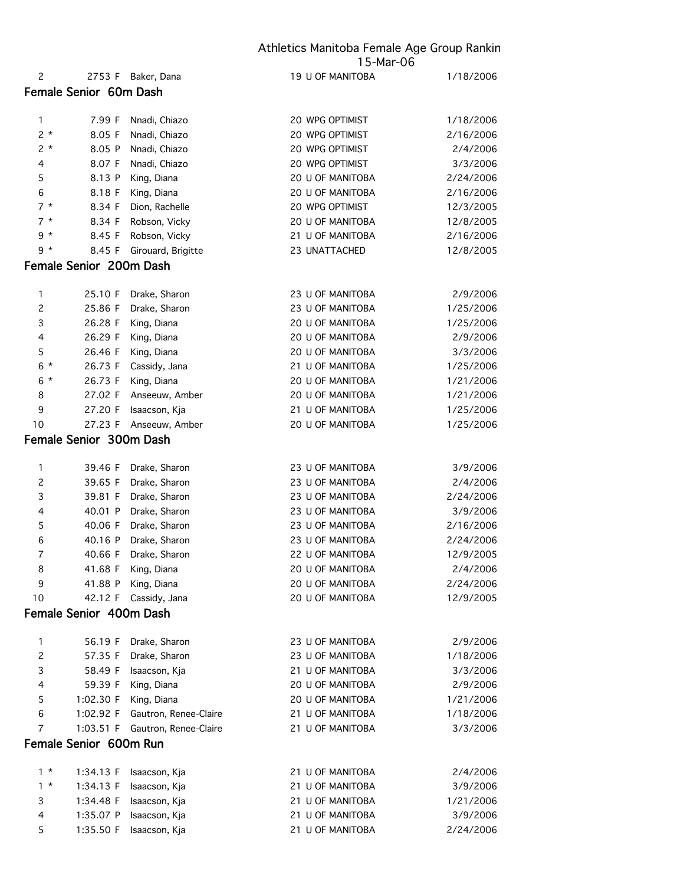| | | | | | |
|---|---|---|---|---|---|
| 2 | 2753 F | Baker, Dana | 19 | U OF MANITOBA | 1/18/2006 |

## Female Senior 60m Dash

| Rank | Mark | Name | Age | Club | Date |
|---|---|---|---|---|---|
| 1 | 7.99 F | Nnadi, Chiazo | 20 | WPG OPTIMIST | 1/18/2006 |
| 2 * | 8.05 F | Nnadi, Chiazo | 20 | WPG OPTIMIST | 2/16/2006 |
| 2 * | 8.05 P | Nnadi, Chiazo | 20 | WPG OPTIMIST | 2/4/2006 |
| 4 | 8.07 F | Nnadi, Chiazo | 20 | WPG OPTIMIST | 3/3/2006 |
| 5 | 8.13 P | King, Diana | 20 | U OF MANITOBA | 2/24/2006 |
| 6 | 8.18 F | King, Diana | 20 | U OF MANITOBA | 2/16/2006 |
| 7 * | 8.34 F | Dion, Rachelle | 20 | WPG OPTIMIST | 12/3/2005 |
| 7 * | 8.34 F | Robson, Vicky | 20 | U OF MANITOBA | 12/8/2005 |
| 9 * | 8.45 F | Robson, Vicky | 21 | U OF MANITOBA | 2/16/2006 |
| 9 * | 8.45 F | Girouard, Brigitte | 23 | UNATTACHED | 12/8/2005 |

## Female Senior 200m Dash

| Rank | Mark | Name | Age | Club | Date |
|---|---|---|---|---|---|
| 1 | 25.10 F | Drake, Sharon | 23 | U OF MANITOBA | 2/9/2006 |
| 2 | 25.86 F | Drake, Sharon | 23 | U OF MANITOBA | 1/25/2006 |
| 3 | 26.28 F | King, Diana | 20 | U OF MANITOBA | 1/25/2006 |
| 4 | 26.29 F | King, Diana | 20 | U OF MANITOBA | 2/9/2006 |
| 5 | 26.46 F | King, Diana | 20 | U OF MANITOBA | 3/3/2006 |
| 6 * | 26.73 F | Cassidy, Jana | 21 | U OF MANITOBA | 1/25/2006 |
| 6 * | 26.73 F | King, Diana | 20 | U OF MANITOBA | 1/21/2006 |
| 8 | 27.02 F | Anseeuw, Amber | 20 | U OF MANITOBA | 1/21/2006 |
| 9 | 27.20 F | Isaacson, Kja | 21 | U OF MANITOBA | 1/25/2006 |
| 10 | 27.23 F | Anseeuw, Amber | 20 | U OF MANITOBA | 1/25/2006 |

## Female Senior 300m Dash

| Rank | Mark | Name | Age | Club | Date |
|---|---|---|---|---|---|
| 1 | 39.46 F | Drake, Sharon | 23 | U OF MANITOBA | 3/9/2006 |
| 2 | 39.65 F | Drake, Sharon | 23 | U OF MANITOBA | 2/4/2006 |
| 3 | 39.81 F | Drake, Sharon | 23 | U OF MANITOBA | 2/24/2006 |
| 4 | 40.01 P | Drake, Sharon | 23 | U OF MANITOBA | 3/9/2006 |
| 5 | 40.06 F | Drake, Sharon | 23 | U OF MANITOBA | 2/16/2006 |
| 6 | 40.16 P | Drake, Sharon | 23 | U OF MANITOBA | 2/24/2006 |
| 7 | 40.66 F | Drake, Sharon | 22 | U OF MANITOBA | 12/9/2005 |
| 8 | 41.68 F | King, Diana | 20 | U OF MANITOBA | 2/4/2006 |
| 9 | 41.88 P | King, Diana | 20 | U OF MANITOBA | 2/24/2006 |
| 10 | 42.12 F | Cassidy, Jana | 20 | U OF MANITOBA | 12/9/2005 |

## Female Senior 400m Dash

| Rank | Mark | Name | Age | Club | Date |
|---|---|---|---|---|---|
| 1 | 56.19 F | Drake, Sharon | 23 | U OF MANITOBA | 2/9/2006 |
| 2 | 57.35 F | Drake, Sharon | 23 | U OF MANITOBA | 1/18/2006 |
| 3 | 58.49 F | Isaacson, Kja | 21 | U OF MANITOBA | 3/3/2006 |
| 4 | 59.39 F | King, Diana | 20 | U OF MANITOBA | 2/9/2006 |
| 5 | 1:02.30 F | King, Diana | 20 | U OF MANITOBA | 1/21/2006 |
| 6 | 1:02.92 F | Gautron, Renee-Claire | 21 | U OF MANITOBA | 1/18/2006 |
| 7 | 1:03.51 F | Gautron, Renee-Claire | 21 | U OF MANITOBA | 3/3/2006 |

## Female Senior 600m Run

| Rank | Mark | Name | Age | Club | Date |
|---|---|---|---|---|---|
| 1 * | 1:34.13 F | Isaacson, Kja | 21 | U OF MANITOBA | 2/4/2006 |
| 1 * | 1:34.13 F | Isaacson, Kja | 21 | U OF MANITOBA | 3/9/2006 |
| 3 | 1:34.48 F | Isaacson, Kja | 21 | U OF MANITOBA | 1/21/2006 |
| 4 | 1:35.07 P | Isaacson, Kja | 21 | U OF MANITOBA | 3/9/2006 |
| 5 | 1:35.50 F | Isaacson, Kja | 21 | U OF MANITOBA | 2/24/2006 |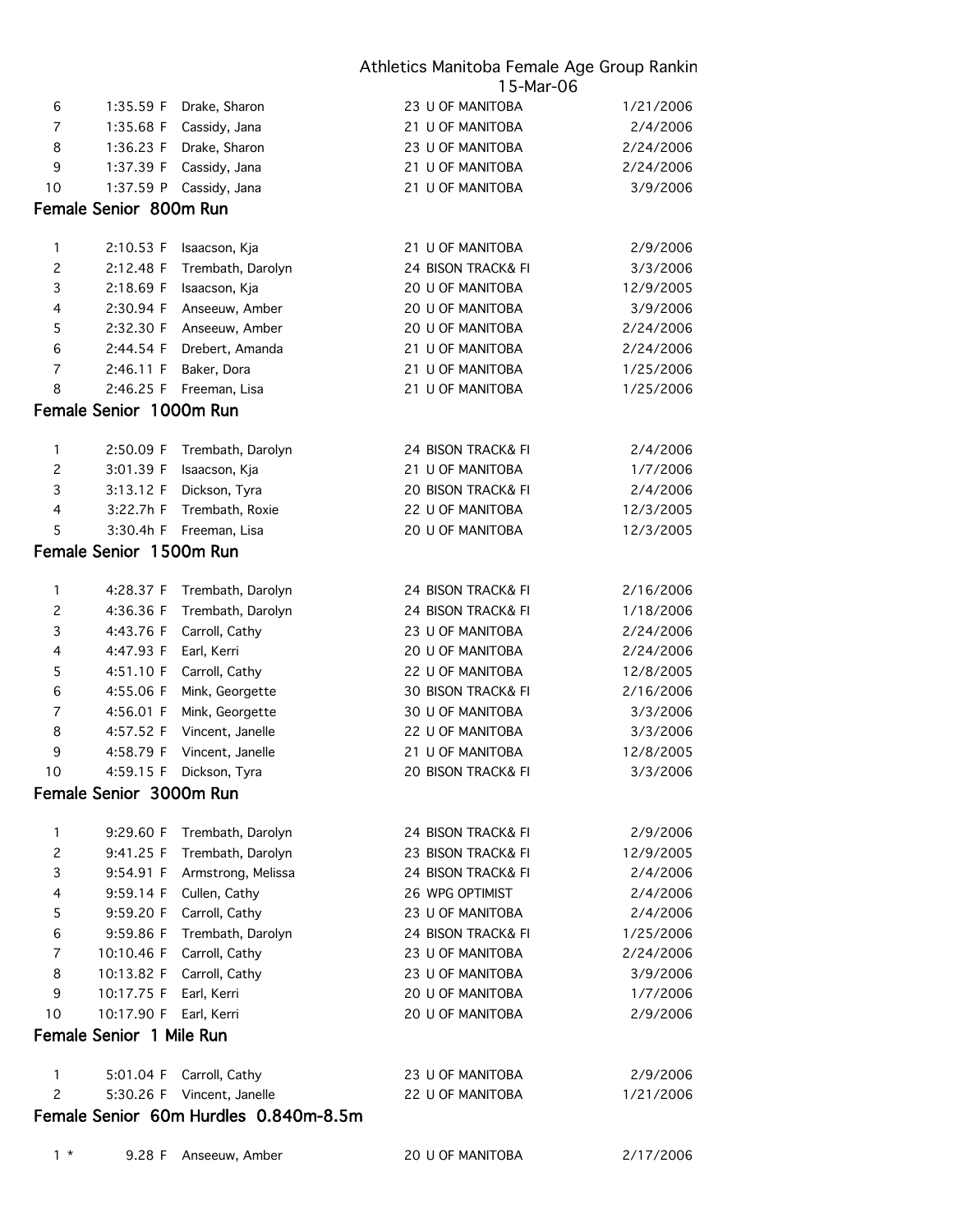| | | | | | |
|---|---|---|---|---|---|
| 6 | 1:35.59 F | Drake, Sharon | 23 | U OF MANITOBA | 1/21/2006 |
| 7 | 1:35.68 F | Cassidy, Jana | 21 | U OF MANITOBA | 2/4/2006 |
| 8 | 1:36.23 F | Drake, Sharon | 23 | U OF MANITOBA | 2/24/2006 |
| 9 | 1:37.39 F | Cassidy, Jana | 21 | U OF MANITOBA | 2/24/2006 |
| 10 | 1:37.59 P | Cassidy, Jana | 21 | U OF MANITOBA | 3/9/2006 |

## Female Senior 800m Run

| | | | | | |
|---|---|---|---|---|---|
| 1 | 2:10.53 F | Isaacson, Kja | 21 | U OF MANITOBA | 2/9/2006 |
| 2 | 2:12.48 F | Trembath, Darolyn | 24 | BISON TRACK& FI | 3/3/2006 |
| 3 | 2:18.69 F | Isaacson, Kja | 20 | U OF MANITOBA | 12/9/2005 |
| 4 | 2:30.94 F | Anseeuw, Amber | 20 | U OF MANITOBA | 3/9/2006 |
| 5 | 2:32.30 F | Anseeuw, Amber | 20 | U OF MANITOBA | 2/24/2006 |
| 6 | 2:44.54 F | Drebert, Amanda | 21 | U OF MANITOBA | 2/24/2006 |
| 7 | 2:46.11 F | Baker, Dora | 21 | U OF MANITOBA | 1/25/2006 |
| 8 | 2:46.25 F | Freeman, Lisa | 21 | U OF MANITOBA | 1/25/2006 |

## Female Senior 1000m Run

| | | | | | |
|---|---|---|---|---|---|
| 1 | 2:50.09 F | Trembath, Darolyn | 24 | BISON TRACK& FI | 2/4/2006 |
| 2 | 3:01.39 F | Isaacson, Kja | 21 | U OF MANITOBA | 1/7/2006 |
| 3 | 3:13.12 F | Dickson, Tyra | 20 | BISON TRACK& FI | 2/4/2006 |
| 4 | 3:22.7h F | Trembath, Roxie | 22 | U OF MANITOBA | 12/3/2005 |
| 5 | 3:30.4h F | Freeman, Lisa | 20 | U OF MANITOBA | 12/3/2005 |

## Female Senior 1500m Run

| | | | | | |
|---|---|---|---|---|---|
| 1 | 4:28.37 F | Trembath, Darolyn | 24 | BISON TRACK& FI | 2/16/2006 |
| 2 | 4:36.36 F | Trembath, Darolyn | 24 | BISON TRACK& FI | 1/18/2006 |
| 3 | 4:43.76 F | Carroll, Cathy | 23 | U OF MANITOBA | 2/24/2006 |
| 4 | 4:47.93 F | Earl, Kerri | 20 | U OF MANITOBA | 2/24/2006 |
| 5 | 4:51.10 F | Carroll, Cathy | 22 | U OF MANITOBA | 12/8/2005 |
| 6 | 4:55.06 F | Mink, Georgette | 30 | BISON TRACK& FI | 2/16/2006 |
| 7 | 4:56.01 F | Mink, Georgette | 30 | U OF MANITOBA | 3/3/2006 |
| 8 | 4:57.52 F | Vincent, Janelle | 22 | U OF MANITOBA | 3/3/2006 |
| 9 | 4:58.79 F | Vincent, Janelle | 21 | U OF MANITOBA | 12/8/2005 |
| 10 | 4:59.15 F | Dickson, Tyra | 20 | BISON TRACK& FI | 3/3/2006 |

## Female Senior 3000m Run

| | | | | | |
|---|---|---|---|---|---|
| 1 | 9:29.60 F | Trembath, Darolyn | 24 | BISON TRACK& FI | 2/9/2006 |
| 2 | 9:41.25 F | Trembath, Darolyn | 23 | BISON TRACK& FI | 12/9/2005 |
| 3 | 9:54.91 F | Armstrong, Melissa | 24 | BISON TRACK& FI | 2/4/2006 |
| 4 | 9:59.14 F | Cullen, Cathy | 26 | WPG OPTIMIST | 2/4/2006 |
| 5 | 9:59.20 F | Carroll, Cathy | 23 | U OF MANITOBA | 2/4/2006 |
| 6 | 9:59.86 F | Trembath, Darolyn | 24 | BISON TRACK& FI | 1/25/2006 |
| 7 | 10:10.46 F | Carroll, Cathy | 23 | U OF MANITOBA | 2/24/2006 |
| 8 | 10:13.82 F | Carroll, Cathy | 23 | U OF MANITOBA | 3/9/2006 |
| 9 | 10:17.75 F | Earl, Kerri | 20 | U OF MANITOBA | 1/7/2006 |
| 10 | 10:17.90 F | Earl, Kerri | 20 | U OF MANITOBA | 2/9/2006 |

## Female Senior 1 Mile Run

| | | | | | |
|---|---|---|---|---|---|
| 1 | 5:01.04 F | Carroll, Cathy | 23 | U OF MANITOBA | 2/9/2006 |
| 2 | 5:30.26 F | Vincent, Janelle | 22 | U OF MANITOBA | 1/21/2006 |

## Female Senior 60m Hurdles 0.840m-8.5m

| | | | | | |
|---|---|---|---|---|---|
| 1 * | 9.28 F | Anseeuw, Amber | 20 | U OF MANITOBA | 2/17/2006 |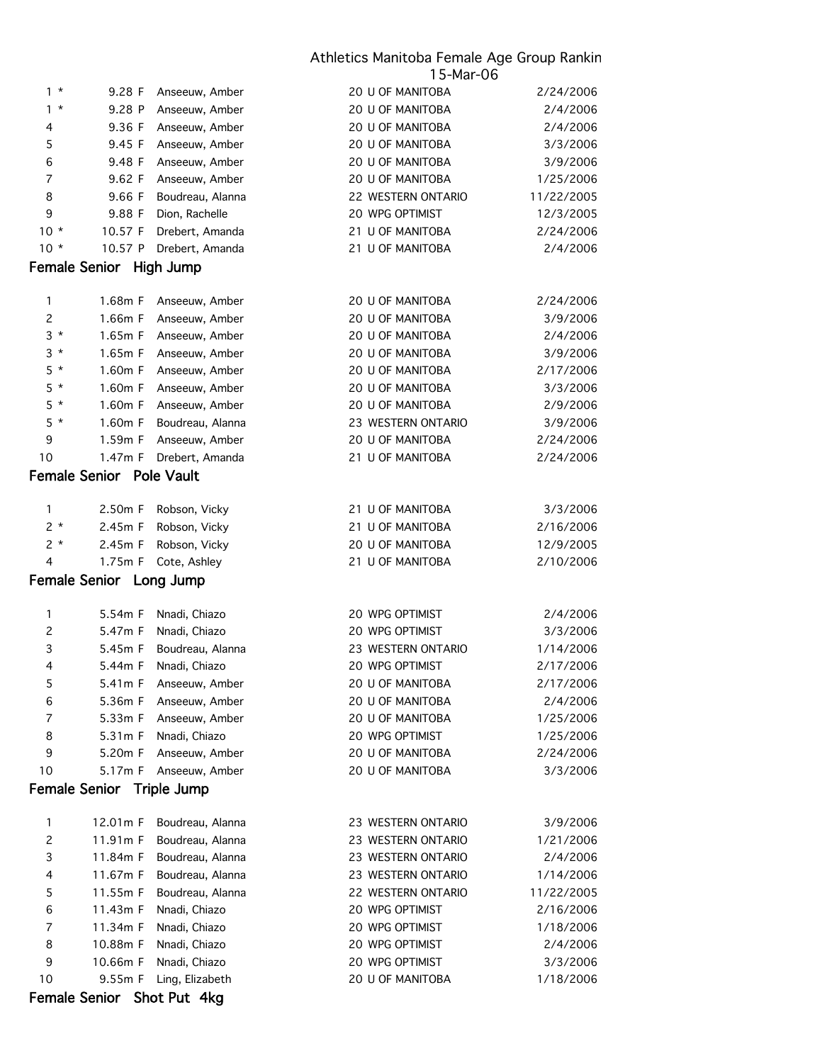Athletics Manitoba Female Age Group Rankin
15-Mar-06

| | | | | | |
|---|---|---|---|---|---|
| 1 * | 9.28 F | Anseeuw, Amber | 20 | U OF MANITOBA | 2/24/2006 |
| 1 * | 9.28 P | Anseeuw, Amber | 20 | U OF MANITOBA | 2/4/2006 |
| 4 | 9.36 F | Anseeuw, Amber | 20 | U OF MANITOBA | 2/4/2006 |
| 5 | 9.45 F | Anseeuw, Amber | 20 | U OF MANITOBA | 3/3/2006 |
| 6 | 9.48 F | Anseeuw, Amber | 20 | U OF MANITOBA | 3/9/2006 |
| 7 | 9.62 F | Anseeuw, Amber | 20 | U OF MANITOBA | 1/25/2006 |
| 8 | 9.66 F | Boudreau, Alanna | 22 | WESTERN ONTARIO | 11/22/2005 |
| 9 | 9.88 F | Dion, Rachelle | 20 | WPG OPTIMIST | 12/3/2005 |
| 10 * | 10.57 F | Drebert, Amanda | 21 | U OF MANITOBA | 2/24/2006 |
| 10 * | 10.57 P | Drebert, Amanda | 21 | U OF MANITOBA | 2/4/2006 |

## Female Senior High Jump

| | | | | | |
|---|---|---|---|---|---|
| 1 | 1.68m F | Anseeuw, Amber | 20 | U OF MANITOBA | 2/24/2006 |
| 2 | 1.66m F | Anseeuw, Amber | 20 | U OF MANITOBA | 3/9/2006 |
| 3 * | 1.65m F | Anseeuw, Amber | 20 | U OF MANITOBA | 2/4/2006 |
| 3 * | 1.65m F | Anseeuw, Amber | 20 | U OF MANITOBA | 3/9/2006 |
| 5 * | 1.60m F | Anseeuw, Amber | 20 | U OF MANITOBA | 2/17/2006 |
| 5 * | 1.60m F | Anseeuw, Amber | 20 | U OF MANITOBA | 3/3/2006 |
| 5 * | 1.60m F | Anseeuw, Amber | 20 | U OF MANITOBA | 2/9/2006 |
| 5 * | 1.60m F | Boudreau, Alanna | 23 | WESTERN ONTARIO | 3/9/2006 |
| 9 | 1.59m F | Anseeuw, Amber | 20 | U OF MANITOBA | 2/24/2006 |
| 10 | 1.47m F | Drebert, Amanda | 21 | U OF MANITOBA | 2/24/2006 |

## Female Senior Pole Vault

| | | | | | |
|---|---|---|---|---|---|
| 1 | 2.50m F | Robson, Vicky | 21 | U OF MANITOBA | 3/3/2006 |
| 2 * | 2.45m F | Robson, Vicky | 21 | U OF MANITOBA | 2/16/2006 |
| 2 * | 2.45m F | Robson, Vicky | 20 | U OF MANITOBA | 12/9/2005 |
| 4 | 1.75m F | Cote, Ashley | 21 | U OF MANITOBA | 2/10/2006 |

## Female Senior Long Jump

| | | | | | |
|---|---|---|---|---|---|
| 1 | 5.54m F | Nnadi, Chiazo | 20 | WPG OPTIMIST | 2/4/2006 |
| 2 | 5.47m F | Nnadi, Chiazo | 20 | WPG OPTIMIST | 3/3/2006 |
| 3 | 5.45m F | Boudreau, Alanna | 23 | WESTERN ONTARIO | 1/14/2006 |
| 4 | 5.44m F | Nnadi, Chiazo | 20 | WPG OPTIMIST | 2/17/2006 |
| 5 | 5.41m F | Anseeuw, Amber | 20 | U OF MANITOBA | 2/17/2006 |
| 6 | 5.36m F | Anseeuw, Amber | 20 | U OF MANITOBA | 2/4/2006 |
| 7 | 5.33m F | Anseeuw, Amber | 20 | U OF MANITOBA | 1/25/2006 |
| 8 | 5.31m F | Nnadi, Chiazo | 20 | WPG OPTIMIST | 1/25/2006 |
| 9 | 5.20m F | Anseeuw, Amber | 20 | U OF MANITOBA | 2/24/2006 |
| 10 | 5.17m F | Anseeuw, Amber | 20 | U OF MANITOBA | 3/3/2006 |

## Female Senior Triple Jump

| | | | | | |
|---|---|---|---|---|---|
| 1 | 12.01m F | Boudreau, Alanna | 23 | WESTERN ONTARIO | 3/9/2006 |
| 2 | 11.91m F | Boudreau, Alanna | 23 | WESTERN ONTARIO | 1/21/2006 |
| 3 | 11.84m F | Boudreau, Alanna | 23 | WESTERN ONTARIO | 2/4/2006 |
| 4 | 11.67m F | Boudreau, Alanna | 23 | WESTERN ONTARIO | 1/14/2006 |
| 5 | 11.55m F | Boudreau, Alanna | 22 | WESTERN ONTARIO | 11/22/2005 |
| 6 | 11.43m F | Nnadi, Chiazo | 20 | WPG OPTIMIST | 2/16/2006 |
| 7 | 11.34m F | Nnadi, Chiazo | 20 | WPG OPTIMIST | 1/18/2006 |
| 8 | 10.88m F | Nnadi, Chiazo | 20 | WPG OPTIMIST | 2/4/2006 |
| 9 | 10.66m F | Nnadi, Chiazo | 20 | WPG OPTIMIST | 3/3/2006 |
| 10 | 9.55m F | Ling, Elizabeth | 20 | U OF MANITOBA | 1/18/2006 |

## Female Senior Shot Put 4kg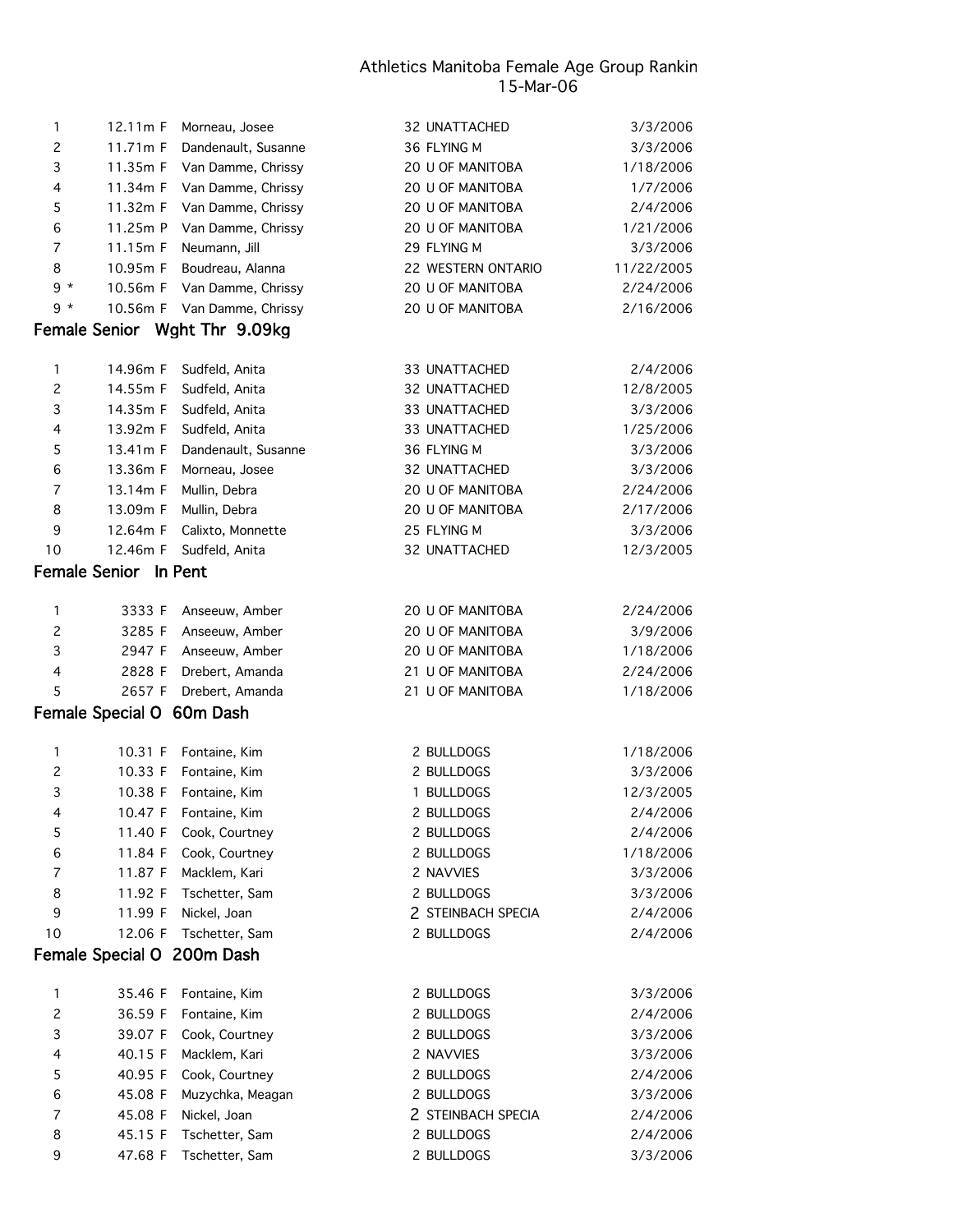# Athletics Manitoba Female Age Group Rankin
15-Mar-06

| | | | | | |
|---|---|---|---|---|---|
| 1 | 12.11m F | Morneau, Josee | 32 | UNATTACHED | 3/3/2006 |
| 2 | 11.71m F | Dandenault, Susanne | 36 | FLYING M | 3/3/2006 |
| 3 | 11.35m F | Van Damme, Chrissy | 20 | U OF MANITOBA | 1/18/2006 |
| 4 | 11.34m F | Van Damme, Chrissy | 20 | U OF MANITOBA | 1/7/2006 |
| 5 | 11.32m F | Van Damme, Chrissy | 20 | U OF MANITOBA | 2/4/2006 |
| 6 | 11.25m P | Van Damme, Chrissy | 20 | U OF MANITOBA | 1/21/2006 |
| 7 | 11.15m F | Neumann, Jill | 29 | FLYING M | 3/3/2006 |
| 8 | 10.95m F | Boudreau, Alanna | 22 | WESTERN ONTARIO | 11/22/2005 |
| 9 * | 10.56m F | Van Damme, Chrissy | 20 | U OF MANITOBA | 2/24/2006 |
| 9 * | 10.56m F | Van Damme, Chrissy | 20 | U OF MANITOBA | 2/16/2006 |

## Female Senior Wght Thr 9.09kg

| | | | | | |
|---|---|---|---|---|---|
| 1 | 14.96m F | Sudfeld, Anita | 33 | UNATTACHED | 2/4/2006 |
| 2 | 14.55m F | Sudfeld, Anita | 32 | UNATTACHED | 12/8/2005 |
| 3 | 14.35m F | Sudfeld, Anita | 33 | UNATTACHED | 3/3/2006 |
| 4 | 13.92m F | Sudfeld, Anita | 33 | UNATTACHED | 1/25/2006 |
| 5 | 13.41m F | Dandenault, Susanne | 36 | FLYING M | 3/3/2006 |
| 6 | 13.36m F | Morneau, Josee | 32 | UNATTACHED | 3/3/2006 |
| 7 | 13.14m F | Mullin, Debra | 20 | U OF MANITOBA | 2/24/2006 |
| 8 | 13.09m F | Mullin, Debra | 20 | U OF MANITOBA | 2/17/2006 |
| 9 | 12.64m F | Calixto, Monnette | 25 | FLYING M | 3/3/2006 |
| 10 | 12.46m F | Sudfeld, Anita | 32 | UNATTACHED | 12/3/2005 |

## Female Senior In Pent

| | | | | | |
|---|---|---|---|---|---|
| 1 | 3333 F | Anseeuw, Amber | 20 | U OF MANITOBA | 2/24/2006 |
| 2 | 3285 F | Anseeuw, Amber | 20 | U OF MANITOBA | 3/9/2006 |
| 3 | 2947 F | Anseeuw, Amber | 20 | U OF MANITOBA | 1/18/2006 |
| 4 | 2828 F | Drebert, Amanda | 21 | U OF MANITOBA | 2/24/2006 |
| 5 | 2657 F | Drebert, Amanda | 21 | U OF MANITOBA | 1/18/2006 |

## Female Special O 60m Dash

| | | | | | |
|---|---|---|---|---|---|
| 1 | 10.31 F | Fontaine, Kim | 2 | BULLDOGS | 1/18/2006 |
| 2 | 10.33 F | Fontaine, Kim | 2 | BULLDOGS | 3/3/2006 |
| 3 | 10.38 F | Fontaine, Kim | 1 | BULLDOGS | 12/3/2005 |
| 4 | 10.47 F | Fontaine, Kim | 2 | BULLDOGS | 2/4/2006 |
| 5 | 11.40 F | Cook, Courtney | 2 | BULLDOGS | 2/4/2006 |
| 6 | 11.84 F | Cook, Courtney | 2 | BULLDOGS | 1/18/2006 |
| 7 | 11.87 F | Macklem, Kari | 2 | NAVVIES | 3/3/2006 |
| 8 | 11.92 F | Tschetter, Sam | 2 | BULLDOGS | 3/3/2006 |
| 9 | 11.99 F | Nickel, Joan | 2 | STEINBACH SPECIA | 2/4/2006 |
| 10 | 12.06 F | Tschetter, Sam | 2 | BULLDOGS | 2/4/2006 |

## Female Special O 200m Dash

| | | | | | |
|---|---|---|---|---|---|
| 1 | 35.46 F | Fontaine, Kim | 2 | BULLDOGS | 3/3/2006 |
| 2 | 36.59 F | Fontaine, Kim | 2 | BULLDOGS | 2/4/2006 |
| 3 | 39.07 F | Cook, Courtney | 2 | BULLDOGS | 3/3/2006 |
| 4 | 40.15 F | Macklem, Kari | 2 | NAVVIES | 3/3/2006 |
| 5 | 40.95 F | Cook, Courtney | 2 | BULLDOGS | 2/4/2006 |
| 6 | 45.08 F | Muzychka, Meagan | 2 | BULLDOGS | 3/3/2006 |
| 7 | 45.08 F | Nickel, Joan | 2 | STEINBACH SPECIA | 2/4/2006 |
| 8 | 45.15 F | Tschetter, Sam | 2 | BULLDOGS | 2/4/2006 |
| 9 | 47.68 F | Tschetter, Sam | 2 | BULLDOGS | 3/3/2006 |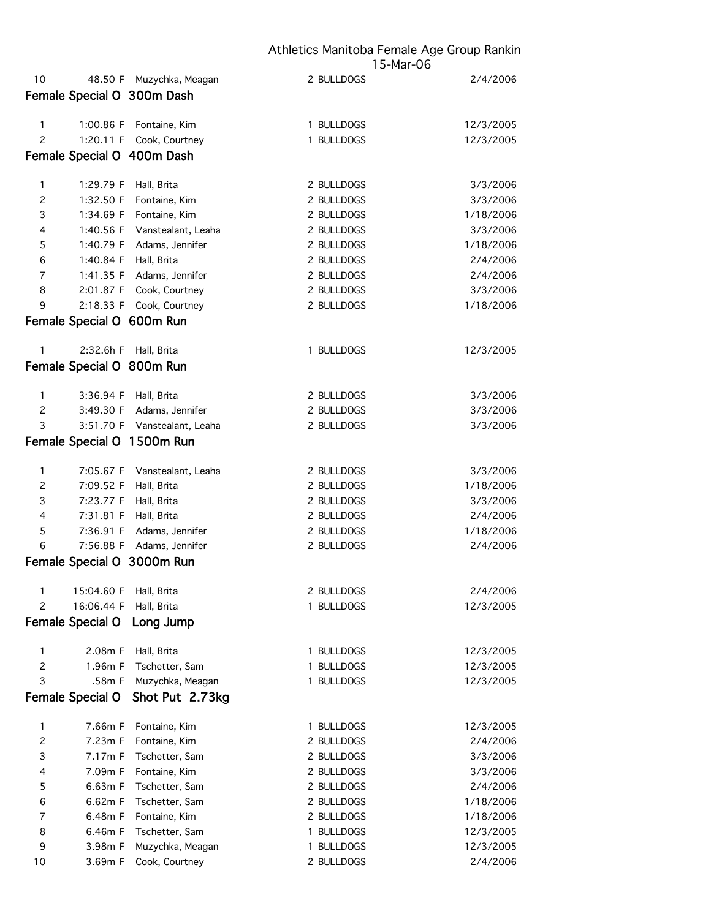| 10 | 48.50 F | Muzychka, Meagan | 2 BULLDOGS | 2/4/2006 |
|---|---|---|---|---|

## Female Special O 300m Dash

| | | | | |
|---|---|---|---|---|
| 1 | 1:00.86 F | Fontaine, Kim | 1 BULLDOGS | 12/3/2005 |
| 2 | 1:20.11 F | Cook, Courtney | 1 BULLDOGS | 12/3/2005 |

## Female Special O 400m Dash

| | | | | |
|---|---|---|---|---|
| 1 | 1:29.79 F | Hall, Brita | 2 BULLDOGS | 3/3/2006 |
| 2 | 1:32.50 F | Fontaine, Kim | 2 BULLDOGS | 3/3/2006 |
| 3 | 1:34.69 F | Fontaine, Kim | 2 BULLDOGS | 1/18/2006 |
| 4 | 1:40.56 F | Vanstealant, Leaha | 2 BULLDOGS | 3/3/2006 |
| 5 | 1:40.79 F | Adams, Jennifer | 2 BULLDOGS | 1/18/2006 |
| 6 | 1:40.84 F | Hall, Brita | 2 BULLDOGS | 2/4/2006 |
| 7 | 1:41.35 F | Adams, Jennifer | 2 BULLDOGS | 2/4/2006 |
| 8 | 2:01.87 F | Cook, Courtney | 2 BULLDOGS | 3/3/2006 |
| 9 | 2:18.33 F | Cook, Courtney | 2 BULLDOGS | 1/18/2006 |

## Female Special O 600m Run

| | | | | |
|---|---|---|---|---|
| 1 | 2:32.6h F | Hall, Brita | 1 BULLDOGS | 12/3/2005 |

## Female Special O 800m Run

| | | | | |
|---|---|---|---|---|
| 1 | 3:36.94 F | Hall, Brita | 2 BULLDOGS | 3/3/2006 |
| 2 | 3:49.30 F | Adams, Jennifer | 2 BULLDOGS | 3/3/2006 |
| 3 | 3:51.70 F | Vanstealant, Leaha | 2 BULLDOGS | 3/3/2006 |

## Female Special O 1500m Run

| | | | | |
|---|---|---|---|---|
| 1 | 7:05.67 F | Vanstealant, Leaha | 2 BULLDOGS | 3/3/2006 |
| 2 | 7:09.52 F | Hall, Brita | 2 BULLDOGS | 1/18/2006 |
| 3 | 7:23.77 F | Hall, Brita | 2 BULLDOGS | 3/3/2006 |
| 4 | 7:31.81 F | Hall, Brita | 2 BULLDOGS | 2/4/2006 |
| 5 | 7:36.91 F | Adams, Jennifer | 2 BULLDOGS | 1/18/2006 |
| 6 | 7:56.88 F | Adams, Jennifer | 2 BULLDOGS | 2/4/2006 |

## Female Special O 3000m Run

| | | | | |
|---|---|---|---|---|
| 1 | 15:04.60 F | Hall, Brita | 2 BULLDOGS | 2/4/2006 |
| 2 | 16:06.44 F | Hall, Brita | 1 BULLDOGS | 12/3/2005 |

## Female Special O Long Jump

| | | | | |
|---|---|---|---|---|
| 1 | 2.08m F | Hall, Brita | 1 BULLDOGS | 12/3/2005 |
| 2 | 1.96m F | Tschetter, Sam | 1 BULLDOGS | 12/3/2005 |
| 3 | .58m F | Muzychka, Meagan | 1 BULLDOGS | 12/3/2005 |

## Female Special O Shot Put 2.73kg

| | | | | |
|---|---|---|---|---|
| 1 | 7.66m F | Fontaine, Kim | 1 BULLDOGS | 12/3/2005 |
| 2 | 7.23m F | Fontaine, Kim | 2 BULLDOGS | 2/4/2006 |
| 3 | 7.17m F | Tschetter, Sam | 2 BULLDOGS | 3/3/2006 |
| 4 | 7.09m F | Fontaine, Kim | 2 BULLDOGS | 3/3/2006 |
| 5 | 6.63m F | Tschetter, Sam | 2 BULLDOGS | 2/4/2006 |
| 6 | 6.62m F | Tschetter, Sam | 2 BULLDOGS | 1/18/2006 |
| 7 | 6.48m F | Fontaine, Kim | 2 BULLDOGS | 1/18/2006 |
| 8 | 6.46m F | Tschetter, Sam | 1 BULLDOGS | 12/3/2005 |
| 9 | 3.98m F | Muzychka, Meagan | 1 BULLDOGS | 12/3/2005 |
| 10 | 3.69m F | Cook, Courtney | 2 BULLDOGS | 2/4/2006 |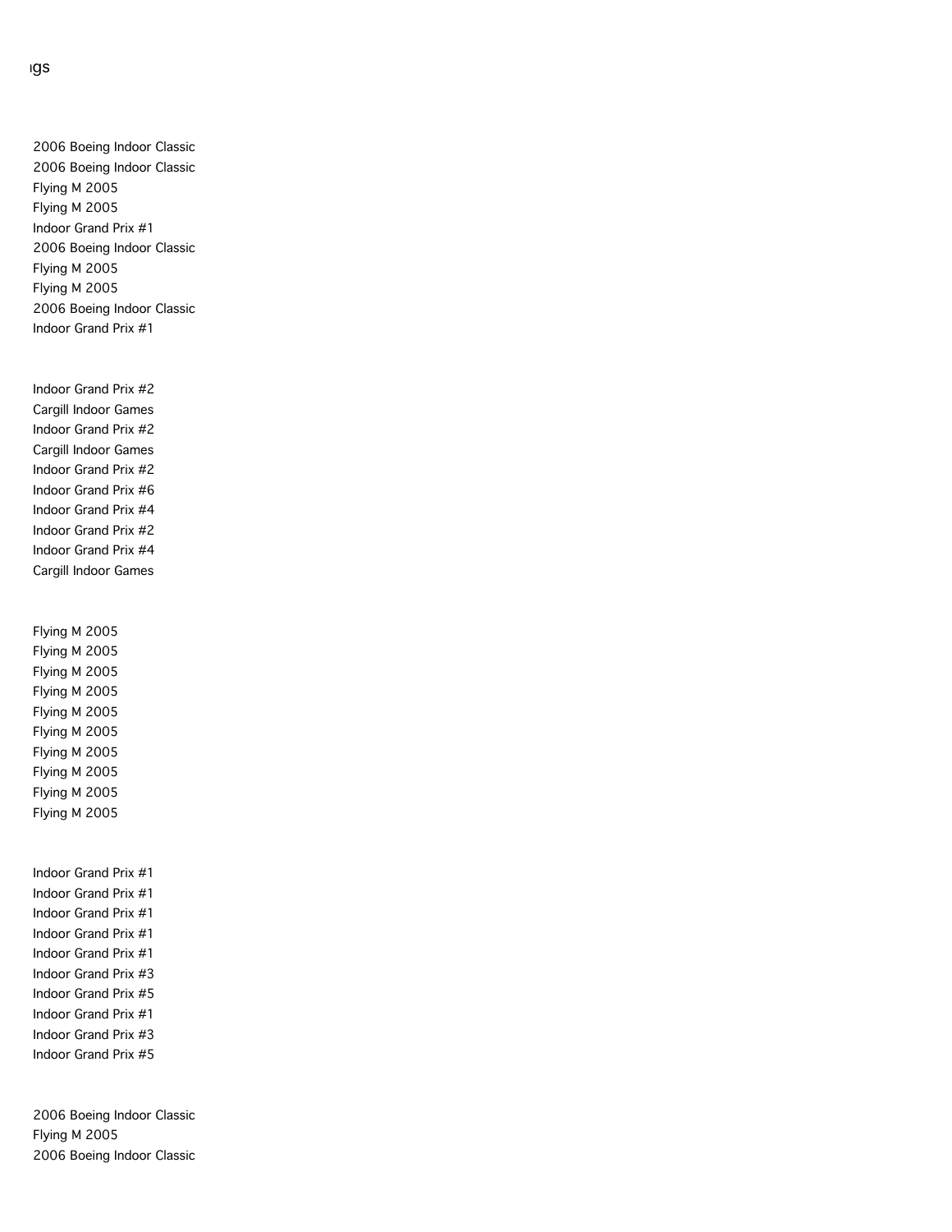ıgs

2006 Boeing Indoor Classic
2006 Boeing Indoor Classic
Flying M 2005
Flying M 2005
Indoor Grand Prix #1
2006 Boeing Indoor Classic
Flying M 2005
Flying M 2005
2006 Boeing Indoor Classic
Indoor Grand Prix #1

Indoor Grand Prix #2
Cargill Indoor Games
Indoor Grand Prix #2
Cargill Indoor Games
Indoor Grand Prix #2
Indoor Grand Prix #6
Indoor Grand Prix #4
Indoor Grand Prix #2
Indoor Grand Prix #4
Cargill Indoor Games

Flying M 2005
Flying M 2005
Flying M 2005
Flying M 2005
Flying M 2005
Flying M 2005
Flying M 2005
Flying M 2005
Flying M 2005
Flying M 2005

Indoor Grand Prix #1
Indoor Grand Prix #1
Indoor Grand Prix #1
Indoor Grand Prix #1
Indoor Grand Prix #1
Indoor Grand Prix #3
Indoor Grand Prix #5
Indoor Grand Prix #1
Indoor Grand Prix #3
Indoor Grand Prix #5

2006 Boeing Indoor Classic
Flying M 2005
2006 Boeing Indoor Classic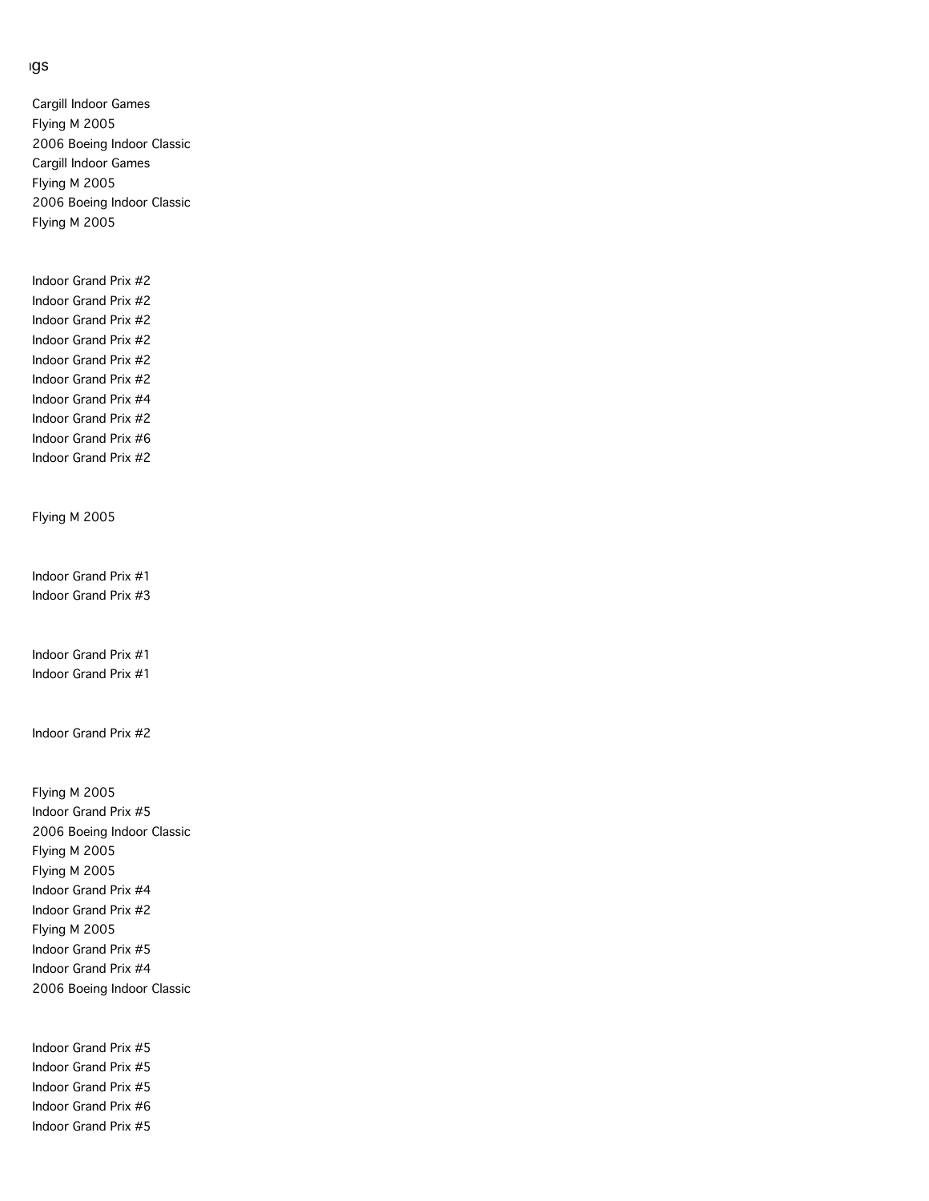ıgs

Cargill Indoor Games
Flying M 2005
2006 Boeing Indoor Classic
Cargill Indoor Games
Flying M 2005
2006 Boeing Indoor Classic
Flying M 2005

Indoor Grand Prix #2
Indoor Grand Prix #2
Indoor Grand Prix #2
Indoor Grand Prix #2
Indoor Grand Prix #2
Indoor Grand Prix #2
Indoor Grand Prix #4
Indoor Grand Prix #2
Indoor Grand Prix #6
Indoor Grand Prix #2

Flying M 2005

Indoor Grand Prix #1
Indoor Grand Prix #3

Indoor Grand Prix #1
Indoor Grand Prix #1

Indoor Grand Prix #2

Flying M 2005
Indoor Grand Prix #5
2006 Boeing Indoor Classic
Flying M 2005
Flying M 2005
Indoor Grand Prix #4
Indoor Grand Prix #2
Flying M 2005
Indoor Grand Prix #5
Indoor Grand Prix #4
2006 Boeing Indoor Classic

Indoor Grand Prix #5
Indoor Grand Prix #5
Indoor Grand Prix #5
Indoor Grand Prix #6
Indoor Grand Prix #5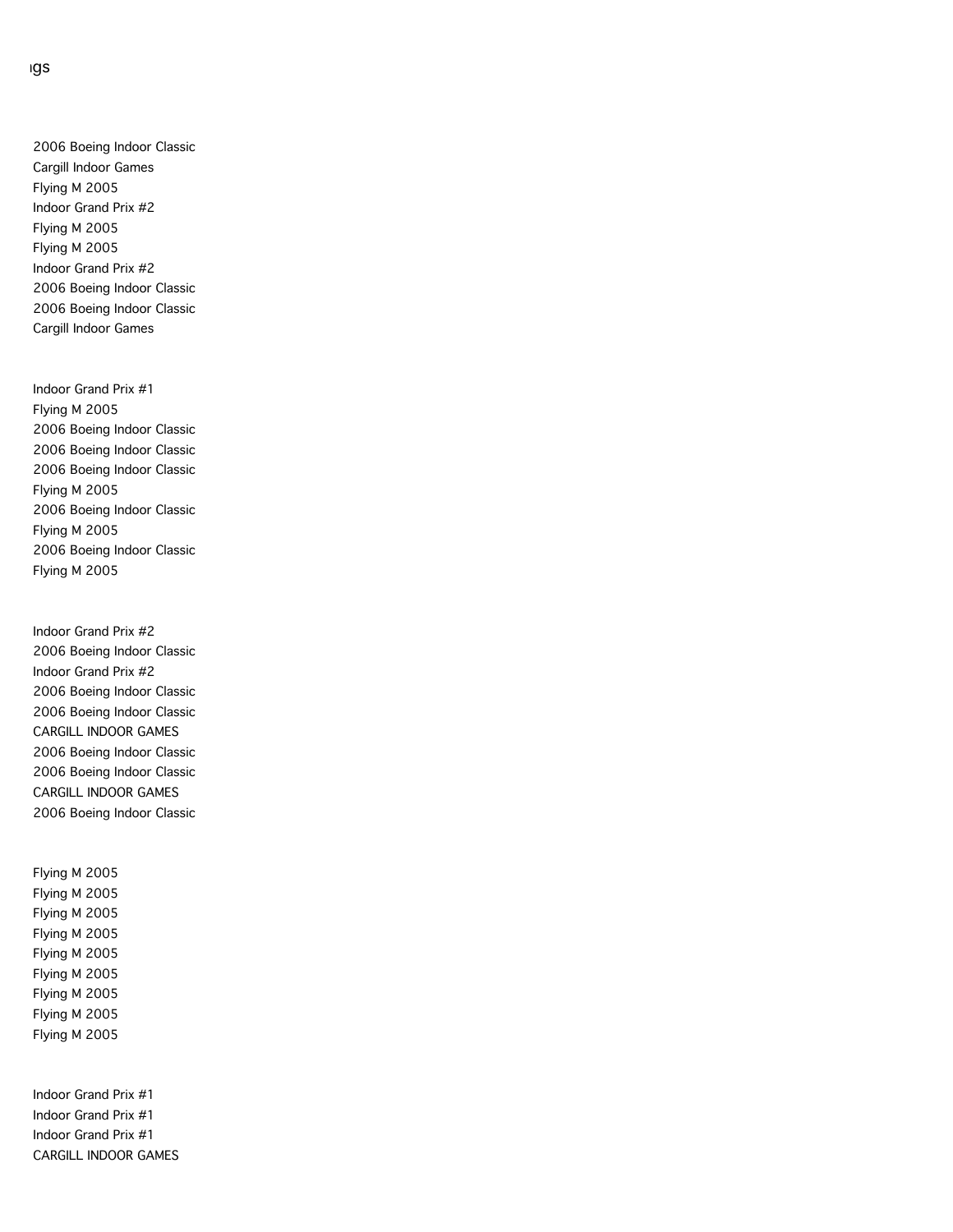ıgs

2006 Boeing Indoor Classic
Cargill Indoor Games
Flying M 2005
Indoor Grand Prix #2
Flying M 2005
Flying M 2005
Indoor Grand Prix #2
2006 Boeing Indoor Classic
2006 Boeing Indoor Classic
Cargill Indoor Games

Indoor Grand Prix #1
Flying M 2005
2006 Boeing Indoor Classic
2006 Boeing Indoor Classic
2006 Boeing Indoor Classic
Flying M 2005
2006 Boeing Indoor Classic
Flying M 2005
2006 Boeing Indoor Classic
Flying M 2005

Indoor Grand Prix #2
2006 Boeing Indoor Classic
Indoor Grand Prix #2
2006 Boeing Indoor Classic
2006 Boeing Indoor Classic
CARGILL INDOOR GAMES
2006 Boeing Indoor Classic
2006 Boeing Indoor Classic
CARGILL INDOOR GAMES
2006 Boeing Indoor Classic

Flying M 2005
Flying M 2005
Flying M 2005
Flying M 2005
Flying M 2005
Flying M 2005
Flying M 2005
Flying M 2005
Flying M 2005

Indoor Grand Prix #1
Indoor Grand Prix #1
Indoor Grand Prix #1
CARGILL INDOOR GAMES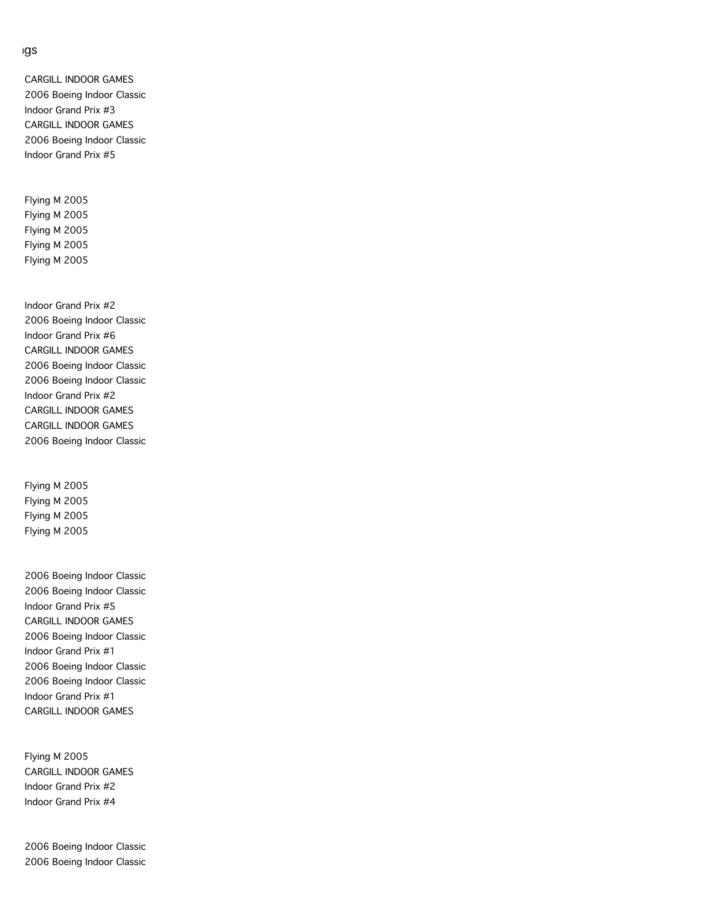ıgs

CARGILL INDOOR GAMES
2006 Boeing Indoor Classic
Indoor Grand Prix #3
CARGILL INDOOR GAMES
2006 Boeing Indoor Classic
Indoor Grand Prix #5

Flying M 2005
Flying M 2005
Flying M 2005
Flying M 2005
Flying M 2005

Indoor Grand Prix #2
2006 Boeing Indoor Classic
Indoor Grand Prix #6
CARGILL INDOOR GAMES
2006 Boeing Indoor Classic
2006 Boeing Indoor Classic
Indoor Grand Prix #2
CARGILL INDOOR GAMES
CARGILL INDOOR GAMES
2006 Boeing Indoor Classic

Flying M 2005
Flying M 2005
Flying M 2005
Flying M 2005

2006 Boeing Indoor Classic
2006 Boeing Indoor Classic
Indoor Grand Prix #5
CARGILL INDOOR GAMES
2006 Boeing Indoor Classic
Indoor Grand Prix #1
2006 Boeing Indoor Classic
2006 Boeing Indoor Classic
Indoor Grand Prix #1
CARGILL INDOOR GAMES

Flying M 2005
CARGILL INDOOR GAMES
Indoor Grand Prix #2
Indoor Grand Prix #4

2006 Boeing Indoor Classic
2006 Boeing Indoor Classic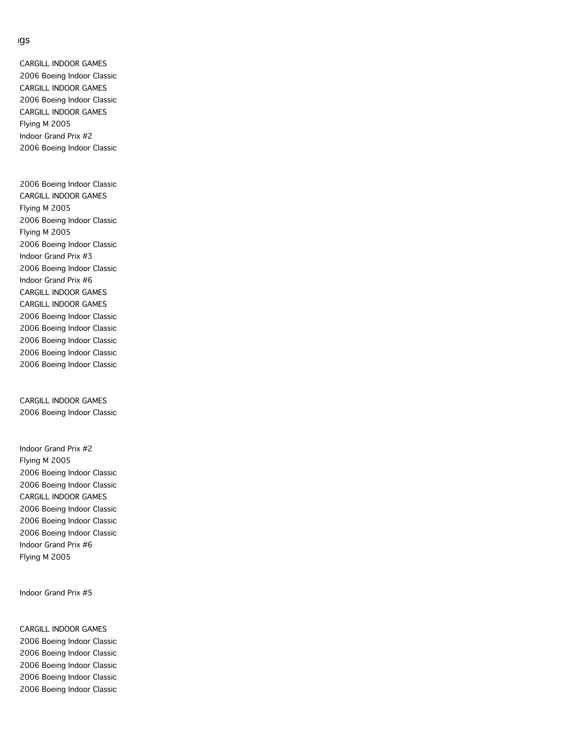ıgs

CARGILL INDOOR GAMES
2006 Boeing Indoor Classic
CARGILL INDOOR GAMES
2006 Boeing Indoor Classic
CARGILL INDOOR GAMES
Flying M 2005
Indoor Grand Prix #2
2006 Boeing Indoor Classic

2006 Boeing Indoor Classic
CARGILL INDOOR GAMES
Flying M 2005
2006 Boeing Indoor Classic
Flying M 2005
2006 Boeing Indoor Classic
Indoor Grand Prix #3
2006 Boeing Indoor Classic
Indoor Grand Prix #6
CARGILL INDOOR GAMES
CARGILL INDOOR GAMES
2006 Boeing Indoor Classic
2006 Boeing Indoor Classic
2006 Boeing Indoor Classic
2006 Boeing Indoor Classic
2006 Boeing Indoor Classic

CARGILL INDOOR GAMES
2006 Boeing Indoor Classic

Indoor Grand Prix #2
Flying M 2005
2006 Boeing Indoor Classic
2006 Boeing Indoor Classic
CARGILL INDOOR GAMES
2006 Boeing Indoor Classic
2006 Boeing Indoor Classic
2006 Boeing Indoor Classic
Indoor Grand Prix #6
Flying M 2005

Indoor Grand Prix #5

CARGILL INDOOR GAMES
2006 Boeing Indoor Classic
2006 Boeing Indoor Classic
2006 Boeing Indoor Classic
2006 Boeing Indoor Classic
2006 Boeing Indoor Classic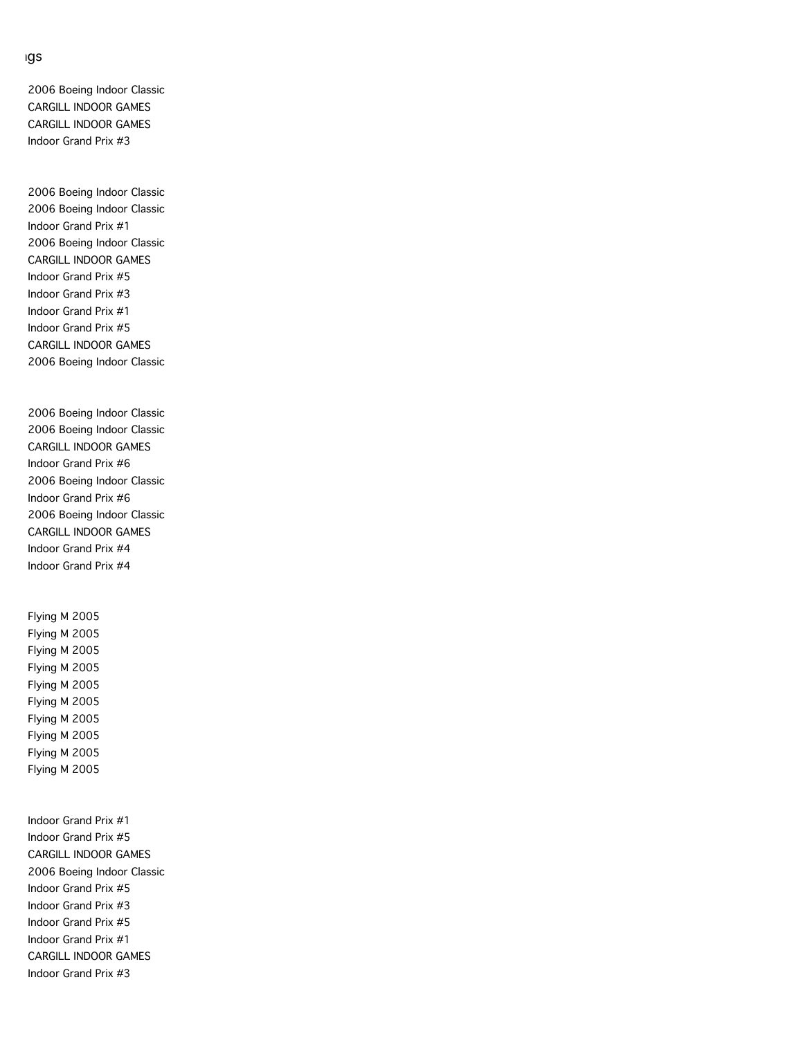ıgs

2006 Boeing Indoor Classic
CARGILL INDOOR GAMES
CARGILL INDOOR GAMES
Indoor Grand Prix #3

2006 Boeing Indoor Classic
2006 Boeing Indoor Classic
Indoor Grand Prix #1
2006 Boeing Indoor Classic
CARGILL INDOOR GAMES
Indoor Grand Prix #5
Indoor Grand Prix #3
Indoor Grand Prix #1
Indoor Grand Prix #5
CARGILL INDOOR GAMES
2006 Boeing Indoor Classic

2006 Boeing Indoor Classic
2006 Boeing Indoor Classic
CARGILL INDOOR GAMES
Indoor Grand Prix #6
2006 Boeing Indoor Classic
Indoor Grand Prix #6
2006 Boeing Indoor Classic
CARGILL INDOOR GAMES
Indoor Grand Prix #4
Indoor Grand Prix #4

Flying M 2005
Flying M 2005
Flying M 2005
Flying M 2005
Flying M 2005
Flying M 2005
Flying M 2005
Flying M 2005
Flying M 2005
Flying M 2005

Indoor Grand Prix #1
Indoor Grand Prix #5
CARGILL INDOOR GAMES
2006 Boeing Indoor Classic
Indoor Grand Prix #5
Indoor Grand Prix #3
Indoor Grand Prix #5
Indoor Grand Prix #1
CARGILL INDOOR GAMES
Indoor Grand Prix #3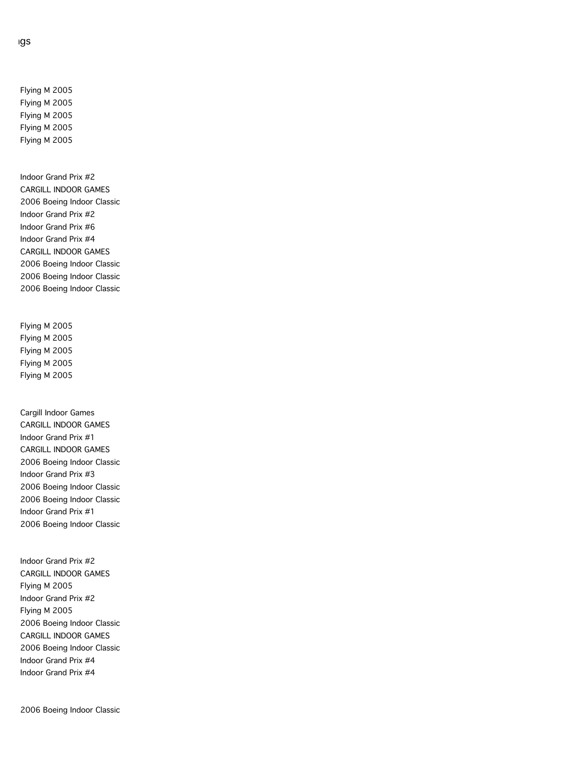ıgs

Flying M 2005
Flying M 2005
Flying M 2005
Flying M 2005
Flying M 2005

Indoor Grand Prix #2
CARGILL INDOOR GAMES
2006 Boeing Indoor Classic
Indoor Grand Prix #2
Indoor Grand Prix #6
Indoor Grand Prix #4
CARGILL INDOOR GAMES
2006 Boeing Indoor Classic
2006 Boeing Indoor Classic
2006 Boeing Indoor Classic

Flying M 2005
Flying M 2005
Flying M 2005
Flying M 2005
Flying M 2005

Cargill Indoor Games
CARGILL INDOOR GAMES
Indoor Grand Prix #1
CARGILL INDOOR GAMES
2006 Boeing Indoor Classic
Indoor Grand Prix #3
2006 Boeing Indoor Classic
2006 Boeing Indoor Classic
Indoor Grand Prix #1
2006 Boeing Indoor Classic

Indoor Grand Prix #2
CARGILL INDOOR GAMES
Flying M 2005
Indoor Grand Prix #2
Flying M 2005
2006 Boeing Indoor Classic
CARGILL INDOOR GAMES
2006 Boeing Indoor Classic
Indoor Grand Prix #4
Indoor Grand Prix #4

2006 Boeing Indoor Classic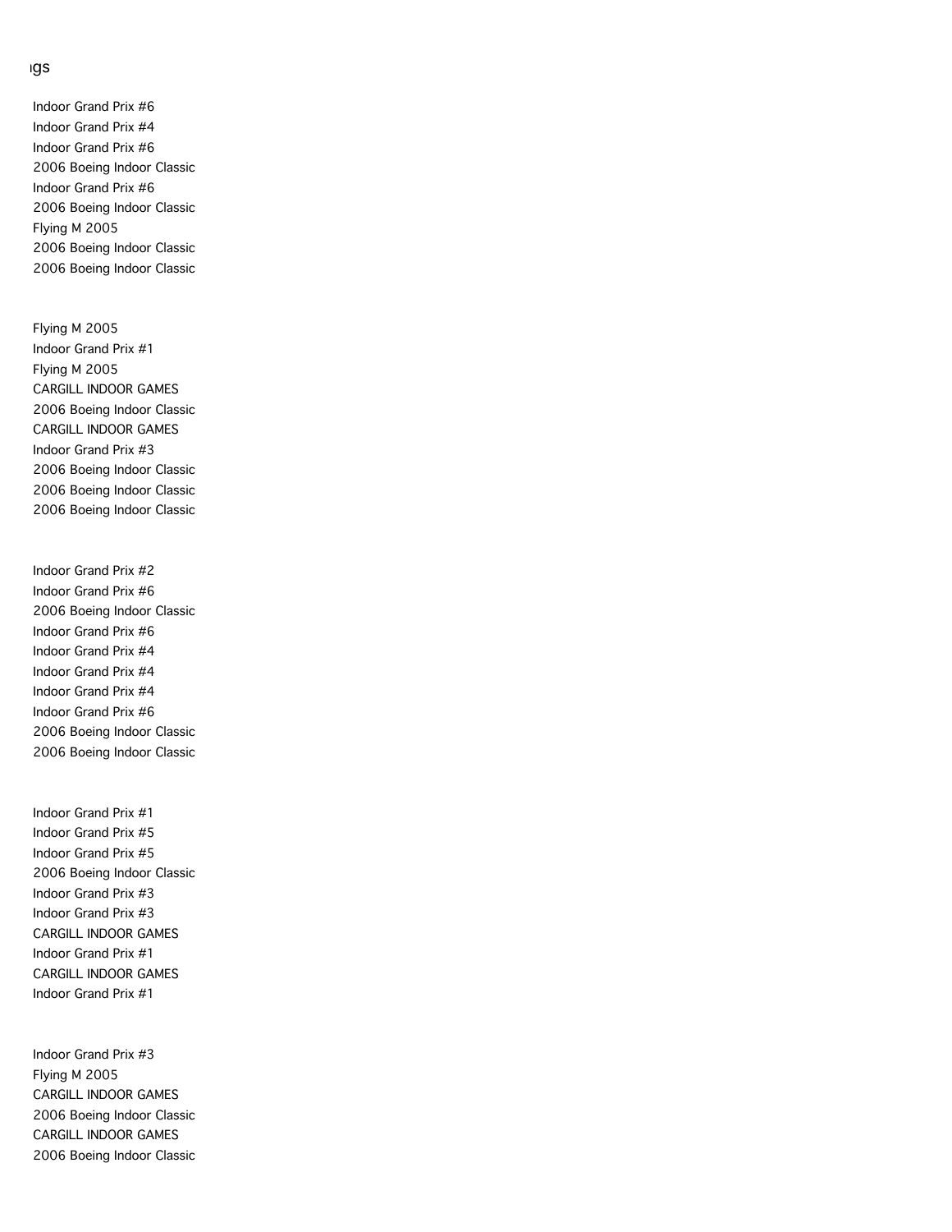ıgs

Indoor Grand Prix #6
Indoor Grand Prix #4
Indoor Grand Prix #6
2006 Boeing Indoor Classic
Indoor Grand Prix #6
2006 Boeing Indoor Classic
Flying M 2005
2006 Boeing Indoor Classic
2006 Boeing Indoor Classic

Flying M 2005
Indoor Grand Prix #1
Flying M 2005
CARGILL INDOOR GAMES
2006 Boeing Indoor Classic
CARGILL INDOOR GAMES
Indoor Grand Prix #3
2006 Boeing Indoor Classic
2006 Boeing Indoor Classic
2006 Boeing Indoor Classic

Indoor Grand Prix #2
Indoor Grand Prix #6
2006 Boeing Indoor Classic
Indoor Grand Prix #6
Indoor Grand Prix #4
Indoor Grand Prix #4
Indoor Grand Prix #4
Indoor Grand Prix #6
2006 Boeing Indoor Classic
2006 Boeing Indoor Classic

Indoor Grand Prix #1
Indoor Grand Prix #5
Indoor Grand Prix #5
2006 Boeing Indoor Classic
Indoor Grand Prix #3
Indoor Grand Prix #3
CARGILL INDOOR GAMES
Indoor Grand Prix #1
CARGILL INDOOR GAMES
Indoor Grand Prix #1

Indoor Grand Prix #3
Flying M 2005
CARGILL INDOOR GAMES
2006 Boeing Indoor Classic
CARGILL INDOOR GAMES
2006 Boeing Indoor Classic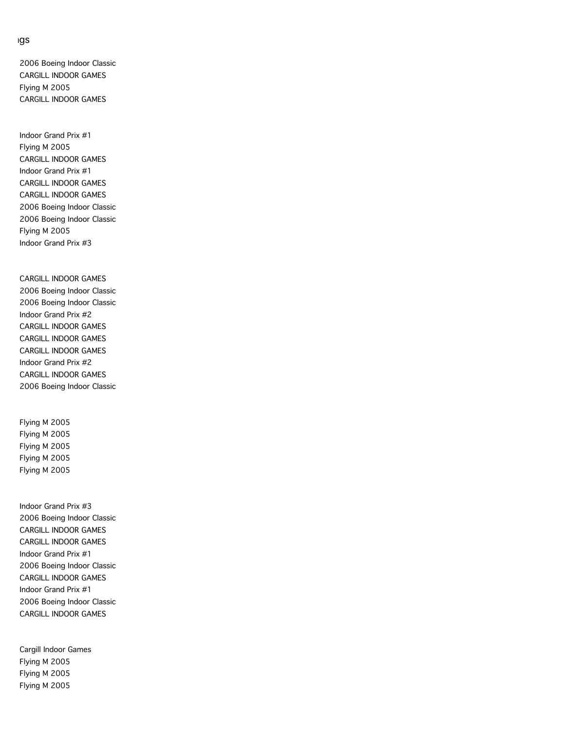ıgs

2006 Boeing Indoor Classic
CARGILL INDOOR GAMES
Flying M 2005
CARGILL INDOOR GAMES

Indoor Grand Prix #1
Flying M 2005
CARGILL INDOOR GAMES
Indoor Grand Prix #1
CARGILL INDOOR GAMES
CARGILL INDOOR GAMES
2006 Boeing Indoor Classic
2006 Boeing Indoor Classic
Flying M 2005
Indoor Grand Prix #3

CARGILL INDOOR GAMES
2006 Boeing Indoor Classic
2006 Boeing Indoor Classic
Indoor Grand Prix #2
CARGILL INDOOR GAMES
CARGILL INDOOR GAMES
CARGILL INDOOR GAMES
Indoor Grand Prix #2
CARGILL INDOOR GAMES
2006 Boeing Indoor Classic

Flying M 2005
Flying M 2005
Flying M 2005
Flying M 2005
Flying M 2005

Indoor Grand Prix #3
2006 Boeing Indoor Classic
CARGILL INDOOR GAMES
CARGILL INDOOR GAMES
Indoor Grand Prix #1
2006 Boeing Indoor Classic
CARGILL INDOOR GAMES
Indoor Grand Prix #1
2006 Boeing Indoor Classic
CARGILL INDOOR GAMES

Cargill Indoor Games
Flying M 2005
Flying M 2005
Flying M 2005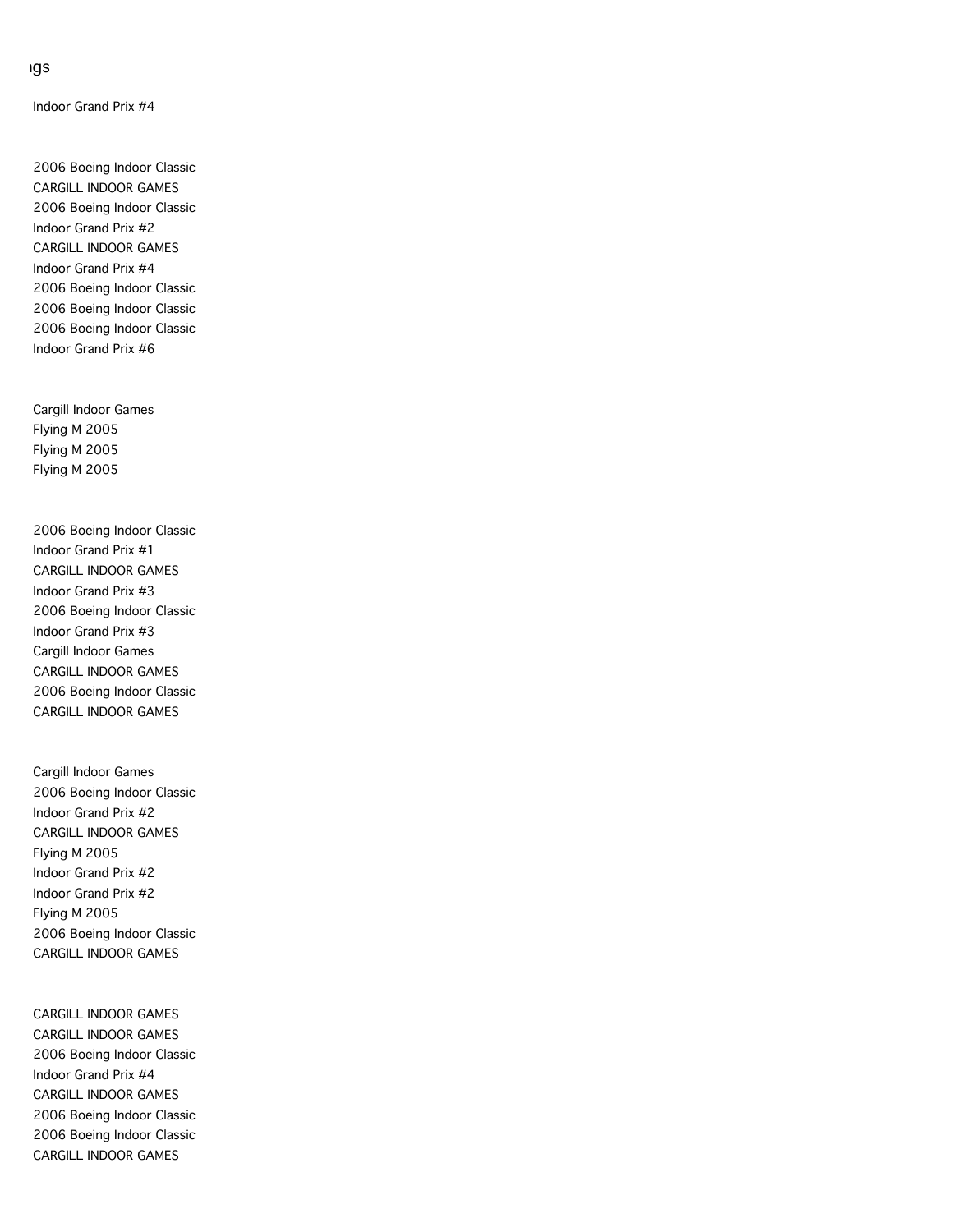ıgs

Indoor Grand Prix #4

2006 Boeing Indoor Classic
CARGILL INDOOR GAMES
2006 Boeing Indoor Classic
Indoor Grand Prix #2
CARGILL INDOOR GAMES
Indoor Grand Prix #4
2006 Boeing Indoor Classic
2006 Boeing Indoor Classic
2006 Boeing Indoor Classic
Indoor Grand Prix #6

Cargill Indoor Games
Flying M 2005
Flying M 2005
Flying M 2005

2006 Boeing Indoor Classic
Indoor Grand Prix #1
CARGILL INDOOR GAMES
Indoor Grand Prix #3
2006 Boeing Indoor Classic
Indoor Grand Prix #3
Cargill Indoor Games
CARGILL INDOOR GAMES
2006 Boeing Indoor Classic
CARGILL INDOOR GAMES

Cargill Indoor Games
2006 Boeing Indoor Classic
Indoor Grand Prix #2
CARGILL INDOOR GAMES
Flying M 2005
Indoor Grand Prix #2
Indoor Grand Prix #2
Flying M 2005
2006 Boeing Indoor Classic
CARGILL INDOOR GAMES

CARGILL INDOOR GAMES
CARGILL INDOOR GAMES
2006 Boeing Indoor Classic
Indoor Grand Prix #4
CARGILL INDOOR GAMES
2006 Boeing Indoor Classic
2006 Boeing Indoor Classic
CARGILL INDOOR GAMES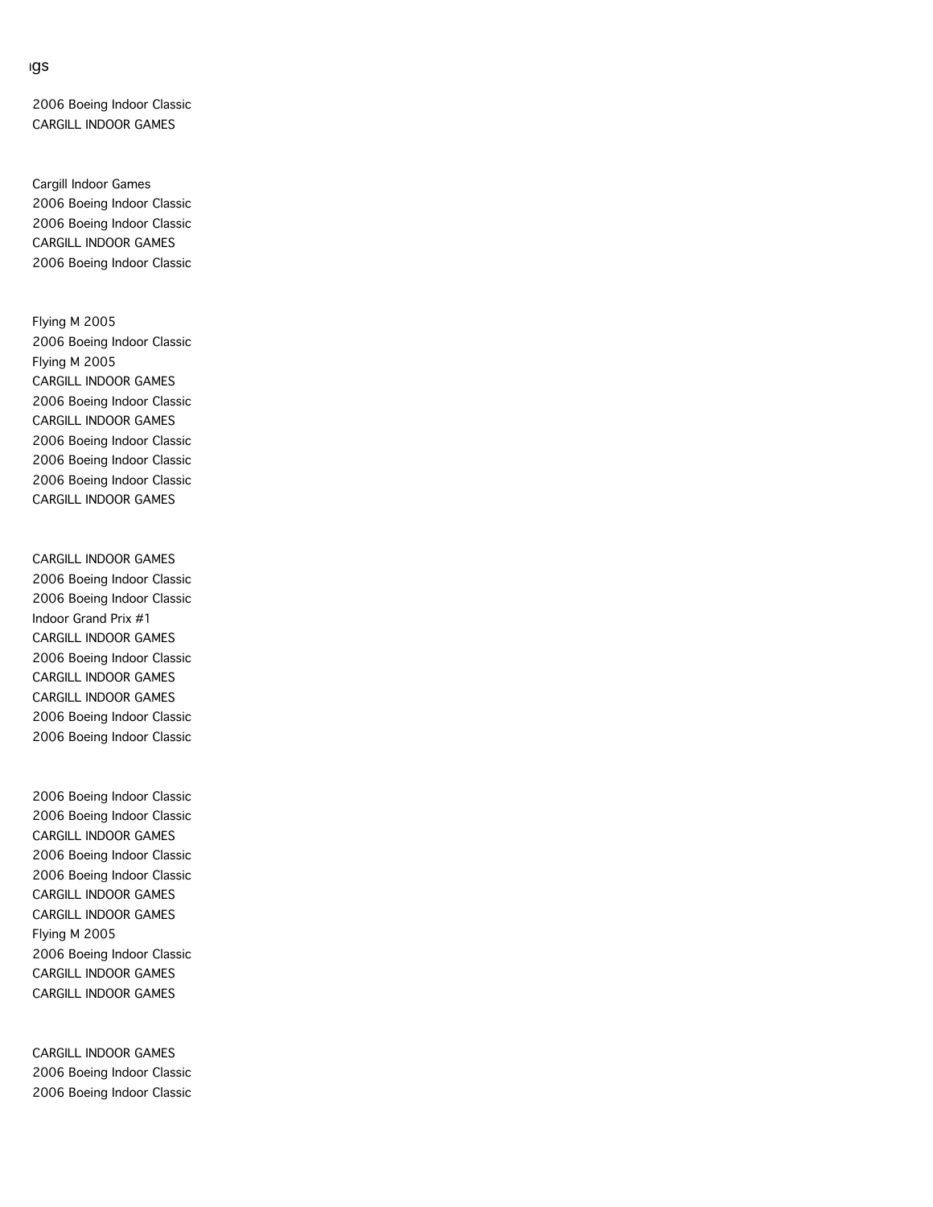ıgs

2006 Boeing Indoor Classic
CARGILL INDOOR GAMES

Cargill Indoor Games
2006 Boeing Indoor Classic
2006 Boeing Indoor Classic
CARGILL INDOOR GAMES
2006 Boeing Indoor Classic

Flying M 2005
2006 Boeing Indoor Classic
Flying M 2005
CARGILL INDOOR GAMES
2006 Boeing Indoor Classic
CARGILL INDOOR GAMES
2006 Boeing Indoor Classic
2006 Boeing Indoor Classic
2006 Boeing Indoor Classic
CARGILL INDOOR GAMES

CARGILL INDOOR GAMES
2006 Boeing Indoor Classic
2006 Boeing Indoor Classic
Indoor Grand Prix #1
CARGILL INDOOR GAMES
2006 Boeing Indoor Classic
CARGILL INDOOR GAMES
CARGILL INDOOR GAMES
2006 Boeing Indoor Classic
2006 Boeing Indoor Classic

2006 Boeing Indoor Classic
2006 Boeing Indoor Classic
CARGILL INDOOR GAMES
2006 Boeing Indoor Classic
2006 Boeing Indoor Classic
CARGILL INDOOR GAMES
CARGILL INDOOR GAMES
Flying M 2005
2006 Boeing Indoor Classic
CARGILL INDOOR GAMES
CARGILL INDOOR GAMES

CARGILL INDOOR GAMES
2006 Boeing Indoor Classic
2006 Boeing Indoor Classic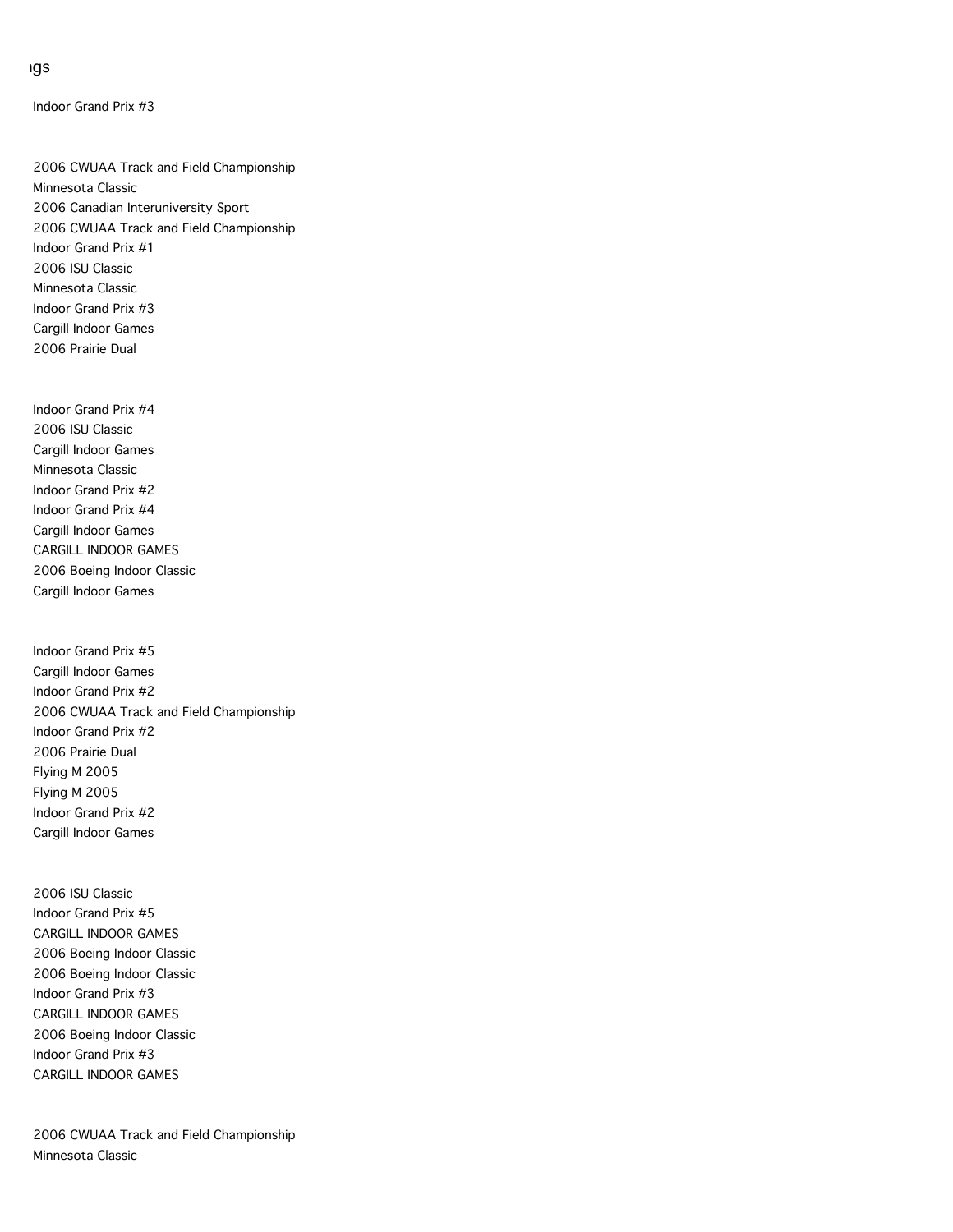ıgs

Indoor Grand Prix #3

2006 CWUAA Track and Field Championship
Minnesota Classic
2006 Canadian Interuniversity Sport
2006 CWUAA Track and Field Championship
Indoor Grand Prix #1
2006 ISU Classic
Minnesota Classic
Indoor Grand Prix #3
Cargill Indoor Games
2006 Prairie Dual

Indoor Grand Prix #4
2006 ISU Classic
Cargill Indoor Games
Minnesota Classic
Indoor Grand Prix #2
Indoor Grand Prix #4
Cargill Indoor Games
CARGILL INDOOR GAMES
2006 Boeing Indoor Classic
Cargill Indoor Games

Indoor Grand Prix #5
Cargill Indoor Games
Indoor Grand Prix #2
2006 CWUAA Track and Field Championship
Indoor Grand Prix #2
2006 Prairie Dual
Flying M 2005
Flying M 2005
Indoor Grand Prix #2
Cargill Indoor Games

2006 ISU Classic
Indoor Grand Prix #5
CARGILL INDOOR GAMES
2006 Boeing Indoor Classic
2006 Boeing Indoor Classic
Indoor Grand Prix #3
CARGILL INDOOR GAMES
2006 Boeing Indoor Classic
Indoor Grand Prix #3
CARGILL INDOOR GAMES

2006 CWUAA Track and Field Championship
Minnesota Classic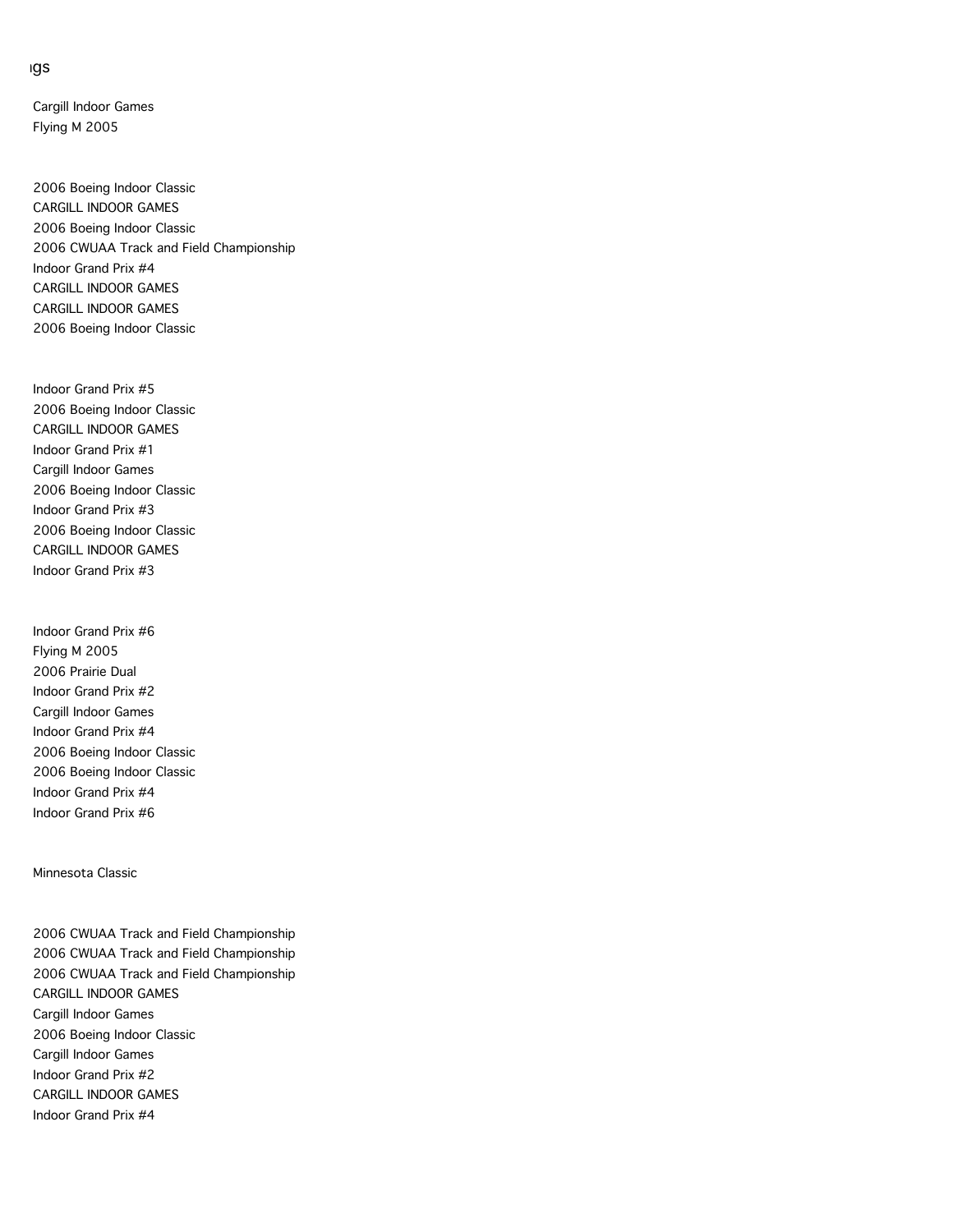ıgs

Cargill Indoor Games
Flying M 2005

2006 Boeing Indoor Classic
CARGILL INDOOR GAMES
2006 Boeing Indoor Classic
2006 CWUAA Track and Field Championship
Indoor Grand Prix #4
CARGILL INDOOR GAMES
CARGILL INDOOR GAMES
2006 Boeing Indoor Classic

Indoor Grand Prix #5
2006 Boeing Indoor Classic
CARGILL INDOOR GAMES
Indoor Grand Prix #1
Cargill Indoor Games
2006 Boeing Indoor Classic
Indoor Grand Prix #3
2006 Boeing Indoor Classic
CARGILL INDOOR GAMES
Indoor Grand Prix #3

Indoor Grand Prix #6
Flying M 2005
2006 Prairie Dual
Indoor Grand Prix #2
Cargill Indoor Games
Indoor Grand Prix #4
2006 Boeing Indoor Classic
2006 Boeing Indoor Classic
Indoor Grand Prix #4
Indoor Grand Prix #6

Minnesota Classic

2006 CWUAA Track and Field Championship
2006 CWUAA Track and Field Championship
2006 CWUAA Track and Field Championship
CARGILL INDOOR GAMES
Cargill Indoor Games
2006 Boeing Indoor Classic
Cargill Indoor Games
Indoor Grand Prix #2
CARGILL INDOOR GAMES
Indoor Grand Prix #4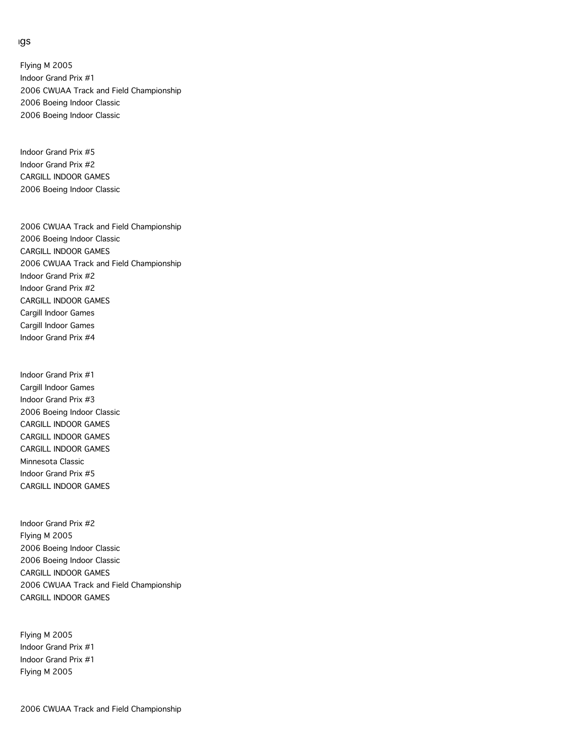ıgs

Flying M 2005
Indoor Grand Prix #1
2006 CWUAA Track and Field Championship
2006 Boeing Indoor Classic
2006 Boeing Indoor Classic

Indoor Grand Prix #5
Indoor Grand Prix #2
CARGILL INDOOR GAMES
2006 Boeing Indoor Classic

2006 CWUAA Track and Field Championship
2006 Boeing Indoor Classic
CARGILL INDOOR GAMES
2006 CWUAA Track and Field Championship
Indoor Grand Prix #2
Indoor Grand Prix #2
CARGILL INDOOR GAMES
Cargill Indoor Games
Cargill Indoor Games
Indoor Grand Prix #4

Indoor Grand Prix #1
Cargill Indoor Games
Indoor Grand Prix #3
2006 Boeing Indoor Classic
CARGILL INDOOR GAMES
CARGILL INDOOR GAMES
CARGILL INDOOR GAMES
Minnesota Classic
Indoor Grand Prix #5
CARGILL INDOOR GAMES

Indoor Grand Prix #2
Flying M 2005
2006 Boeing Indoor Classic
2006 Boeing Indoor Classic
CARGILL INDOOR GAMES
2006 CWUAA Track and Field Championship
CARGILL INDOOR GAMES

Flying M 2005
Indoor Grand Prix #1
Indoor Grand Prix #1
Flying M 2005

2006 CWUAA Track and Field Championship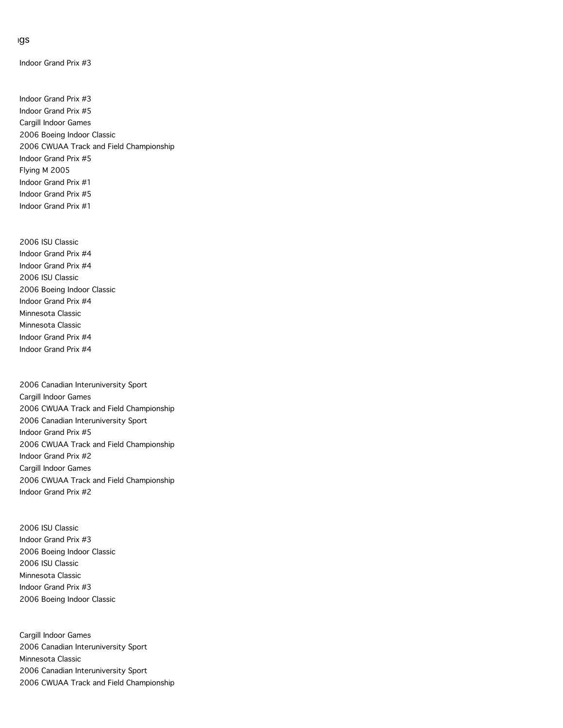ıgs

Indoor Grand Prix #3

Indoor Grand Prix #3
Indoor Grand Prix #5
Cargill Indoor Games
2006 Boeing Indoor Classic
2006 CWUAA Track and Field Championship
Indoor Grand Prix #5
Flying M 2005
Indoor Grand Prix #1
Indoor Grand Prix #5
Indoor Grand Prix #1

2006 ISU Classic
Indoor Grand Prix #4
Indoor Grand Prix #4
2006 ISU Classic
2006 Boeing Indoor Classic
Indoor Grand Prix #4
Minnesota Classic
Minnesota Classic
Indoor Grand Prix #4
Indoor Grand Prix #4

2006 Canadian Interuniversity Sport
Cargill Indoor Games
2006 CWUAA Track and Field Championship
2006 Canadian Interuniversity Sport
Indoor Grand Prix #5
2006 CWUAA Track and Field Championship
Indoor Grand Prix #2
Cargill Indoor Games
2006 CWUAA Track and Field Championship
Indoor Grand Prix #2

2006 ISU Classic
Indoor Grand Prix #3
2006 Boeing Indoor Classic
2006 ISU Classic
Minnesota Classic
Indoor Grand Prix #3
2006 Boeing Indoor Classic

Cargill Indoor Games
2006 Canadian Interuniversity Sport
Minnesota Classic
2006 Canadian Interuniversity Sport
2006 CWUAA Track and Field Championship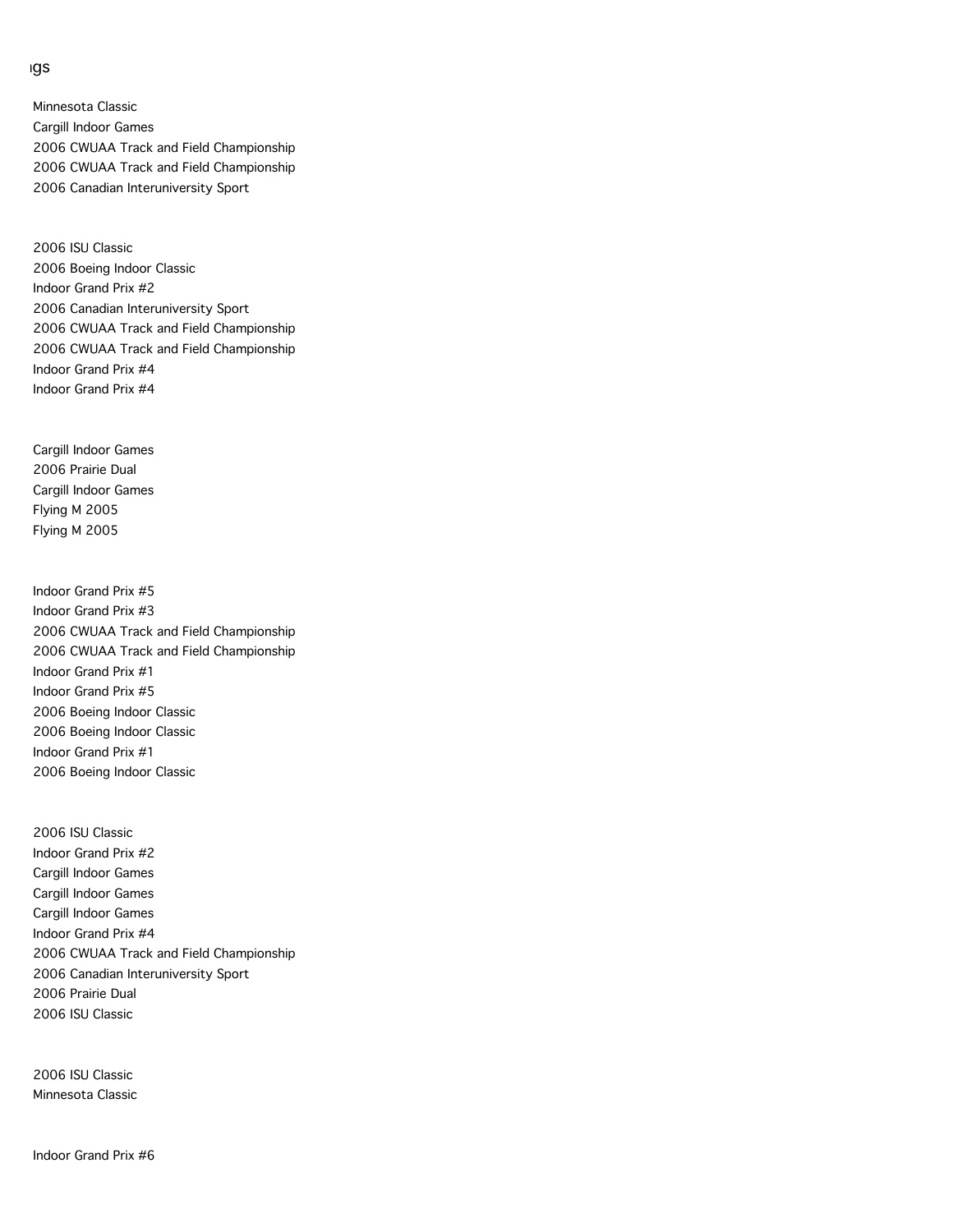ıgs

Minnesota Classic
Cargill Indoor Games
2006 CWUAA Track and Field Championship
2006 CWUAA Track and Field Championship
2006 Canadian Interuniversity Sport

2006 ISU Classic
2006 Boeing Indoor Classic
Indoor Grand Prix #2
2006 Canadian Interuniversity Sport
2006 CWUAA Track and Field Championship
2006 CWUAA Track and Field Championship
Indoor Grand Prix #4
Indoor Grand Prix #4

Cargill Indoor Games
2006 Prairie Dual
Cargill Indoor Games
Flying M 2005
Flying M 2005

Indoor Grand Prix #5
Indoor Grand Prix #3
2006 CWUAA Track and Field Championship
2006 CWUAA Track and Field Championship
Indoor Grand Prix #1
Indoor Grand Prix #5
2006 Boeing Indoor Classic
2006 Boeing Indoor Classic
Indoor Grand Prix #1
2006 Boeing Indoor Classic

2006 ISU Classic
Indoor Grand Prix #2
Cargill Indoor Games
Cargill Indoor Games
Cargill Indoor Games
Indoor Grand Prix #4
2006 CWUAA Track and Field Championship
2006 Canadian Interuniversity Sport
2006 Prairie Dual
2006 ISU Classic

2006 ISU Classic
Minnesota Classic

Indoor Grand Prix #6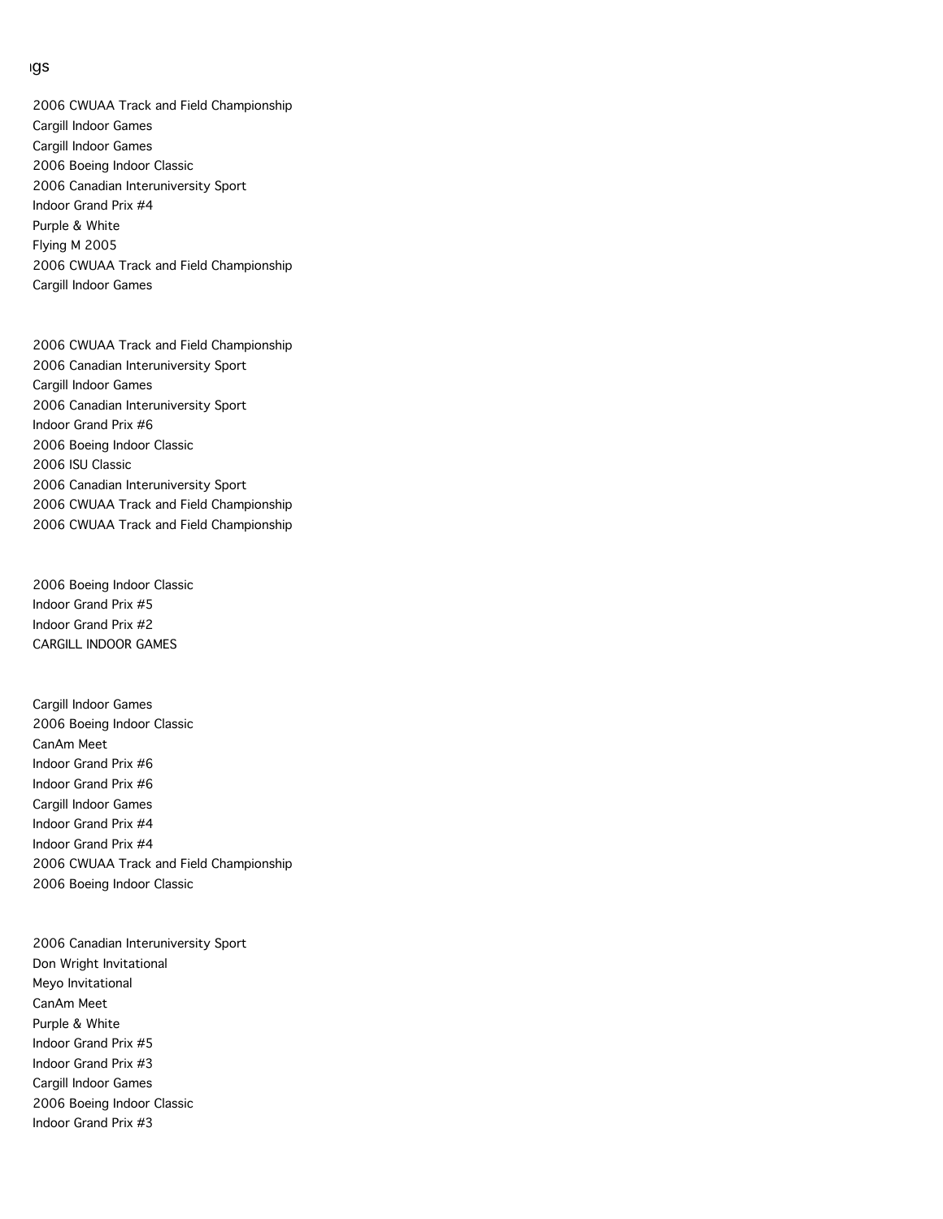ıgs

2006 CWUAA Track and Field Championship
Cargill Indoor Games
Cargill Indoor Games
2006 Boeing Indoor Classic
2006 Canadian Interuniversity Sport
Indoor Grand Prix #4
Purple & White
Flying M 2005
2006 CWUAA Track and Field Championship
Cargill Indoor Games

2006 CWUAA Track and Field Championship
2006 Canadian Interuniversity Sport
Cargill Indoor Games
2006 Canadian Interuniversity Sport
Indoor Grand Prix #6
2006 Boeing Indoor Classic
2006 ISU Classic
2006 Canadian Interuniversity Sport
2006 CWUAA Track and Field Championship
2006 CWUAA Track and Field Championship

2006 Boeing Indoor Classic
Indoor Grand Prix #5
Indoor Grand Prix #2
CARGILL INDOOR GAMES

Cargill Indoor Games
2006 Boeing Indoor Classic
CanAm Meet
Indoor Grand Prix #6
Indoor Grand Prix #6
Cargill Indoor Games
Indoor Grand Prix #4
Indoor Grand Prix #4
2006 CWUAA Track and Field Championship
2006 Boeing Indoor Classic

2006 Canadian Interuniversity Sport
Don Wright Invitational
Meyo Invitational
CanAm Meet
Purple & White
Indoor Grand Prix #5
Indoor Grand Prix #3
Cargill Indoor Games
2006 Boeing Indoor Classic
Indoor Grand Prix #3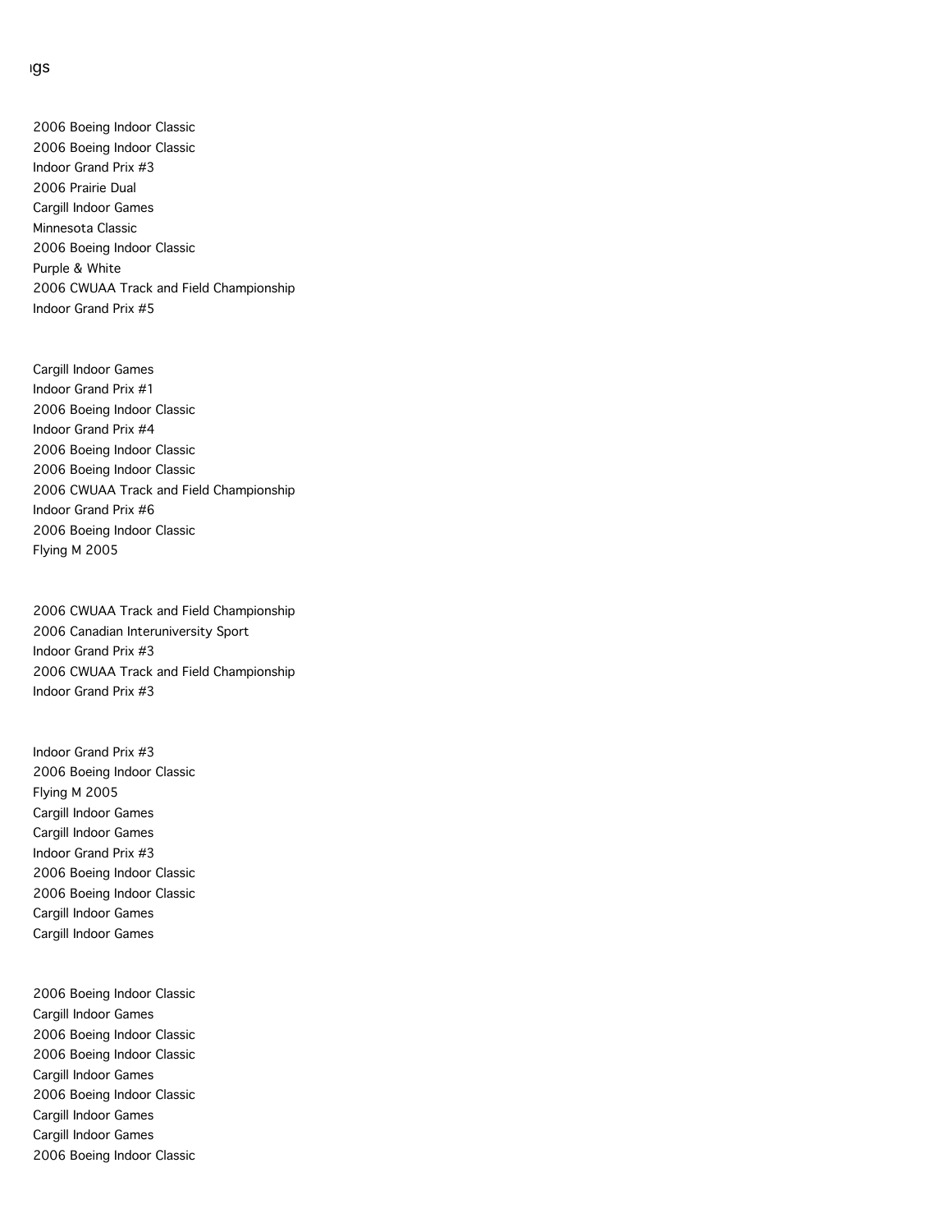ıgs

2006 Boeing Indoor Classic
2006 Boeing Indoor Classic
Indoor Grand Prix #3
2006 Prairie Dual
Cargill Indoor Games
Minnesota Classic
2006 Boeing Indoor Classic
Purple & White
2006 CWUAA Track and Field Championship
Indoor Grand Prix #5

Cargill Indoor Games
Indoor Grand Prix #1
2006 Boeing Indoor Classic
Indoor Grand Prix #4
2006 Boeing Indoor Classic
2006 Boeing Indoor Classic
2006 CWUAA Track and Field Championship
Indoor Grand Prix #6
2006 Boeing Indoor Classic
Flying M 2005

2006 CWUAA Track and Field Championship
2006 Canadian Interuniversity Sport
Indoor Grand Prix #3
2006 CWUAA Track and Field Championship
Indoor Grand Prix #3

Indoor Grand Prix #3
2006 Boeing Indoor Classic
Flying M 2005
Cargill Indoor Games
Cargill Indoor Games
Indoor Grand Prix #3
2006 Boeing Indoor Classic
2006 Boeing Indoor Classic
Cargill Indoor Games
Cargill Indoor Games

2006 Boeing Indoor Classic
Cargill Indoor Games
2006 Boeing Indoor Classic
2006 Boeing Indoor Classic
Cargill Indoor Games
2006 Boeing Indoor Classic
Cargill Indoor Games
Cargill Indoor Games
2006 Boeing Indoor Classic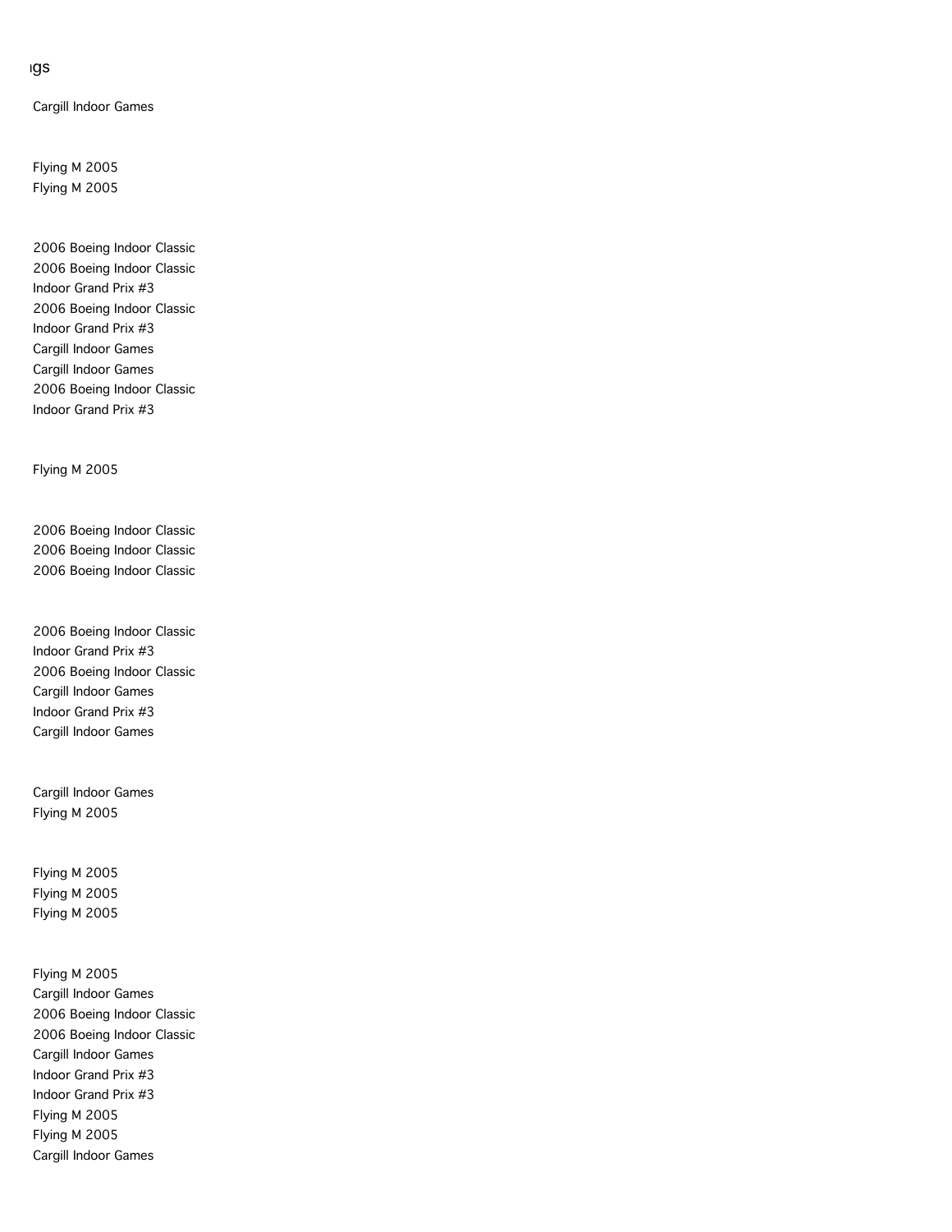ıgs

Cargill Indoor Games

Flying M 2005

Flying M 2005

2006 Boeing Indoor Classic

2006 Boeing Indoor Classic

Indoor Grand Prix #3

2006 Boeing Indoor Classic

Indoor Grand Prix #3

Cargill Indoor Games

Cargill Indoor Games

2006 Boeing Indoor Classic

Indoor Grand Prix #3

Flying M 2005

2006 Boeing Indoor Classic

2006 Boeing Indoor Classic

2006 Boeing Indoor Classic

2006 Boeing Indoor Classic

Indoor Grand Prix #3

2006 Boeing Indoor Classic

Cargill Indoor Games

Indoor Grand Prix #3

Cargill Indoor Games

Cargill Indoor Games

Flying M 2005

Flying M 2005

Flying M 2005

Flying M 2005

Flying M 2005

Cargill Indoor Games

2006 Boeing Indoor Classic

2006 Boeing Indoor Classic

Cargill Indoor Games

Indoor Grand Prix #3

Indoor Grand Prix #3

Flying M 2005

Flying M 2005

Cargill Indoor Games